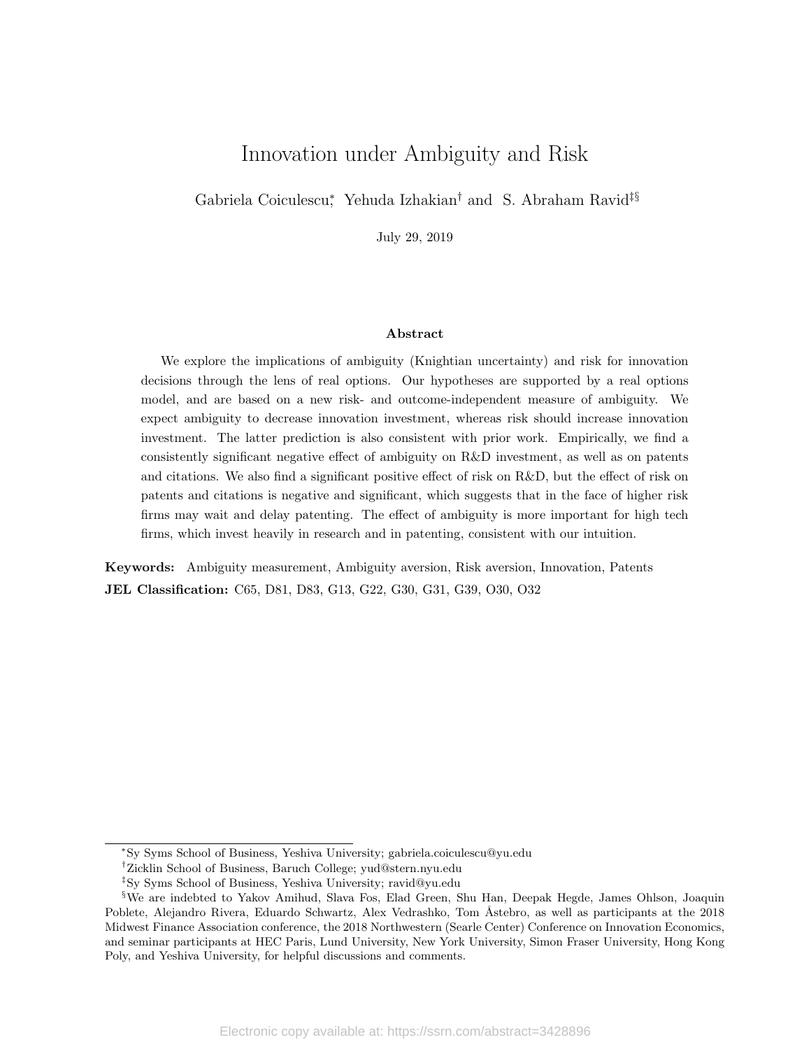# Innovation under Ambiguity and Risk

Gabriela Coiculescu[*], Yehuda Izhakian[†] and S. Abraham Ravid[‡§]

July 29, 2019

## Abstract

We explore the implications of ambiguity (Knightian uncertainty) and risk for innovation decisions through the lens of real options. Our hypotheses are supported by a real options model, and are based on a new risk- and outcome-independent measure of ambiguity. We expect ambiguity to decrease innovation investment, whereas risk should increase innovation investment. The latter prediction is also consistent with prior work. Empirically, we find a consistently significant negative effect of ambiguity on R&D investment, as well as on patents and citations. We also find a significant positive effect of risk on R&D, but the effect of risk on patents and citations is negative and significant, which suggests that in the face of higher risk firms may wait and delay patenting. The effect of ambiguity is more important for high tech firms, which invest heavily in research and in patenting, consistent with our intuition.

**Keywords:** Ambiguity measurement, Ambiguity aversion, Risk aversion, Innovation, Patents

**JEL Classification:** C65, D81, D83, G13, G22, G30, G31, G39, O30, O32

---

[*] Sy Syms School of Business, Yeshiva University; gabriela.coiculescu@yu.edu

[†] Zicklin School of Business, Baruch College; yud@stern.nyu.edu

[‡] Sy Syms School of Business, Yeshiva University; ravid@yu.edu

[§] We are indebted to Yakov Amihud, Slava Fos, Elad Green, Shu Han, Deepak Hegde, James Ohlson, Joaquin Poblete, Alejandro Rivera, Eduardo Schwartz, Alex Vedrashko, Tom Åstebro, as well as participants at the 2018 Midwest Finance Association conference, the 2018 Northwestern (Searle Center) Conference on Innovation Economics, and seminar participants at HEC Paris, Lund University, New York University, Simon Fraser University, Hong Kong Poly, and Yeshiva University, for helpful discussions and comments.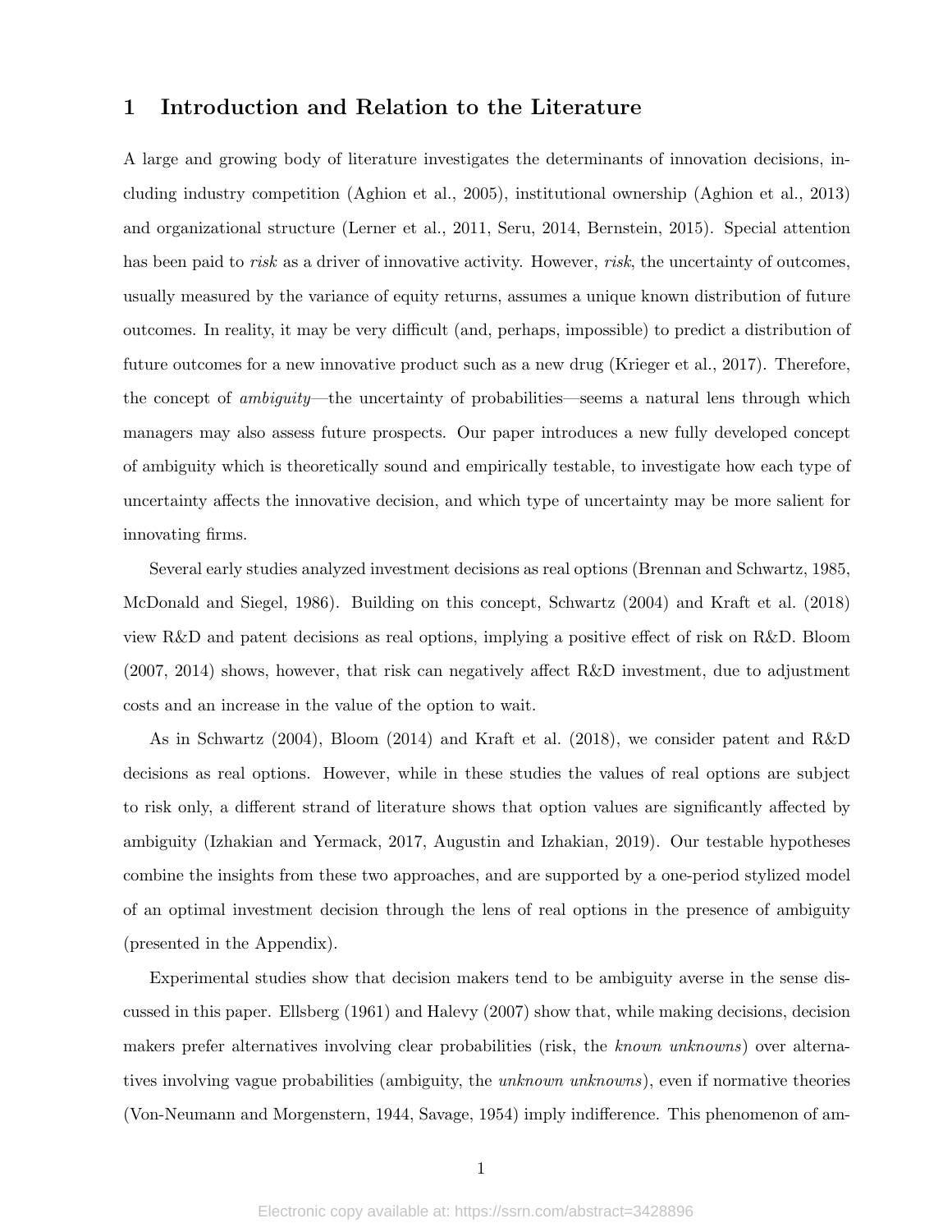# 1 Introduction and Relation to the Literature

A large and growing body of literature investigates the determinants of innovation decisions, including industry competition (Aghion et al., 2005), institutional ownership (Aghion et al., 2013) and organizational structure (Lerner et al., 2011, Seru, 2014, Bernstein, 2015). Special attention has been paid to *risk* as a driver of innovative activity. However, *risk*, the uncertainty of outcomes, usually measured by the variance of equity returns, assumes a unique known distribution of future outcomes. In reality, it may be very difficult (and, perhaps, impossible) to predict a distribution of future outcomes for a new innovative product such as a new drug (Krieger et al., 2017). Therefore, the concept of *ambiguity*—the uncertainty of probabilities—seems a natural lens through which managers may also assess future prospects. Our paper introduces a new fully developed concept of ambiguity which is theoretically sound and empirically testable, to investigate how each type of uncertainty affects the innovative decision, and which type of uncertainty may be more salient for innovating firms.

Several early studies analyzed investment decisions as real options (Brennan and Schwartz, 1985, McDonald and Siegel, 1986). Building on this concept, Schwartz (2004) and Kraft et al. (2018) view R&D and patent decisions as real options, implying a positive effect of risk on R&D. Bloom (2007, 2014) shows, however, that risk can negatively affect R&D investment, due to adjustment costs and an increase in the value of the option to wait.

As in Schwartz (2004), Bloom (2014) and Kraft et al. (2018), we consider patent and R&D decisions as real options. However, while in these studies the values of real options are subject to risk only, a different strand of literature shows that option values are significantly affected by ambiguity (Izhakian and Yermack, 2017, Augustin and Izhakian, 2019). Our testable hypotheses combine the insights from these two approaches, and are supported by a one-period stylized model of an optimal investment decision through the lens of real options in the presence of ambiguity (presented in the Appendix).

Experimental studies show that decision makers tend to be ambiguity averse in the sense discussed in this paper. Ellsberg (1961) and Halevy (2007) show that, while making decisions, decision makers prefer alternatives involving clear probabilities (risk, the *known unknowns*) over alternatives involving vague probabilities (ambiguity, the *unknown unknowns*), even if normative theories (Von-Neumann and Morgenstern, 1944, Savage, 1954) imply indifference. This phenomenon of am-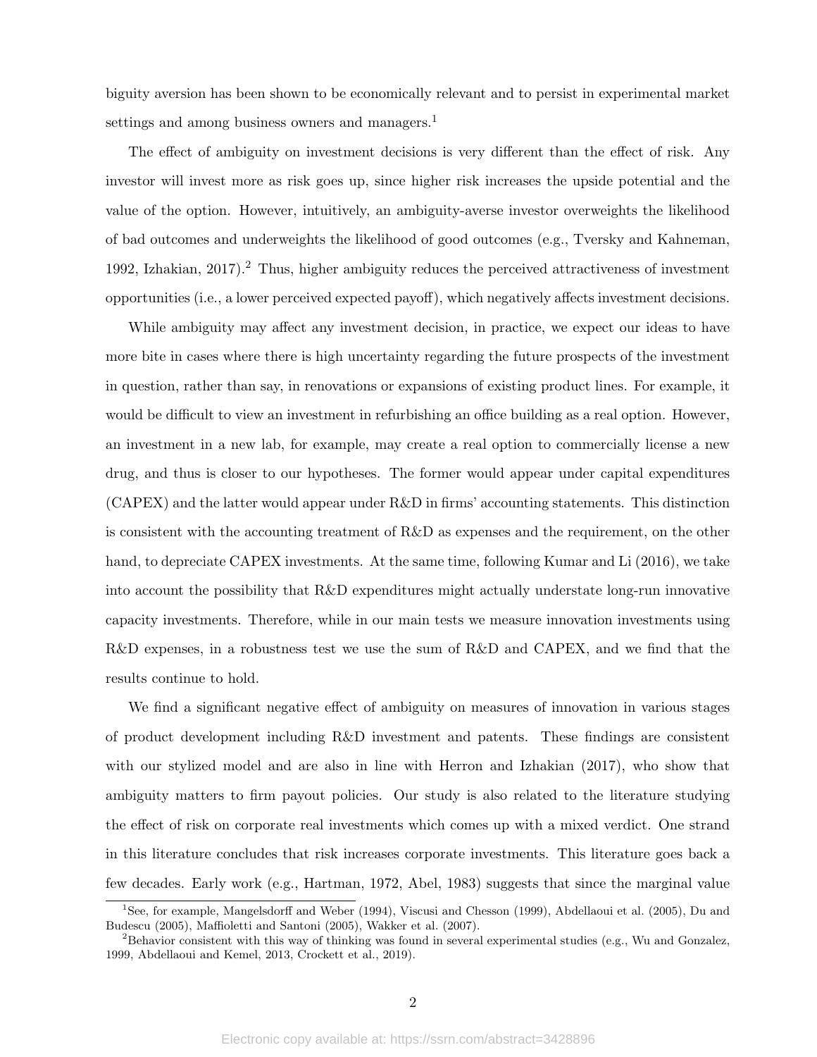biguity aversion has been shown to be economically relevant and to persist in experimental market settings and among business owners and managers.[1]

The effect of ambiguity on investment decisions is very different than the effect of risk. Any investor will invest more as risk goes up, since higher risk increases the upside potential and the value of the option. However, intuitively, an ambiguity-averse investor overweights the likelihood of bad outcomes and underweights the likelihood of good outcomes (e.g., Tversky and Kahneman, 1992, Izhakian, 2017).[2] Thus, higher ambiguity reduces the perceived attractiveness of investment opportunities (i.e., a lower perceived expected payoff), which negatively affects investment decisions.

While ambiguity may affect any investment decision, in practice, we expect our ideas to have more bite in cases where there is high uncertainty regarding the future prospects of the investment in question, rather than say, in renovations or expansions of existing product lines. For example, it would be difficult to view an investment in refurbishing an office building as a real option. However, an investment in a new lab, for example, may create a real option to commercially license a new drug, and thus is closer to our hypotheses. The former would appear under capital expenditures (CAPEX) and the latter would appear under R&D in firms' accounting statements. This distinction is consistent with the accounting treatment of R&D as expenses and the requirement, on the other hand, to depreciate CAPEX investments. At the same time, following Kumar and Li (2016), we take into account the possibility that R&D expenditures might actually understate long-run innovative capacity investments. Therefore, while in our main tests we measure innovation investments using R&D expenses, in a robustness test we use the sum of R&D and CAPEX, and we find that the results continue to hold.

We find a significant negative effect of ambiguity on measures of innovation in various stages of product development including R&D investment and patents. These findings are consistent with our stylized model and are also in line with Herron and Izhakian (2017), who show that ambiguity matters to firm payout policies. Our study is also related to the literature studying the effect of risk on corporate real investments which comes up with a mixed verdict. One strand in this literature concludes that risk increases corporate investments. This literature goes back a few decades. Early work (e.g., Hartman, 1972, Abel, 1983) suggests that since the marginal value

[1] See, for example, Mangelsdorff and Weber (1994), Viscusi and Chesson (1999), Abdellaoui et al. (2005), Du and Budescu (2005), Maffioletti and Santoni (2005), Wakker et al. (2007).

[2] Behavior consistent with this way of thinking was found in several experimental studies (e.g., Wu and Gonzalez, 1999, Abdellaoui and Kemel, 2013, Crockett et al., 2019).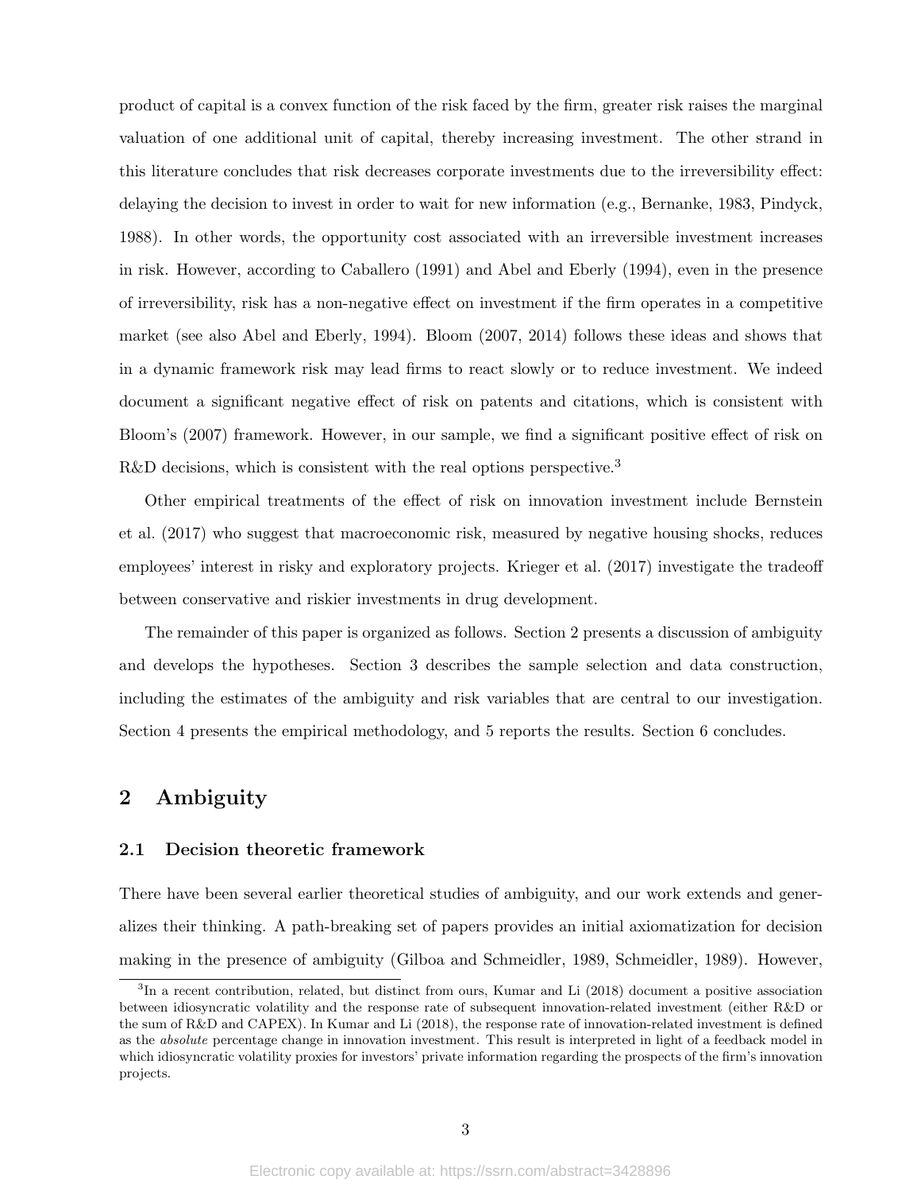product of capital is a convex function of the risk faced by the firm, greater risk raises the marginal valuation of one additional unit of capital, thereby increasing investment. The other strand in this literature concludes that risk decreases corporate investments due to the irreversibility effect: delaying the decision to invest in order to wait for new information (e.g., Bernanke, 1983, Pindyck, 1988). In other words, the opportunity cost associated with an irreversible investment increases in risk. However, according to Caballero (1991) and Abel and Eberly (1994), even in the presence of irreversibility, risk has a non-negative effect on investment if the firm operates in a competitive market (see also Abel and Eberly, 1994). Bloom (2007, 2014) follows these ideas and shows that in a dynamic framework risk may lead firms to react slowly or to reduce investment. We indeed document a significant negative effect of risk on patents and citations, which is consistent with Bloom's (2007) framework. However, in our sample, we find a significant positive effect of risk on R&D decisions, which is consistent with the real options perspective.[3]

Other empirical treatments of the effect of risk on innovation investment include Bernstein et al. (2017) who suggest that macroeconomic risk, measured by negative housing shocks, reduces employees' interest in risky and exploratory projects. Krieger et al. (2017) investigate the tradeoff between conservative and riskier investments in drug development.

The remainder of this paper is organized as follows. Section 2 presents a discussion of ambiguity and develops the hypotheses. Section 3 describes the sample selection and data construction, including the estimates of the ambiguity and risk variables that are central to our investigation. Section 4 presents the empirical methodology, and 5 reports the results. Section 6 concludes.

## 2 Ambiguity

### 2.1 Decision theoretic framework

There have been several earlier theoretical studies of ambiguity, and our work extends and generalizes their thinking. A path-breaking set of papers provides an initial axiomatization for decision making in the presence of ambiguity (Gilboa and Schmeidler, 1989, Schmeidler, 1989). However,

[3] In a recent contribution, related, but distinct from ours, Kumar and Li (2018) document a positive association between idiosyncratic volatility and the response rate of subsequent innovation-related investment (either R&D or the sum of R&D and CAPEX). In Kumar and Li (2018), the response rate of innovation-related investment is defined as the *absolute* percentage change in innovation investment. This result is interpreted in light of a feedback model in which idiosyncratic volatility proxies for investors' private information regarding the prospects of the firm's innovation projects.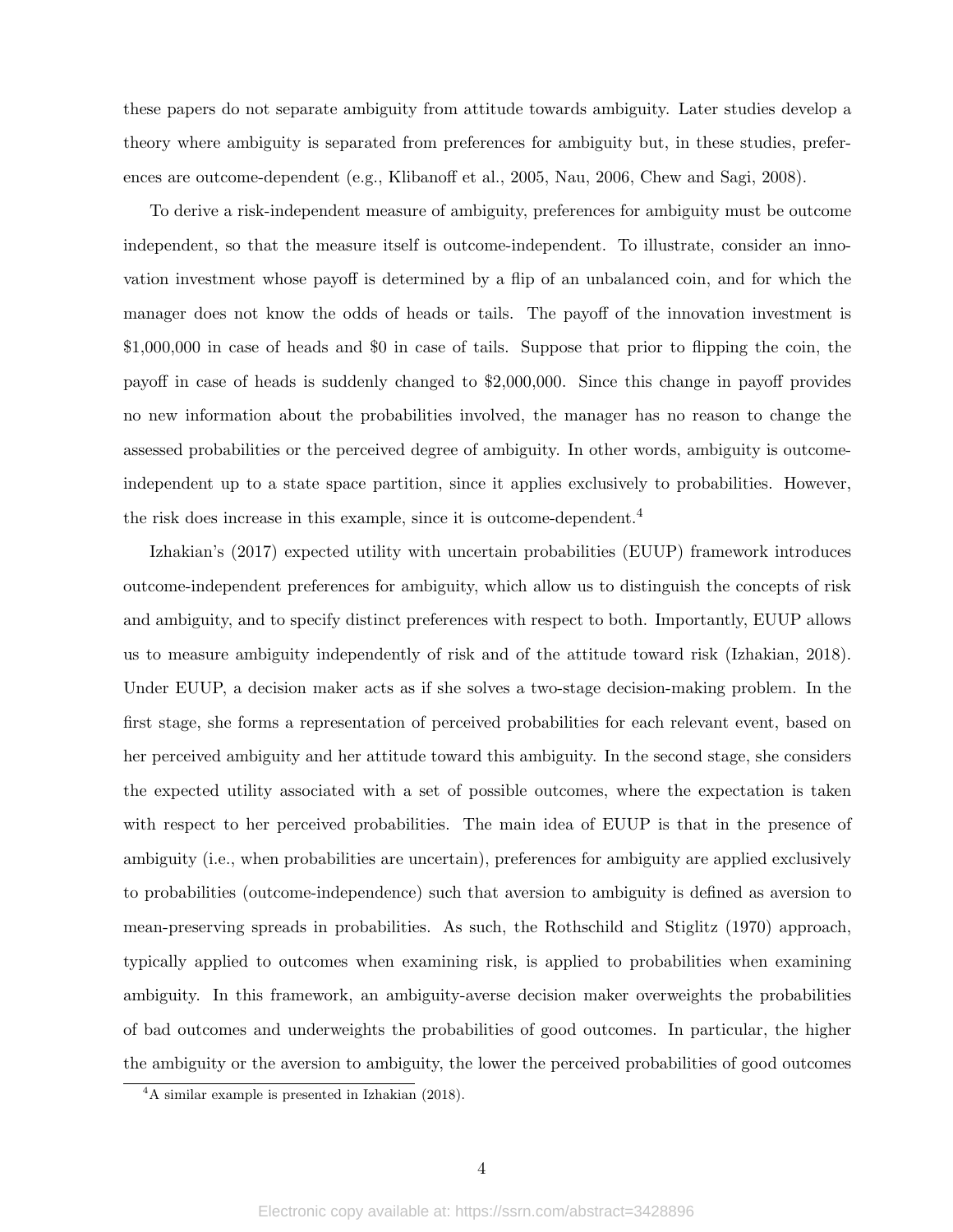these papers do not separate ambiguity from attitude towards ambiguity. Later studies develop a theory where ambiguity is separated from preferences for ambiguity but, in these studies, preferences are outcome-dependent (e.g., Klibanoff et al., 2005, Nau, 2006, Chew and Sagi, 2008).

To derive a risk-independent measure of ambiguity, preferences for ambiguity must be outcome independent, so that the measure itself is outcome-independent. To illustrate, consider an innovation investment whose payoff is determined by a flip of an unbalanced coin, and for which the manager does not know the odds of heads or tails. The payoff of the innovation investment is \$1,000,000 in case of heads and \$0 in case of tails. Suppose that prior to flipping the coin, the payoff in case of heads is suddenly changed to \$2,000,000. Since this change in payoff provides no new information about the probabilities involved, the manager has no reason to change the assessed probabilities or the perceived degree of ambiguity. In other words, ambiguity is outcome-independent up to a state space partition, since it applies exclusively to probabilities. However, the risk does increase in this example, since it is outcome-dependent.[4]

Izhakian's (2017) expected utility with uncertain probabilities (EUUP) framework introduces outcome-independent preferences for ambiguity, which allow us to distinguish the concepts of risk and ambiguity, and to specify distinct preferences with respect to both. Importantly, EUUP allows us to measure ambiguity independently of risk and of the attitude toward risk (Izhakian, 2018). Under EUUP, a decision maker acts as if she solves a two-stage decision-making problem. In the first stage, she forms a representation of perceived probabilities for each relevant event, based on her perceived ambiguity and her attitude toward this ambiguity. In the second stage, she considers the expected utility associated with a set of possible outcomes, where the expectation is taken with respect to her perceived probabilities. The main idea of EUUP is that in the presence of ambiguity (i.e., when probabilities are uncertain), preferences for ambiguity are applied exclusively to probabilities (outcome-independence) such that aversion to ambiguity is defined as aversion to mean-preserving spreads in probabilities. As such, the Rothschild and Stiglitz (1970) approach, typically applied to outcomes when examining risk, is applied to probabilities when examining ambiguity. In this framework, an ambiguity-averse decision maker overweights the probabilities of bad outcomes and underweights the probabilities of good outcomes. In particular, the higher the ambiguity or the aversion to ambiguity, the lower the perceived probabilities of good outcomes

[4] A similar example is presented in Izhakian (2018).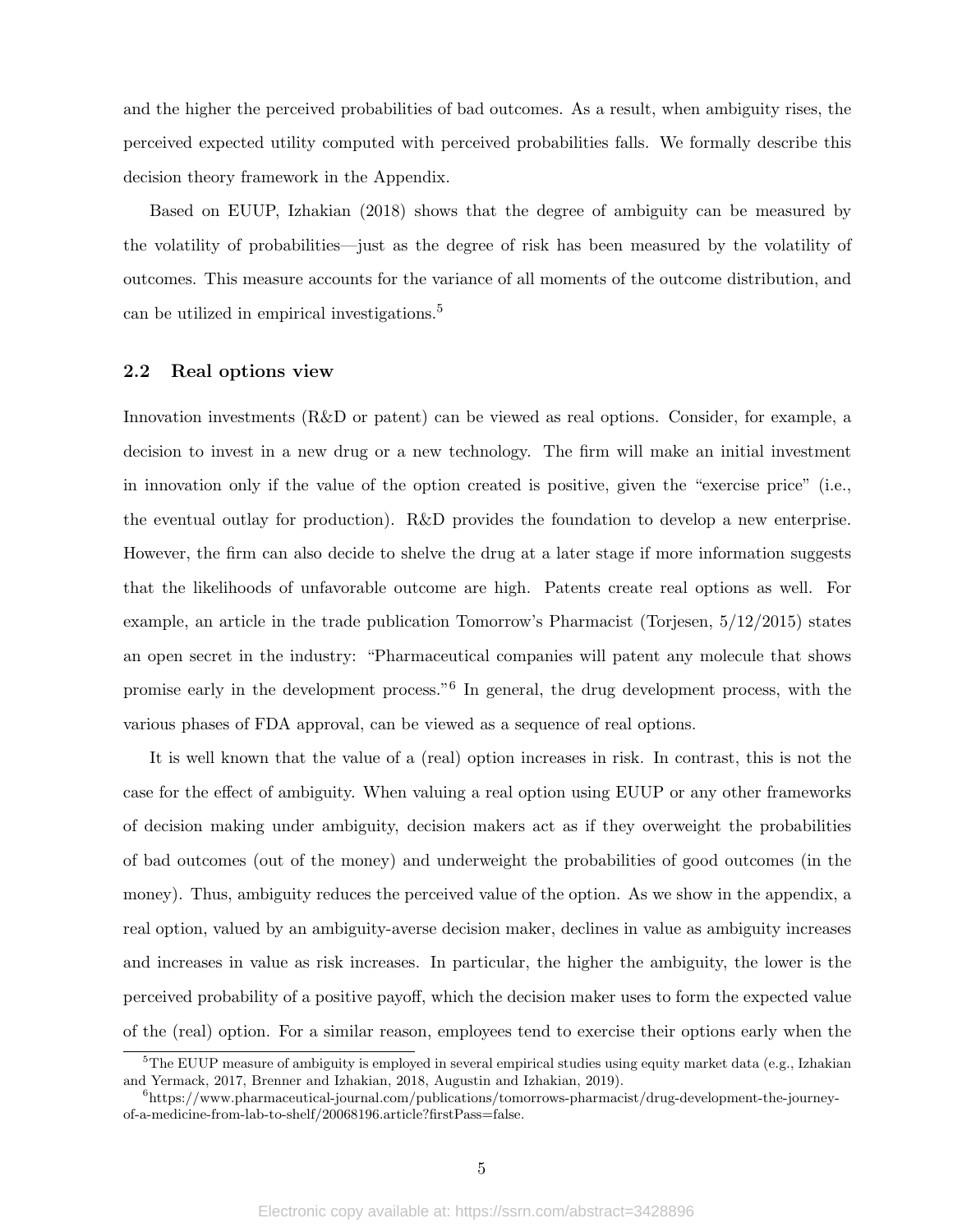and the higher the perceived probabilities of bad outcomes. As a result, when ambiguity rises, the perceived expected utility computed with perceived probabilities falls. We formally describe this decision theory framework in the Appendix.

Based on EUUP, Izhakian (2018) shows that the degree of ambiguity can be measured by the volatility of probabilities—just as the degree of risk has been measured by the volatility of outcomes. This measure accounts for the variance of all moments of the outcome distribution, and can be utilized in empirical investigations.[5]

## 2.2 Real options view

Innovation investments (R&D or patent) can be viewed as real options. Consider, for example, a decision to invest in a new drug or a new technology. The firm will make an initial investment in innovation only if the value of the option created is positive, given the "exercise price" (i.e., the eventual outlay for production). R&D provides the foundation to develop a new enterprise. However, the firm can also decide to shelve the drug at a later stage if more information suggests that the likelihoods of unfavorable outcome are high. Patents create real options as well. For example, an article in the trade publication Tomorrow's Pharmacist (Torjesen, 5/12/2015) states an open secret in the industry: "Pharmaceutical companies will patent any molecule that shows promise early in the development process."[6] In general, the drug development process, with the various phases of FDA approval, can be viewed as a sequence of real options.

It is well known that the value of a (real) option increases in risk. In contrast, this is not the case for the effect of ambiguity. When valuing a real option using EUUP or any other frameworks of decision making under ambiguity, decision makers act as if they overweight the probabilities of bad outcomes (out of the money) and underweight the probabilities of good outcomes (in the money). Thus, ambiguity reduces the perceived value of the option. As we show in the appendix, a real option, valued by an ambiguity-averse decision maker, declines in value as ambiguity increases and increases in value as risk increases. In particular, the higher the ambiguity, the lower is the perceived probability of a positive payoff, which the decision maker uses to form the expected value of the (real) option. For a similar reason, employees tend to exercise their options early when the

[5] The EUUP measure of ambiguity is employed in several empirical studies using equity market data (e.g., Izhakian and Yermack, 2017, Brenner and Izhakian, 2018, Augustin and Izhakian, 2019).

[6] https://www.pharmaceutical-journal.com/publications/tomorrows-pharmacist/drug-development-the-journey-of-a-medicine-from-lab-to-shelf/20068196.article?firstPass=false.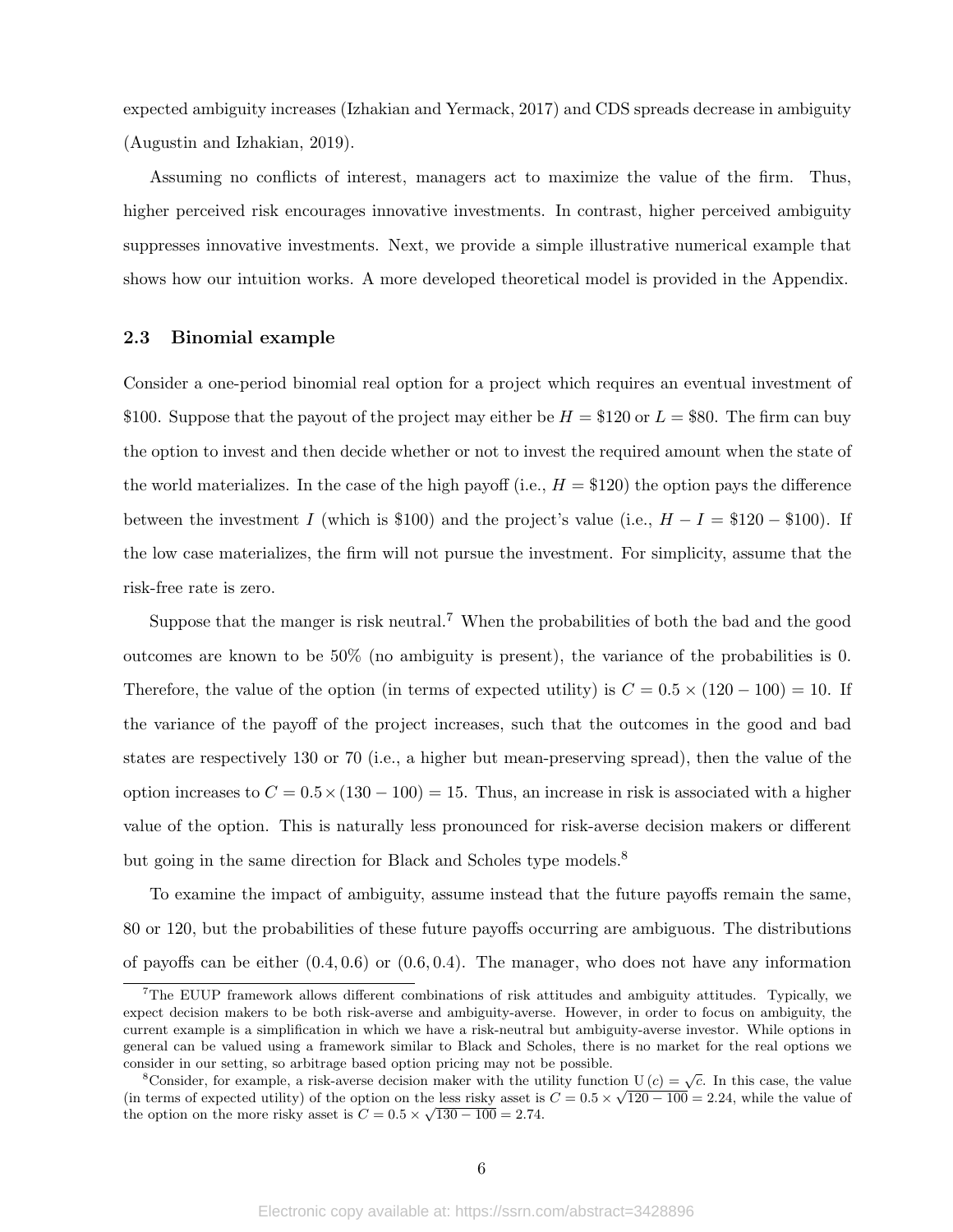expected ambiguity increases (Izhakian and Yermack, 2017) and CDS spreads decrease in ambiguity (Augustin and Izhakian, 2019).

Assuming no conflicts of interest, managers act to maximize the value of the firm. Thus, higher perceived risk encourages innovative investments. In contrast, higher perceived ambiguity suppresses innovative investments. Next, we provide a simple illustrative numerical example that shows how our intuition works. A more developed theoretical model is provided in the Appendix.

### 2.3 Binomial example

Consider a one-period binomial real option for a project which requires an eventual investment of \$100. Suppose that the payout of the project may either be $H = \$120$ or $L = \$80$. The firm can buy the option to invest and then decide whether or not to invest the required amount when the state of the world materializes. In the case of the high payoff (i.e., $H = \$120$) the option pays the difference between the investment $I$ (which is \$100) and the project's value (i.e., $H - I = \$120 - \$100$). If the low case materializes, the firm will not pursue the investment. For simplicity, assume that the risk-free rate is zero.

Suppose that the manger is risk neutral.[7] When the probabilities of both the bad and the good outcomes are known to be 50% (no ambiguity is present), the variance of the probabilities is 0. Therefore, the value of the option (in terms of expected utility) is $C = 0.5 \times (120 - 100) = 10$. If the variance of the payoff of the project increases, such that the outcomes in the good and bad states are respectively 130 or 70 (i.e., a higher but mean-preserving spread), then the value of the option increases to $C = 0.5 \times (130 - 100) = 15$. Thus, an increase in risk is associated with a higher value of the option. This is naturally less pronounced for risk-averse decision makers or different but going in the same direction for Black and Scholes type models.[8]

To examine the impact of ambiguity, assume instead that the future payoffs remain the same, 80 or 120, but the probabilities of these future payoffs occurring are ambiguous. The distributions of payoffs can be either $(0.4, 0.6)$ or $(0.6, 0.4)$. The manager, who does not have any information

[7] The EUUP framework allows different combinations of risk attitudes and ambiguity attitudes. Typically, we expect decision makers to be both risk-averse and ambiguity-averse. However, in order to focus on ambiguity, the current example is a simplification in which we have a risk-neutral but ambiguity-averse investor. While options in general can be valued using a framework similar to Black and Scholes, there is no market for the real options we consider in our setting, so arbitrage based option pricing may not be possible.

[8] Consider, for example, a risk-averse decision maker with the utility function $U(c) = \sqrt{c}$. In this case, the value (in terms of expected utility) of the option on the less risky asset is $C = 0.5 \times \sqrt{120 - 100} = 2.24$, while the value of the option on the more risky asset is $C = 0.5 \times \sqrt{130 - 100} = 2.74$.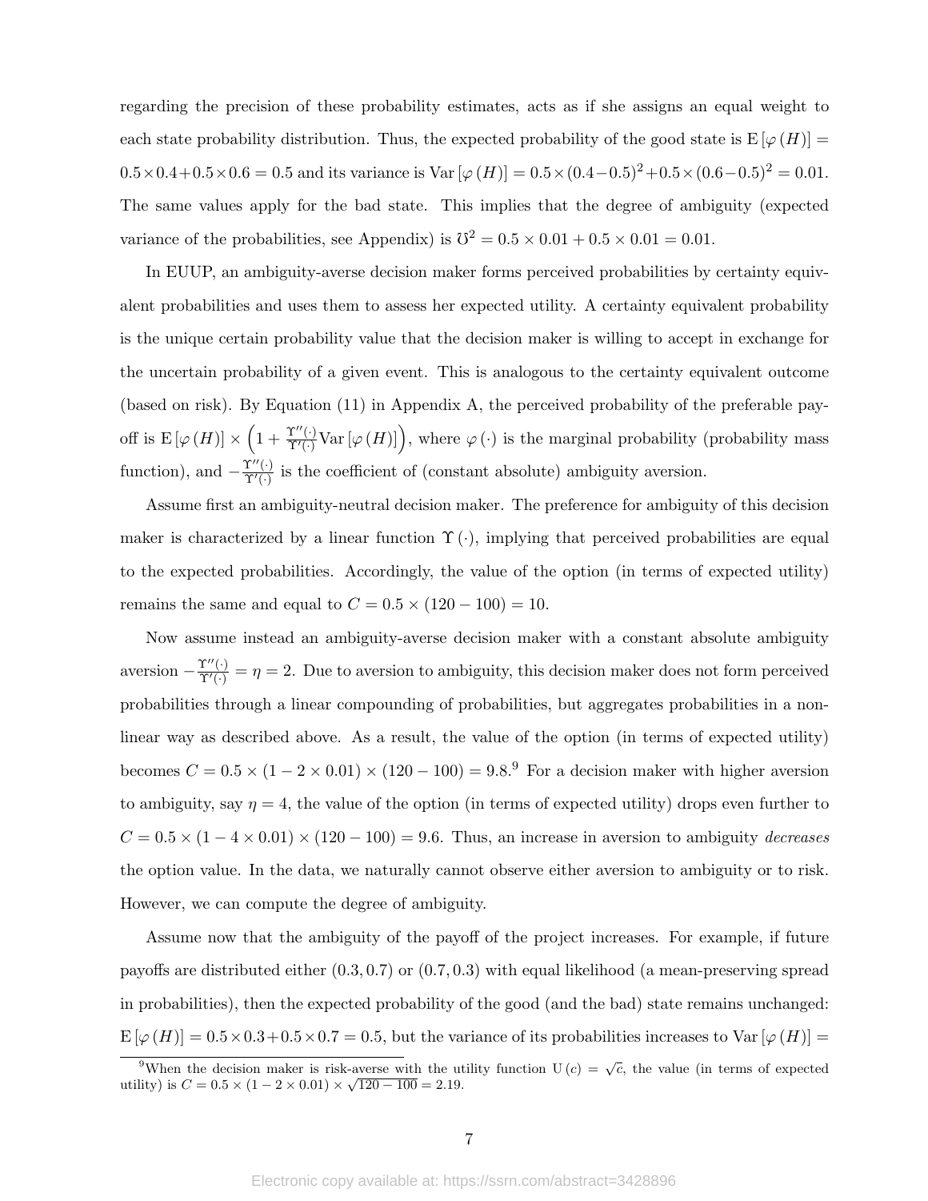regarding the precision of these probability estimates, acts as if she assigns an equal weight to each state probability distribution. Thus, the expected probability of the good state is $\mathrm{E}[\varphi(H)] = 0.5 \times 0.4 + 0.5 \times 0.6 = 0.5$ and its variance is $\mathrm{Var}[\varphi(H)] = 0.5 \times (0.4 - 0.5)^2 + 0.5 \times (0.6 - 0.5)^2 = 0.01$. The same values apply for the bad state. This implies that the degree of ambiguity (expected variance of the probabilities, see Appendix) is $\mho^2 = 0.5 \times 0.01 + 0.5 \times 0.01 = 0.01$.

In EUUP, an ambiguity-averse decision maker forms perceived probabilities by certainty equivalent probabilities and uses them to assess her expected utility. A certainty equivalent probability is the unique certain probability value that the decision maker is willing to accept in exchange for the uncertain probability of a given event. This is analogous to the certainty equivalent outcome (based on risk). By Equation (11) in Appendix A, the perceived probability of the preferable payoff is $\mathrm{E}[\varphi(H)] \times \left(1 + \frac{\Upsilon''(\cdot)}{\Upsilon'(\cdot)} \mathrm{Var}[\varphi(H)]\right)$, where $\varphi(\cdot)$ is the marginal probability (probability mass function), and $-\frac{\Upsilon''(\cdot)}{\Upsilon'(\cdot)}$ is the coefficient of (constant absolute) ambiguity aversion.

Assume first an ambiguity-neutral decision maker. The preference for ambiguity of this decision maker is characterized by a linear function $\Upsilon(\cdot)$, implying that perceived probabilities are equal to the expected probabilities. Accordingly, the value of the option (in terms of expected utility) remains the same and equal to $C = 0.5 \times (120 - 100) = 10$.

Now assume instead an ambiguity-averse decision maker with a constant absolute ambiguity aversion $-\frac{\Upsilon''(\cdot)}{\Upsilon'(\cdot)} = \eta = 2$. Due to aversion to ambiguity, this decision maker does not form perceived probabilities through a linear compounding of probabilities, but aggregates probabilities in a non-linear way as described above. As a result, the value of the option (in terms of expected utility) becomes $C = 0.5 \times (1 - 2 \times 0.01) \times (120 - 100) = 9.8$.[9] For a decision maker with higher aversion to ambiguity, say $\eta = 4$, the value of the option (in terms of expected utility) drops even further to $C = 0.5 \times (1 - 4 \times 0.01) \times (120 - 100) = 9.6$. Thus, an increase in aversion to ambiguity *decreases* the option value. In the data, we naturally cannot observe either aversion to ambiguity or to risk. However, we can compute the degree of ambiguity.

Assume now that the ambiguity of the payoff of the project increases. For example, if future payoffs are distributed either $(0.3, 0.7)$ or $(0.7, 0.3)$ with equal likelihood (a mean-preserving spread in probabilities), then the expected probability of the good (and the bad) state remains unchanged: $\mathrm{E}[\varphi(H)] = 0.5 \times 0.3 + 0.5 \times 0.7 = 0.5$, but the variance of its probabilities increases to $\mathrm{Var}[\varphi(H)] =$

[9] When the decision maker is risk-averse with the utility function $\mathrm{U}(c) = \sqrt{c}$, the value (in terms of expected utility) is $C = 0.5 \times (1 - 2 \times 0.01) \times \sqrt{120 - 100} = 2.19$.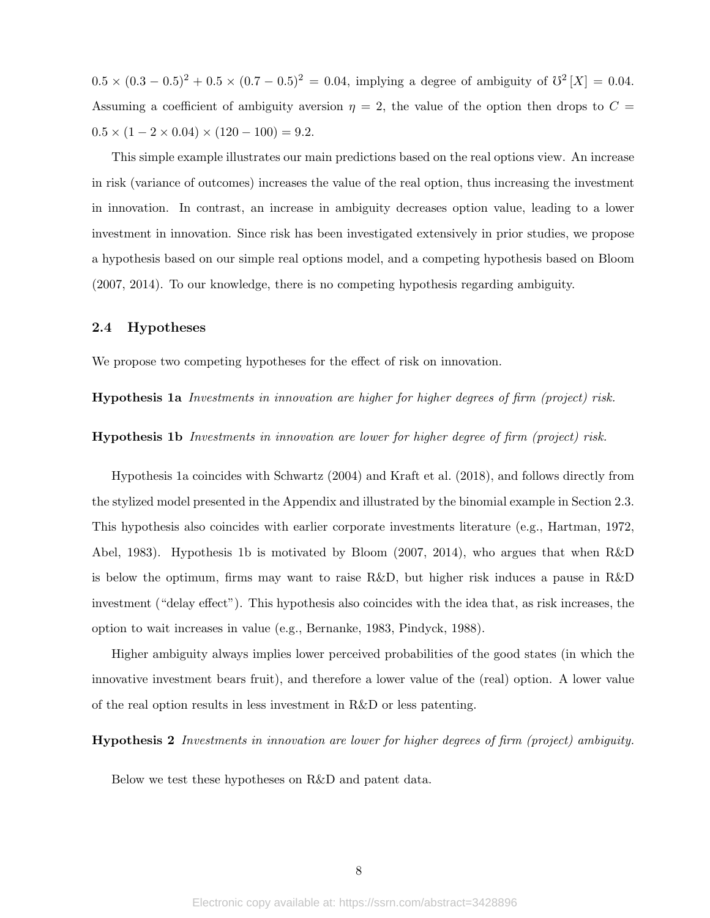$0.5 \times (0.3 - 0.5)^2 + 0.5 \times (0.7 - 0.5)^2 = 0.04$, implying a degree of ambiguity of $\mho^2[X] = 0.04$. Assuming a coefficient of ambiguity aversion $\eta = 2$, the value of the option then drops to $C = 0.5 \times (1 - 2 \times 0.04) \times (120 - 100) = 9.2$.

This simple example illustrates our main predictions based on the real options view. An increase in risk (variance of outcomes) increases the value of the real option, thus increasing the investment in innovation. In contrast, an increase in ambiguity decreases option value, leading to a lower investment in innovation. Since risk has been investigated extensively in prior studies, we propose a hypothesis based on our simple real options model, and a competing hypothesis based on Bloom (2007, 2014). To our knowledge, there is no competing hypothesis regarding ambiguity.

### 2.4 Hypotheses

We propose two competing hypotheses for the effect of risk on innovation.

**Hypothesis 1a** *Investments in innovation are higher for higher degrees of firm (project) risk.*

**Hypothesis 1b** *Investments in innovation are lower for higher degree of firm (project) risk.*

Hypothesis 1a coincides with Schwartz (2004) and Kraft et al. (2018), and follows directly from the stylized model presented in the Appendix and illustrated by the binomial example in Section 2.3. This hypothesis also coincides with earlier corporate investments literature (e.g., Hartman, 1972, Abel, 1983). Hypothesis 1b is motivated by Bloom (2007, 2014), who argues that when R&D is below the optimum, firms may want to raise R&D, but higher risk induces a pause in R&D investment ("delay effect"). This hypothesis also coincides with the idea that, as risk increases, the option to wait increases in value (e.g., Bernanke, 1983, Pindyck, 1988).

Higher ambiguity always implies lower perceived probabilities of the good states (in which the innovative investment bears fruit), and therefore a lower value of the (real) option. A lower value of the real option results in less investment in R&D or less patenting.

**Hypothesis 2** *Investments in innovation are lower for higher degrees of firm (project) ambiguity.*

Below we test these hypotheses on R&D and patent data.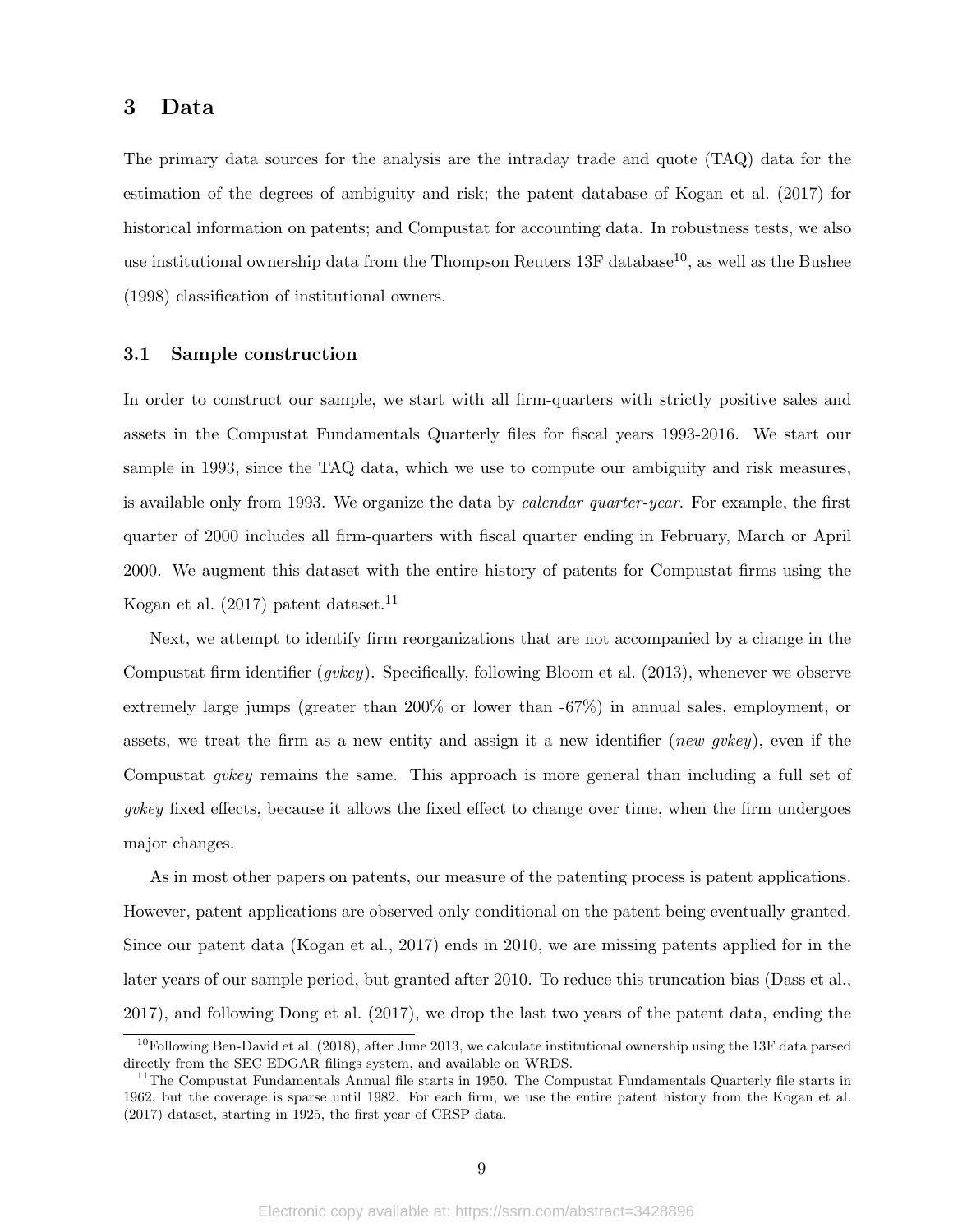## 3 Data

The primary data sources for the analysis are the intraday trade and quote (TAQ) data for the estimation of the degrees of ambiguity and risk; the patent database of Kogan et al. (2017) for historical information on patents; and Compustat for accounting data. In robustness tests, we also use institutional ownership data from the Thompson Reuters 13F database[10], as well as the Bushee (1998) classification of institutional owners.

### 3.1 Sample construction

In order to construct our sample, we start with all firm-quarters with strictly positive sales and assets in the Compustat Fundamentals Quarterly files for fiscal years 1993-2016. We start our sample in 1993, since the TAQ data, which we use to compute our ambiguity and risk measures, is available only from 1993. We organize the data by *calendar quarter-year*. For example, the first quarter of 2000 includes all firm-quarters with fiscal quarter ending in February, March or April 2000. We augment this dataset with the entire history of patents for Compustat firms using the Kogan et al. (2017) patent dataset.[11]

Next, we attempt to identify firm reorganizations that are not accompanied by a change in the Compustat firm identifier (*gvkey*). Specifically, following Bloom et al. (2013), whenever we observe extremely large jumps (greater than 200% or lower than -67%) in annual sales, employment, or assets, we treat the firm as a new entity and assign it a new identifier (*new gvkey*), even if the Compustat *gvkey* remains the same. This approach is more general than including a full set of *gvkey* fixed effects, because it allows the fixed effect to change over time, when the firm undergoes major changes.

As in most other papers on patents, our measure of the patenting process is patent applications. However, patent applications are observed only conditional on the patent being eventually granted. Since our patent data (Kogan et al., 2017) ends in 2010, we are missing patents applied for in the later years of our sample period, but granted after 2010. To reduce this truncation bias (Dass et al., 2017), and following Dong et al. (2017), we drop the last two years of the patent data, ending the

[10] Following Ben-David et al. (2018), after June 2013, we calculate institutional ownership using the 13F data parsed directly from the SEC EDGAR filings system, and available on WRDS.

[11] The Compustat Fundamentals Annual file starts in 1950. The Compustat Fundamentals Quarterly file starts in 1962, but the coverage is sparse until 1982. For each firm, we use the entire patent history from the Kogan et al. (2017) dataset, starting in 1925, the first year of CRSP data.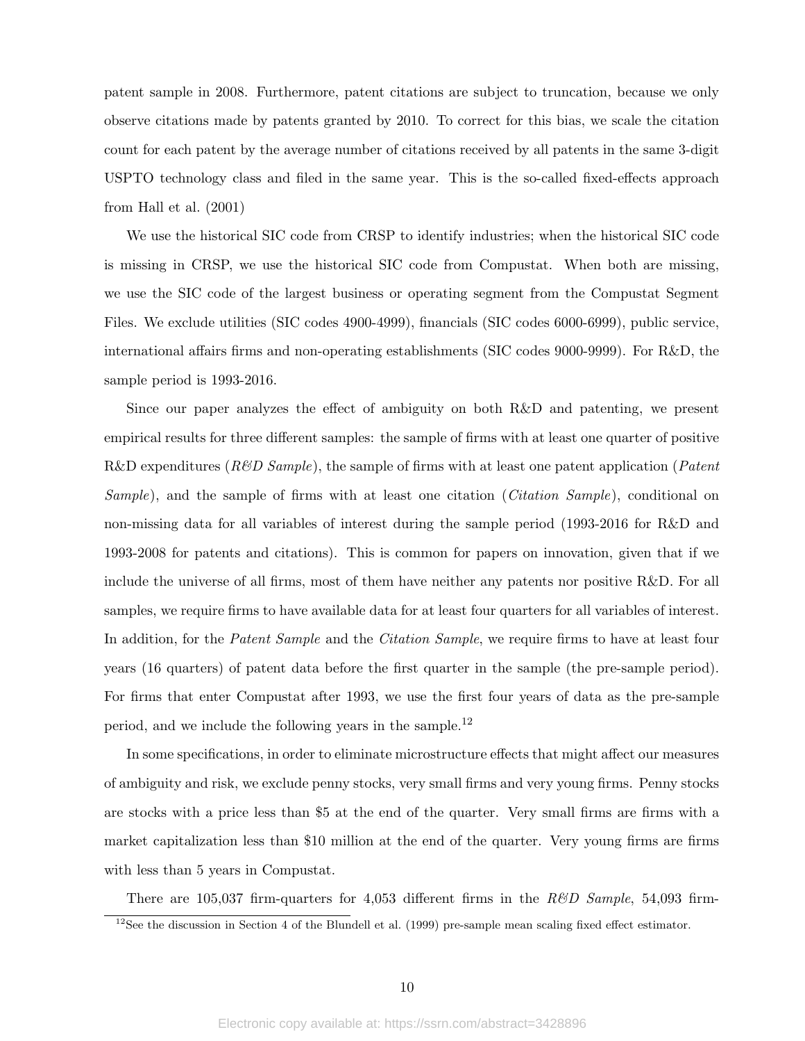patent sample in 2008. Furthermore, patent citations are subject to truncation, because we only observe citations made by patents granted by 2010. To correct for this bias, we scale the citation count for each patent by the average number of citations received by all patents in the same 3-digit USPTO technology class and filed in the same year. This is the so-called fixed-effects approach from Hall et al. (2001)

We use the historical SIC code from CRSP to identify industries; when the historical SIC code is missing in CRSP, we use the historical SIC code from Compustat. When both are missing, we use the SIC code of the largest business or operating segment from the Compustat Segment Files. We exclude utilities (SIC codes 4900-4999), financials (SIC codes 6000-6999), public service, international affairs firms and non-operating establishments (SIC codes 9000-9999). For R&D, the sample period is 1993-2016.

Since our paper analyzes the effect of ambiguity on both R&D and patenting, we present empirical results for three different samples: the sample of firms with at least one quarter of positive R&D expenditures (*R&D Sample*), the sample of firms with at least one patent application (*Patent Sample*), and the sample of firms with at least one citation (*Citation Sample*), conditional on non-missing data for all variables of interest during the sample period (1993-2016 for R&D and 1993-2008 for patents and citations). This is common for papers on innovation, given that if we include the universe of all firms, most of them have neither any patents nor positive R&D. For all samples, we require firms to have available data for at least four quarters for all variables of interest. In addition, for the *Patent Sample* and the *Citation Sample*, we require firms to have at least four years (16 quarters) of patent data before the first quarter in the sample (the pre-sample period). For firms that enter Compustat after 1993, we use the first four years of data as the pre-sample period, and we include the following years in the sample.[12]

In some specifications, in order to eliminate microstructure effects that might affect our measures of ambiguity and risk, we exclude penny stocks, very small firms and very young firms. Penny stocks are stocks with a price less than $5 at the end of the quarter. Very small firms are firms with a market capitalization less than $10 million at the end of the quarter. Very young firms are firms with less than 5 years in Compustat.

There are 105,037 firm-quarters for 4,053 different firms in the *R&D Sample*, 54,093 firm-

[12]See the discussion in Section 4 of the Blundell et al. (1999) pre-sample mean scaling fixed effect estimator.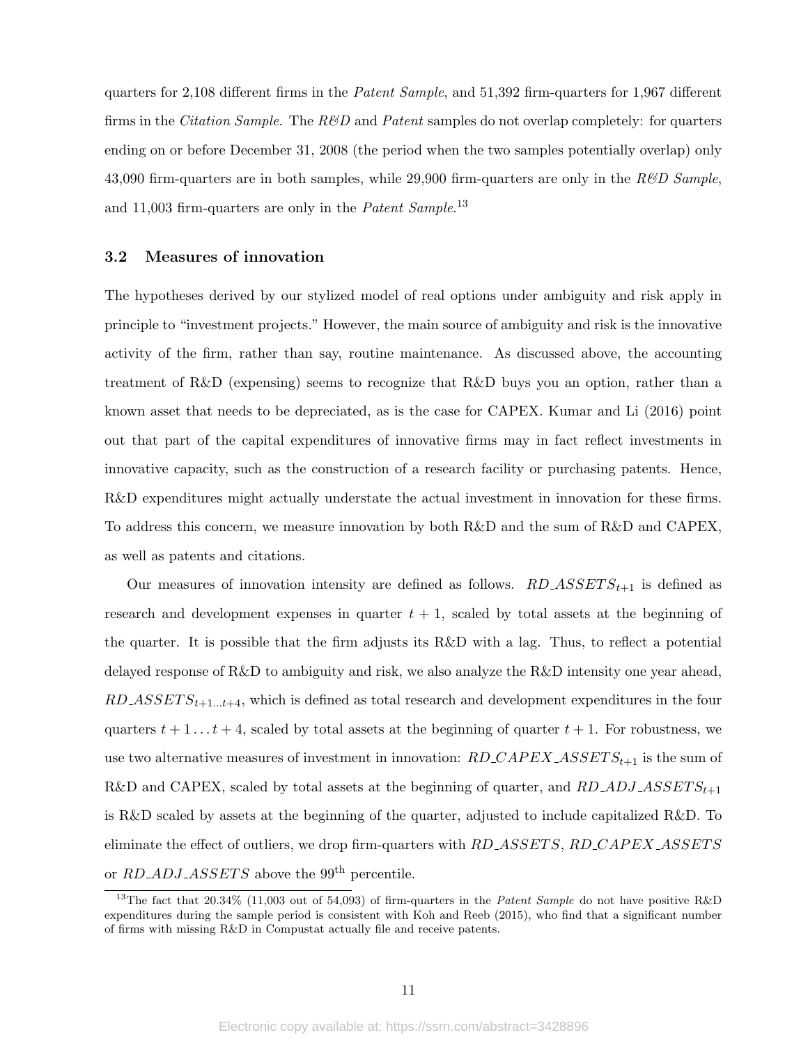quarters for 2,108 different firms in the *Patent Sample*, and 51,392 firm-quarters for 1,967 different firms in the *Citation Sample*. The *R&D* and *Patent* samples do not overlap completely: for quarters ending on or before December 31, 2008 (the period when the two samples potentially overlap) only 43,090 firm-quarters are in both samples, while 29,900 firm-quarters are only in the *R&D Sample*, and 11,003 firm-quarters are only in the *Patent Sample*.[13]

### 3.2 Measures of innovation

The hypotheses derived by our stylized model of real options under ambiguity and risk apply in principle to "investment projects." However, the main source of ambiguity and risk is the innovative activity of the firm, rather than say, routine maintenance. As discussed above, the accounting treatment of R&D (expensing) seems to recognize that R&D buys you an option, rather than a known asset that needs to be depreciated, as is the case for CAPEX. Kumar and Li (2016) point out that part of the capital expenditures of innovative firms may in fact reflect investments in innovative capacity, such as the construction of a research facility or purchasing patents. Hence, R&D expenditures might actually understate the actual investment in innovation for these firms. To address this concern, we measure innovation by both R&D and the sum of R&D and CAPEX, as well as patents and citations.

Our measures of innovation intensity are defined as follows. $RD\_ASSETS_{t+1}$ is defined as research and development expenses in quarter $t+1$, scaled by total assets at the beginning of the quarter. It is possible that the firm adjusts its R&D with a lag. Thus, to reflect a potential delayed response of R&D to ambiguity and risk, we also analyze the R&D intensity one year ahead, $RD\_ASSETS_{t+1...t+4}$, which is defined as total research and development expenditures in the four quarters $t+1 \ldots t+4$, scaled by total assets at the beginning of quarter $t+1$. For robustness, we use two alternative measures of investment in innovation: $RD\_CAPEX\_ASSETS_{t+1}$ is the sum of R&D and CAPEX, scaled by total assets at the beginning of quarter, and $RD\_ADJ\_ASSETS_{t+1}$ is R&D scaled by assets at the beginning of the quarter, adjusted to include capitalized R&D. To eliminate the effect of outliers, we drop firm-quarters with $RD\_ASSETS$, $RD\_CAPEX\_ASSETS$ or $RD\_ADJ\_ASSETS$ above the 99$^{\text{th}}$ percentile.

[13] The fact that 20.34% (11,003 out of 54,093) of firm-quarters in the *Patent Sample* do not have positive R&D expenditures during the sample period is consistent with Koh and Reeb (2015), who find that a significant number of firms with missing R&D in Compustat actually file and receive patents.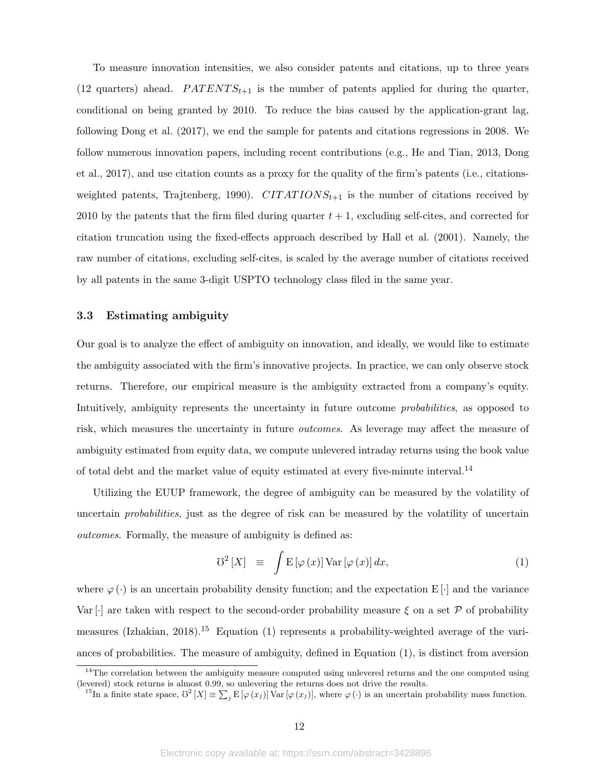To measure innovation intensities, we also consider patents and citations, up to three years (12 quarters) ahead. $PATENTS_{t+1}$ is the number of patents applied for during the quarter, conditional on being granted by 2010. To reduce the bias caused by the application-grant lag, following Dong et al. (2017), we end the sample for patents and citations regressions in 2008. We follow numerous innovation papers, including recent contributions (e.g., He and Tian, 2013, Dong et al., 2017), and use citation counts as a proxy for the quality of the firm's patents (i.e., citations-weighted patents, Trajtenberg, 1990). $CITATIONS_{t+1}$ is the number of citations received by 2010 by the patents that the firm filed during quarter $t+1$, excluding self-cites, and corrected for citation truncation using the fixed-effects approach described by Hall et al. (2001). Namely, the raw number of citations, excluding self-cites, is scaled by the average number of citations received by all patents in the same 3-digit USPTO technology class filed in the same year.

### 3.3 Estimating ambiguity

Our goal is to analyze the effect of ambiguity on innovation, and ideally, we would like to estimate the ambiguity associated with the firm's innovative projects. In practice, we can only observe stock returns. Therefore, our empirical measure is the ambiguity extracted from a company's equity. Intuitively, ambiguity represents the uncertainty in future outcome *probabilities*, as opposed to risk, which measures the uncertainty in future *outcomes*. As leverage may affect the measure of ambiguity estimated from equity data, we compute unlevered intraday returns using the book value of total debt and the market value of equity estimated at every five-minute interval.[14]

Utilizing the EUUP framework, the degree of ambiguity can be measured by the volatility of uncertain *probabilities*, just as the degree of risk can be measured by the volatility of uncertain *outcomes*. Formally, the measure of ambiguity is defined as:

$$\mho^2 [X] \equiv \int \mathrm{E}[\varphi(x)] \, \mathrm{Var}[\varphi(x)] \, dx, \tag{1}$$

where $\varphi(\cdot)$ is an uncertain probability density function; and the expectation $\mathrm{E}[\cdot]$ and the variance $\mathrm{Var}[\cdot]$ are taken with respect to the second-order probability measure $\xi$ on a set $\mathcal{P}$ of probability measures (Izhakian, 2018).[15] Equation (1) represents a probability-weighted average of the variances of probabilities. The measure of ambiguity, defined in Equation (1), is distinct from aversion

[14] The correlation between the ambiguity measure computed using unlevered returns and the one computed using (levered) stock returns is almost 0.99, so unlevering the returns does not drive the results.

[15] In a finite state space, $\mho^2 [X] \equiv \sum_j \mathrm{E}[\varphi(x_j)] \, \mathrm{Var}[\varphi(x_j)]$, where $\varphi(\cdot)$ is an uncertain probability mass function.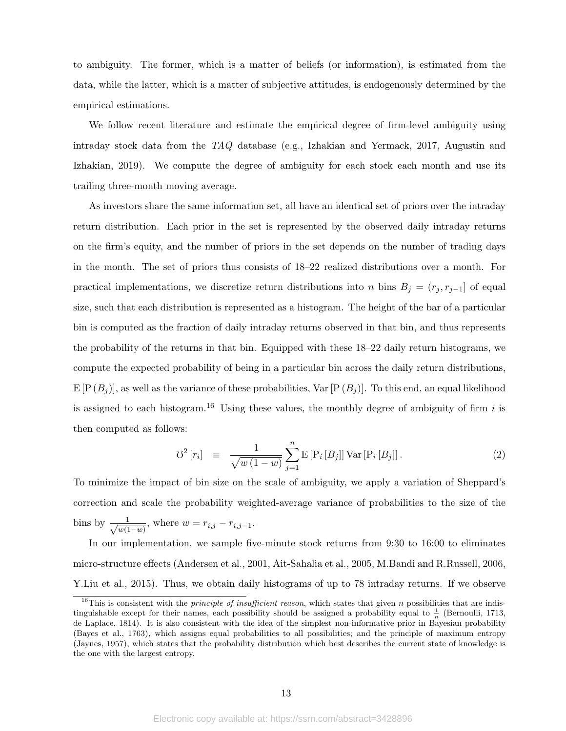to ambiguity. The former, which is a matter of beliefs (or information), is estimated from the data, while the latter, which is a matter of subjective attitudes, is endogenously determined by the empirical estimations.

We follow recent literature and estimate the empirical degree of firm-level ambiguity using intraday stock data from the *TAQ* database (e.g., Izhakian and Yermack, 2017, Augustin and Izhakian, 2019). We compute the degree of ambiguity for each stock each month and use its trailing three-month moving average.

As investors share the same information set, all have an identical set of priors over the intraday return distribution. Each prior in the set is represented by the observed daily intraday returns on the firm's equity, and the number of priors in the set depends on the number of trading days in the month. The set of priors thus consists of 18–22 realized distributions over a month. For practical implementations, we discretize return distributions into $n$ bins $B_j = (r_j, r_{j-1}]$ of equal size, such that each distribution is represented as a histogram. The height of the bar of a particular bin is computed as the fraction of daily intraday returns observed in that bin, and thus represents the probability of the returns in that bin. Equipped with these 18–22 daily return histograms, we compute the expected probability of being in a particular bin across the daily return distributions, $\mathrm{E}\left[\mathrm{P}\left(B_j\right)\right]$, as well as the variance of these probabilities, $\mathrm{Var}\left[\mathrm{P}\left(B_j\right)\right]$. To this end, an equal likelihood is assigned to each histogram.[16] Using these values, the monthly degree of ambiguity of firm $i$ is then computed as follows:

$$\mho^2\left[r_i\right] \quad \equiv \quad \frac{1}{\sqrt{w\left(1-w\right)}} \sum_{j=1}^{n} \mathrm{E}\left[\mathrm{P}_i\left[B_j\right]\right] \mathrm{Var}\left[\mathrm{P}_i\left[B_j\right]\right]. \tag{2}$$

To minimize the impact of bin size on the scale of ambiguity, we apply a variation of Sheppard's correction and scale the probability weighted-average variance of probabilities to the size of the bins by $\frac{1}{\sqrt{w(1-w)}}$, where $w = r_{i,j} - r_{i,j-1}$.

In our implementation, we sample five-minute stock returns from 9:30 to 16:00 to eliminates micro-structure effects (Andersen et al., 2001, Ait-Sahalia et al., 2005, M.Bandi and R.Russell, 2006, Y.Liu et al., 2015). Thus, we obtain daily histograms of up to 78 intraday returns. If we observe

[16] This is consistent with the *principle of insufficient reason*, which states that given $n$ possibilities that are indistinguishable except for their names, each possibility should be assigned a probability equal to $\frac{1}{n}$ (Bernoulli, 1713, de Laplace, 1814). It is also consistent with the idea of the simplest non-informative prior in Bayesian probability (Bayes et al., 1763), which assigns equal probabilities to all possibilities; and the principle of maximum entropy (Jaynes, 1957), which states that the probability distribution which best describes the current state of knowledge is the one with the largest entropy.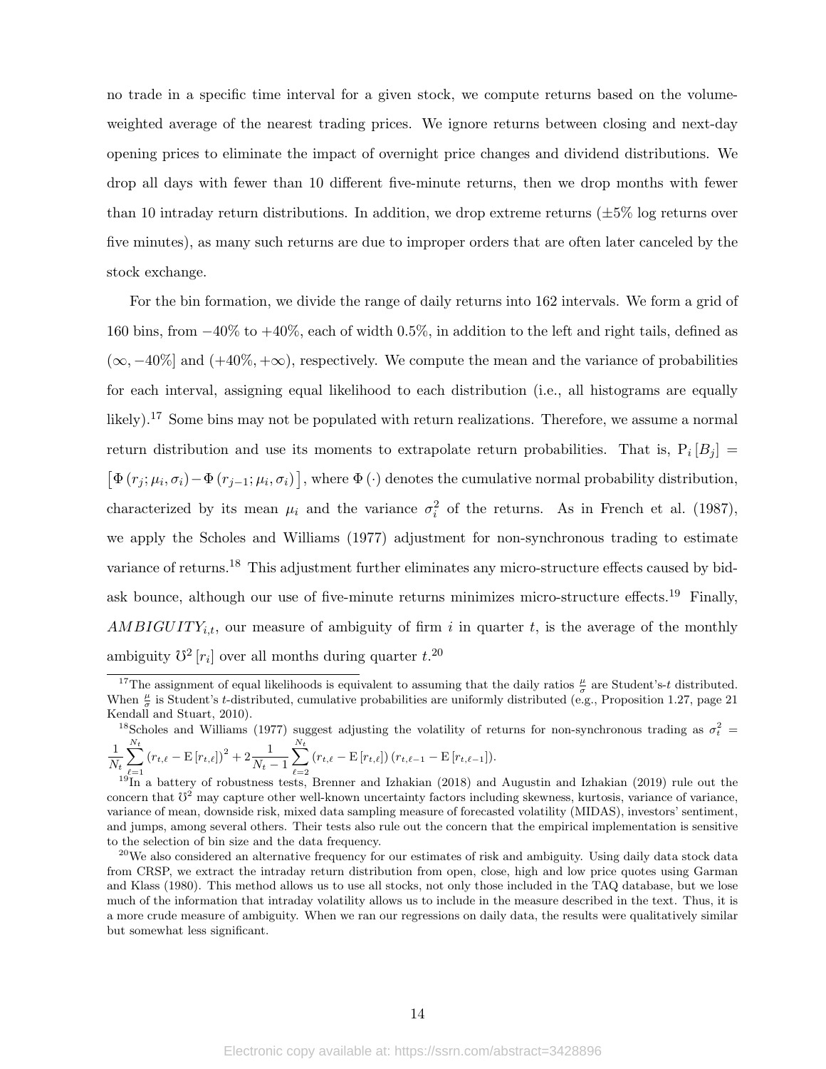no trade in a specific time interval for a given stock, we compute returns based on the volume-weighted average of the nearest trading prices. We ignore returns between closing and next-day opening prices to eliminate the impact of overnight price changes and dividend distributions. We drop all days with fewer than 10 different five-minute returns, then we drop months with fewer than 10 intraday return distributions. In addition, we drop extreme returns ($\pm 5\%$ log returns over five minutes), as many such returns are due to improper orders that are often later canceled by the stock exchange.

For the bin formation, we divide the range of daily returns into 162 intervals. We form a grid of 160 bins, from $-40\%$ to $+40\%$, each of width 0.5%, in addition to the left and right tails, defined as $(\infty, -40\%]$ and $(+40\%, +\infty)$, respectively. We compute the mean and the variance of probabilities for each interval, assigning equal likelihood to each distribution (i.e., all histograms are equally likely).[17] Some bins may not be populated with return realizations. Therefore, we assume a normal return distribution and use its moments to extrapolate return probabilities. That is, $\mathrm{P}_i[B_j] = \left[\Phi(r_j; \mu_i, \sigma_i) - \Phi(r_{j-1}; \mu_i, \sigma_i)\right]$, where $\Phi(\cdot)$ denotes the cumulative normal probability distribution, characterized by its mean $\mu_i$ and the variance $\sigma_i^2$ of the returns. As in French et al. (1987), we apply the Scholes and Williams (1977) adjustment for non-synchronous trading to estimate variance of returns.[18] This adjustment further eliminates any micro-structure effects caused by bid-ask bounce, although our use of five-minute returns minimizes micro-structure effects.[19] Finally, $AMBIGUITY_{i,t}$, our measure of ambiguity of firm $i$ in quarter $t$, is the average of the monthly ambiguity $\mho^2[r_i]$ over all months during quarter $t$.[20]

[17]The assignment of equal likelihoods is equivalent to assuming that the daily ratios $\frac{\mu}{\sigma}$ are Student's-$t$ distributed. When $\frac{\mu}{\sigma}$ is Student's $t$-distributed, cumulative probabilities are uniformly distributed (e.g., Proposition 1.27, page 21 Kendall and Stuart, 2010).

[18]Scholes and Williams (1977) suggest adjusting the volatility of returns for non-synchronous trading as $\sigma_t^2 = \frac{1}{N_t}\sum_{\ell=1}^{N_t}\left(r_{t,\ell} - \mathrm{E}[r_{t,\ell}]\right)^2 + 2\frac{1}{N_t - 1}\sum_{\ell=2}^{N_t}\left(r_{t,\ell} - \mathrm{E}[r_{t,\ell}]\right)\left(r_{t,\ell-1} - \mathrm{E}[r_{t,\ell-1}]\right)$.

[19]In a battery of robustness tests, Brenner and Izhakian (2018) and Augustin and Izhakian (2019) rule out the concern that $\mho^2$ may capture other well-known uncertainty factors including skewness, kurtosis, variance of variance, variance of mean, downside risk, mixed data sampling measure of forecasted volatility (MIDAS), investors' sentiment, and jumps, among several others. Their tests also rule out the concern that the empirical implementation is sensitive to the selection of bin size and the data frequency.

[20]We also considered an alternative frequency for our estimates of risk and ambiguity. Using daily data stock data from CRSP, we extract the intraday return distribution from open, close, high and low price quotes using Garman and Klass (1980). This method allows us to use all stocks, not only those included in the TAQ database, but we lose much of the information that intraday volatility allows us to include in the measure described in the text. Thus, it is a more crude measure of ambiguity. When we ran our regressions on daily data, the results were qualitatively similar but somewhat less significant.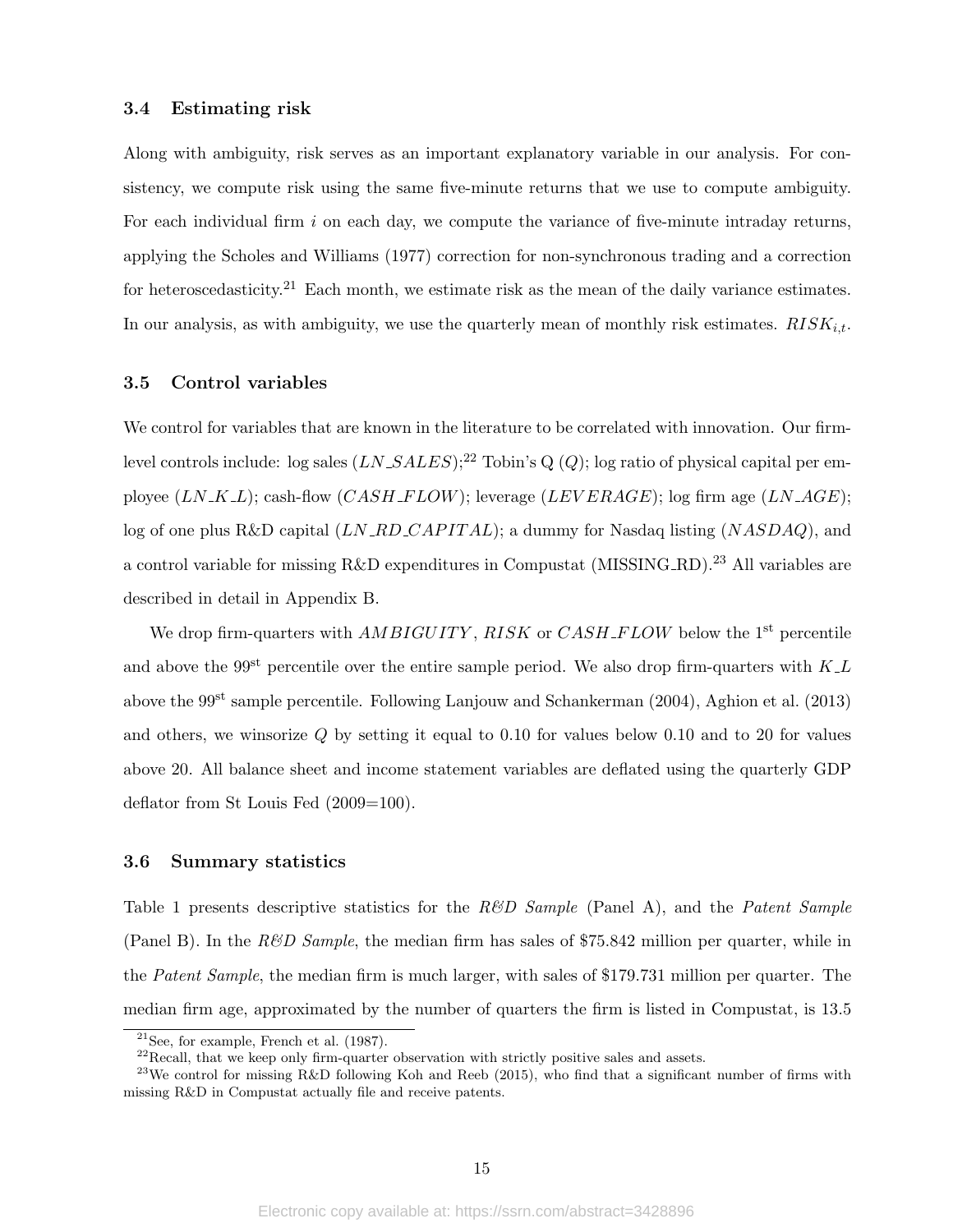### 3.4 Estimating risk

Along with ambiguity, risk serves as an important explanatory variable in our analysis. For consistency, we compute risk using the same five-minute returns that we use to compute ambiguity. For each individual firm $i$ on each day, we compute the variance of five-minute intraday returns, applying the Scholes and Williams (1977) correction for non-synchronous trading and a correction for heteroscedasticity.[21] Each month, we estimate risk as the mean of the daily variance estimates. In our analysis, as with ambiguity, we use the quarterly mean of monthly risk estimates. $RISK_{i,t}$.

### 3.5 Control variables

We control for variables that are known in the literature to be correlated with innovation. Our firm-level controls include: log sales ($LN\_SALES$);[22] Tobin's Q ($Q$); log ratio of physical capital per employee ($LN\_K\_L$); cash-flow ($CASH\_FLOW$); leverage ($LEVERAGE$); log firm age ($LN\_AGE$); log of one plus R&D capital ($LN\_RD\_CAPITAL$); a dummy for Nasdaq listing ($NASDAQ$), and a control variable for missing R&D expenditures in Compustat (MISSING_RD).[23] All variables are described in detail in Appendix B.

We drop firm-quarters with $AMBIGUITY$, $RISK$ or $CASH\_FLOW$ below the 1[st] percentile and above the 99[th] percentile over the entire sample period. We also drop firm-quarters with $K\_L$ above the 99[th] sample percentile. Following Lanjouw and Schankerman (2004), Aghion et al. (2013) and others, we winsorize $Q$ by setting it equal to 0.10 for values below 0.10 and to 20 for values above 20. All balance sheet and income statement variables are deflated using the quarterly GDP deflator from St Louis Fed (2009=100).

### 3.6 Summary statistics

Table 1 presents descriptive statistics for the *R&D Sample* (Panel A), and the *Patent Sample* (Panel B). In the *R&D Sample*, the median firm has sales of \$75.842 million per quarter, while in the *Patent Sample*, the median firm is much larger, with sales of \$179.731 million per quarter. The median firm age, approximated by the number of quarters the firm is listed in Compustat, is 13.5

[21] See, for example, French et al. (1987).

[22] Recall, that we keep only firm-quarter observation with strictly positive sales and assets.

[23] We control for missing R&D following Koh and Reeb (2015), who find that a significant number of firms with missing R&D in Compustat actually file and receive patents.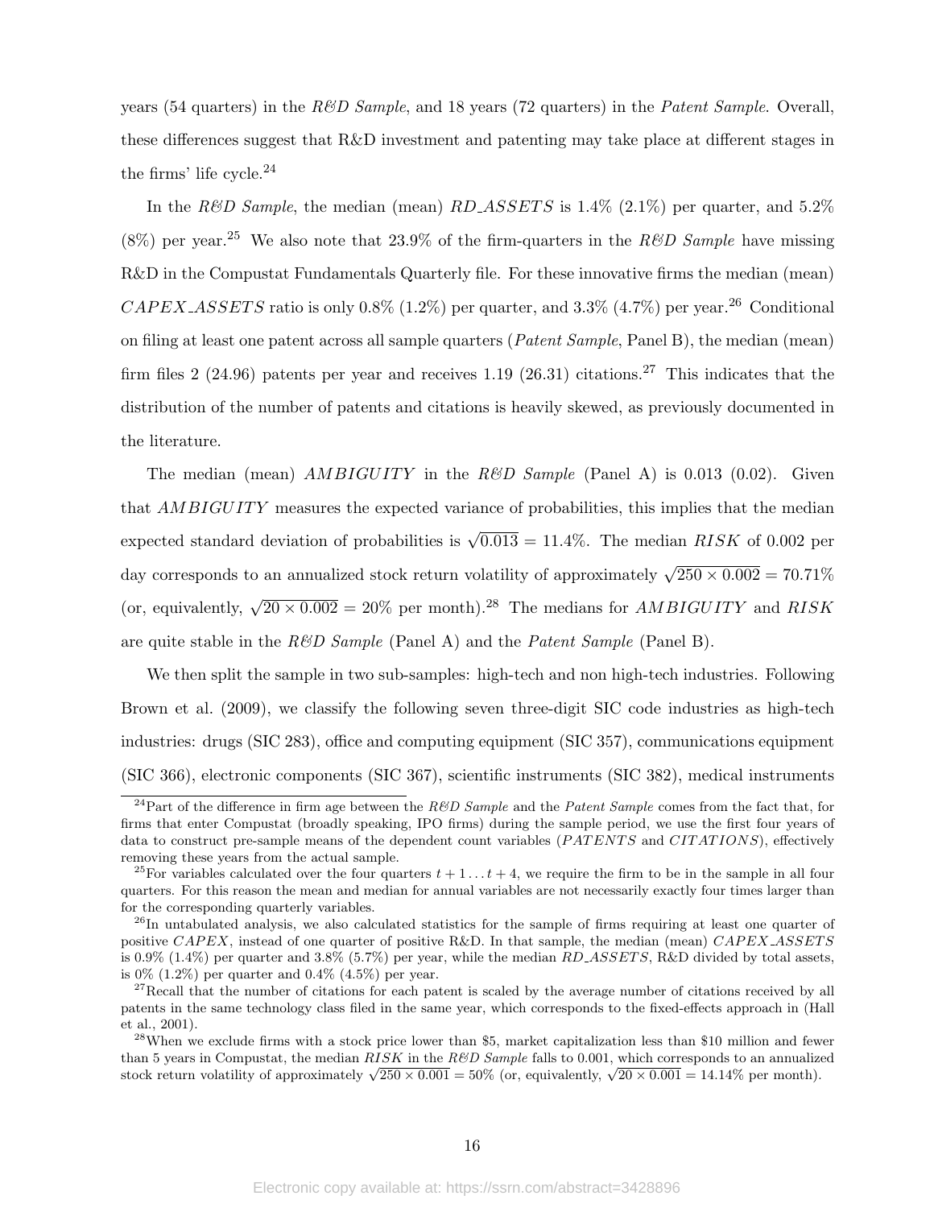years (54 quarters) in the *R&D Sample*, and 18 years (72 quarters) in the *Patent Sample*. Overall, these differences suggest that R&D investment and patenting may take place at different stages in the firms' life cycle.[24]

In the *R&D Sample*, the median (mean) $RD\_ASSETS$ is 1.4% (2.1%) per quarter, and 5.2% (8%) per year.[25] We also note that 23.9% of the firm-quarters in the *R&D Sample* have missing R&D in the Compustat Fundamentals Quarterly file. For these innovative firms the median (mean) $CAPEX\_ASSETS$ ratio is only 0.8% (1.2%) per quarter, and 3.3% (4.7%) per year.[26] Conditional on filing at least one patent across all sample quarters (*Patent Sample*, Panel B), the median (mean) firm files 2 (24.96) patents per year and receives 1.19 (26.31) citations.[27] This indicates that the distribution of the number of patents and citations is heavily skewed, as previously documented in the literature.

The median (mean) $AMBIGUITY$ in the *R&D Sample* (Panel A) is 0.013 (0.02). Given that $AMBIGUITY$ measures the expected variance of probabilities, this implies that the median expected standard deviation of probabilities is $\sqrt{0.013} = 11.4\%$. The median $RISK$ of 0.002 per day corresponds to an annualized stock return volatility of approximately $\sqrt{250 \times 0.002} = 70.71\%$ (or, equivalently, $\sqrt{20 \times 0.002} = 20\%$ per month).[28] The medians for $AMBIGUITY$ and $RISK$ are quite stable in the *R&D Sample* (Panel A) and the *Patent Sample* (Panel B).

We then split the sample in two sub-samples: high-tech and non high-tech industries. Following Brown et al. (2009), we classify the following seven three-digit SIC code industries as high-tech industries: drugs (SIC 283), office and computing equipment (SIC 357), communications equipment (SIC 366), electronic components (SIC 367), scientific instruments (SIC 382), medical instruments

---

[24] Part of the difference in firm age between the *R&D Sample* and the *Patent Sample* comes from the fact that, for firms that enter Compustat (broadly speaking, IPO firms) during the sample period, we use the first four years of data to construct pre-sample means of the dependent count variables ($PATENTS$ and $CITATIONS$), effectively removing these years from the actual sample.

[25] For variables calculated over the four quarters $t+1 \dots t+4$, we require the firm to be in the sample in all four quarters. For this reason the mean and median for annual variables are not necessarily exactly four times larger than for the corresponding quarterly variables.

[26] In untabulated analysis, we also calculated statistics for the sample of firms requiring at least one quarter of positive $CAPEX$, instead of one quarter of positive R&D. In that sample, the median (mean) $CAPEX\_ASSETS$ is 0.9% (1.4%) per quarter and 3.8% (5.7%) per year, while the median $RD\_ASSETS$, R&D divided by total assets, is 0% (1.2%) per quarter and 0.4% (4.5%) per year.

[27] Recall that the number of citations for each patent is scaled by the average number of citations received by all patents in the same technology class filed in the same year, which corresponds to the fixed-effects approach in (Hall et al., 2001).

[28] When we exclude firms with a stock price lower than \$5, market capitalization less than \$10 million and fewer than 5 years in Compustat, the median $RISK$ in the *R&D Sample* falls to 0.001, which corresponds to an annualized stock return volatility of approximately $\sqrt{250 \times 0.001} = 50\%$ (or, equivalently, $\sqrt{20 \times 0.001} = 14.14\%$ per month).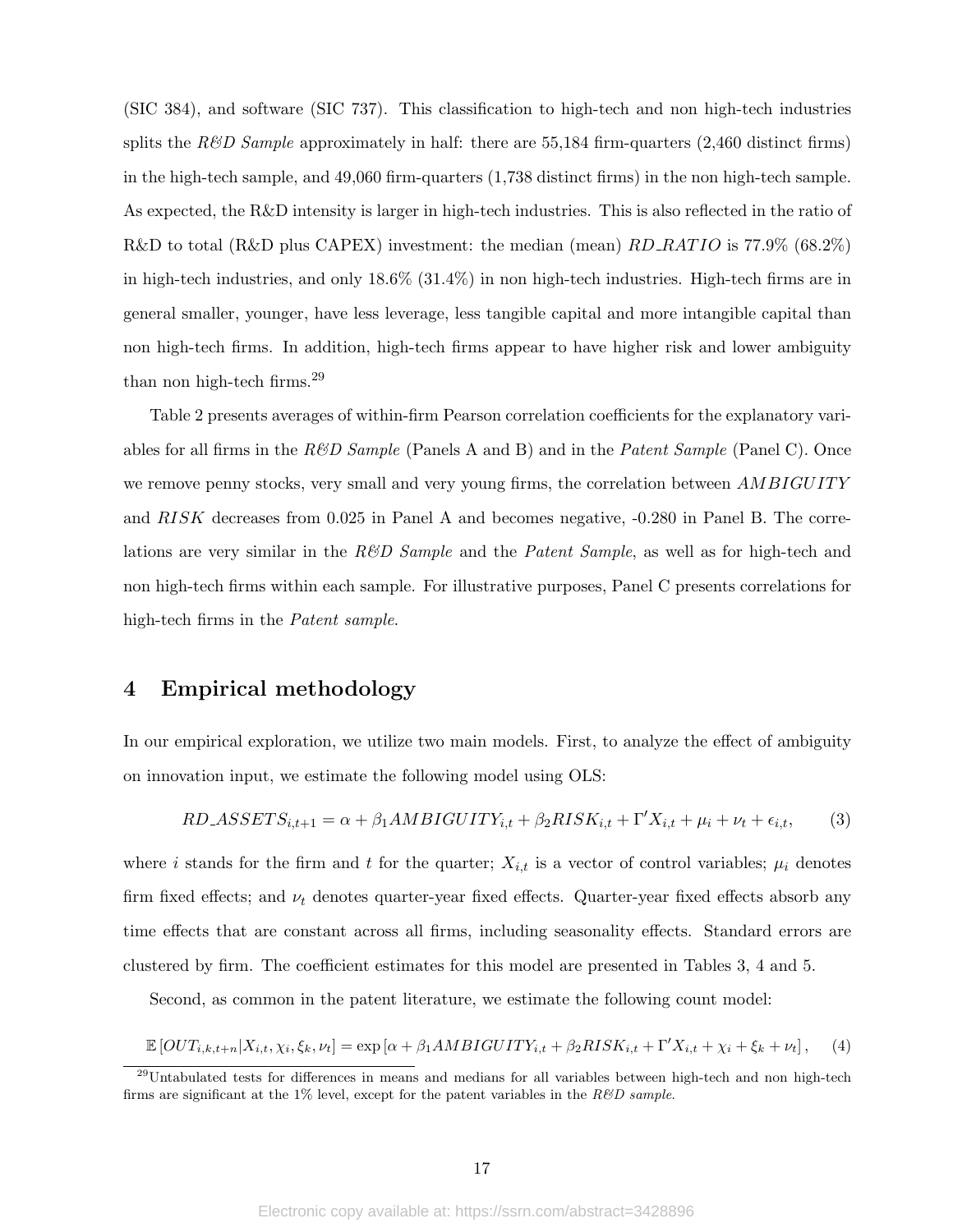(SIC 384), and software (SIC 737). This classification to high-tech and non high-tech industries splits the *R&D Sample* approximately in half: there are 55,184 firm-quarters (2,460 distinct firms) in the high-tech sample, and 49,060 firm-quarters (1,738 distinct firms) in the non high-tech sample. As expected, the R&D intensity is larger in high-tech industries. This is also reflected in the ratio of R&D to total (R&D plus CAPEX) investment: the median (mean) $RD\_RATIO$ is 77.9% (68.2%) in high-tech industries, and only 18.6% (31.4%) in non high-tech industries. High-tech firms are in general smaller, younger, have less leverage, less tangible capital and more intangible capital than non high-tech firms. In addition, high-tech firms appear to have higher risk and lower ambiguity than non high-tech firms.[29]

Table 2 presents averages of within-firm Pearson correlation coefficients for the explanatory variables for all firms in the *R&D Sample* (Panels A and B) and in the *Patent Sample* (Panel C). Once we remove penny stocks, very small and very young firms, the correlation between $AMBIGUITY$ and $RISK$ decreases from 0.025 in Panel A and becomes negative, -0.280 in Panel B. The correlations are very similar in the *R&D Sample* and the *Patent Sample*, as well as for high-tech and non high-tech firms within each sample. For illustrative purposes, Panel C presents correlations for high-tech firms in the *Patent sample*.

## 4 Empirical methodology

In our empirical exploration, we utilize two main models. First, to analyze the effect of ambiguity on innovation input, we estimate the following model using OLS:

$$RD\_ASSETS_{i,t+1} = \alpha + \beta_1 AMBIGUITY_{i,t} + \beta_2 RISK_{i,t} + \Gamma' X_{i,t} + \mu_i + \nu_t + \epsilon_{i,t}, \qquad (3)$$

where $i$ stands for the firm and $t$ for the quarter; $X_{i,t}$ is a vector of control variables; $\mu_i$ denotes firm fixed effects; and $\nu_t$ denotes quarter-year fixed effects. Quarter-year fixed effects absorb any time effects that are constant across all firms, including seasonality effects. Standard errors are clustered by firm. The coefficient estimates for this model are presented in Tables 3, 4 and 5.

Second, as common in the patent literature, we estimate the following count model:

$$\mathbb{E}\left[OUT_{i,k,t+n} | X_{i,t}, \chi_i, \xi_k, \nu_t\right] = \exp\left[\alpha + \beta_1 AMBIGUITY_{i,t} + \beta_2 RISK_{i,t} + \Gamma' X_{i,t} + \chi_i + \xi_k + \nu_t\right], \qquad (4)$$

[29] Untabulated tests for differences in means and medians for all variables between high-tech and non high-tech firms are significant at the 1% level, except for the patent variables in the *R&D sample*.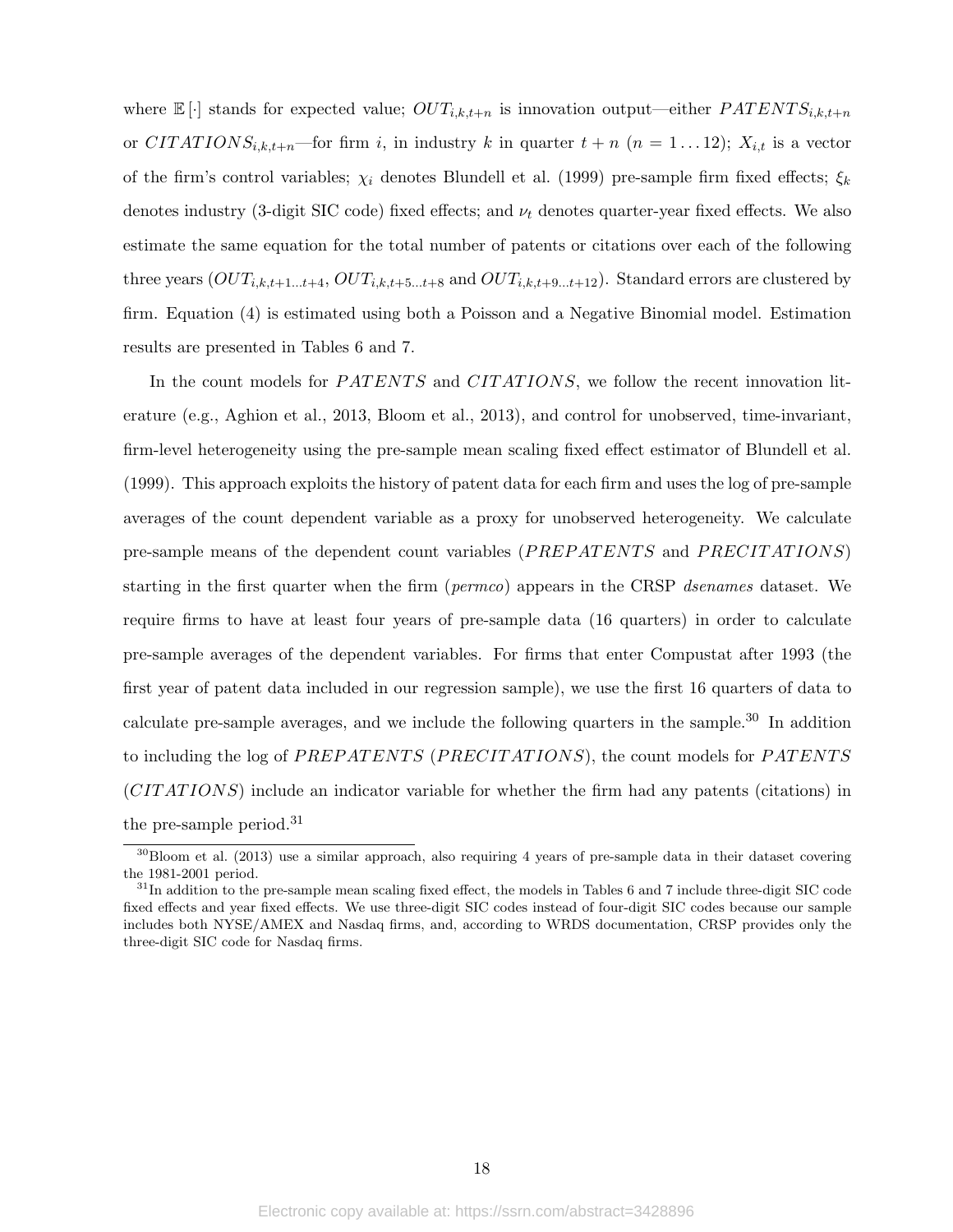where $\mathbb{E}[\cdot]$ stands for expected value; $OUT_{i,k,t+n}$ is innovation output—either $PATENTS_{i,k,t+n}$ or $CITATIONS_{i,k,t+n}$—for firm $i$, in industry $k$ in quarter $t+n$ ($n = 1 \dots 12$); $X_{i,t}$ is a vector of the firm's control variables; $\chi_i$ denotes Blundell et al. (1999) pre-sample firm fixed effects; $\xi_k$ denotes industry (3-digit SIC code) fixed effects; and $\nu_t$ denotes quarter-year fixed effects. We also estimate the same equation for the total number of patents or citations over each of the following three years ($OUT_{i,k,t+1\dots t+4}$, $OUT_{i,k,t+5\dots t+8}$ and $OUT_{i,k,t+9\dots t+12}$). Standard errors are clustered by firm. Equation (4) is estimated using both a Poisson and a Negative Binomial model. Estimation results are presented in Tables 6 and 7.

In the count models for $PATENTS$ and $CITATIONS$, we follow the recent innovation literature (e.g., Aghion et al., 2013, Bloom et al., 2013), and control for unobserved, time-invariant, firm-level heterogeneity using the pre-sample mean scaling fixed effect estimator of Blundell et al. (1999). This approach exploits the history of patent data for each firm and uses the log of pre-sample averages of the count dependent variable as a proxy for unobserved heterogeneity. We calculate pre-sample means of the dependent count variables ($PREPATENTS$ and $PRECITATIONS$) starting in the first quarter when the firm (*permco*) appears in the CRSP *dsenames* dataset. We require firms to have at least four years of pre-sample data (16 quarters) in order to calculate pre-sample averages of the dependent variables. For firms that enter Compustat after 1993 (the first year of patent data included in our regression sample), we use the first 16 quarters of data to calculate pre-sample averages, and we include the following quarters in the sample.[30] In addition to including the log of $PREPATENTS$ ($PRECITATIONS$), the count models for $PATENTS$ ($CITATIONS$) include an indicator variable for whether the firm had any patents (citations) in the pre-sample period.[31]

[30] Bloom et al. (2013) use a similar approach, also requiring 4 years of pre-sample data in their dataset covering the 1981-2001 period.

[31] In addition to the pre-sample mean scaling fixed effect, the models in Tables 6 and 7 include three-digit SIC code fixed effects and year fixed effects. We use three-digit SIC codes instead of four-digit SIC codes because our sample includes both NYSE/AMEX and Nasdaq firms, and, according to WRDS documentation, CRSP provides only the three-digit SIC code for Nasdaq firms.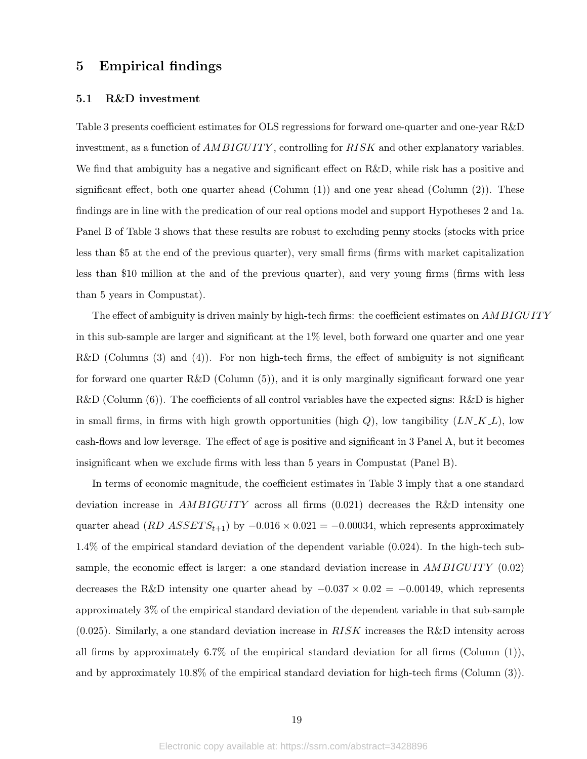## 5 Empirical findings

### 5.1 R&D investment

Table 3 presents coefficient estimates for OLS regressions for forward one-quarter and one-year R&D investment, as a function of $AMBIGUITY$, controlling for $RISK$ and other explanatory variables. We find that ambiguity has a negative and significant effect on R&D, while risk has a positive and significant effect, both one quarter ahead (Column (1)) and one year ahead (Column (2)). These findings are in line with the predication of our real options model and support Hypotheses 2 and 1a. Panel B of Table 3 shows that these results are robust to excluding penny stocks (stocks with price less than \$5 at the end of the previous quarter), very small firms (firms with market capitalization less than \$10 million at the and of the previous quarter), and very young firms (firms with less than 5 years in Compustat).

The effect of ambiguity is driven mainly by high-tech firms: the coefficient estimates on $AMBIGUITY$ in this sub-sample are larger and significant at the 1% level, both forward one quarter and one year R&D (Columns (3) and (4)). For non high-tech firms, the effect of ambiguity is not significant for forward one quarter R&D (Column (5)), and it is only marginally significant forward one year R&D (Column (6)). The coefficients of all control variables have the expected signs: R&D is higher in small firms, in firms with high growth opportunities (high $Q$), low tangibility ($LN\_K\_L$), low cash-flows and low leverage. The effect of age is positive and significant in 3 Panel A, but it becomes insignificant when we exclude firms with less than 5 years in Compustat (Panel B).

In terms of economic magnitude, the coefficient estimates in Table 3 imply that a one standard deviation increase in $AMBIGUITY$ across all firms (0.021) decreases the R&D intensity one quarter ahead ($RD\_ASSETS_{t+1}$) by $-0.016 \times 0.021 = -0.00034$, which represents approximately 1.4% of the empirical standard deviation of the dependent variable (0.024). In the high-tech sub-sample, the economic effect is larger: a one standard deviation increase in $AMBIGUITY$ (0.02) decreases the R&D intensity one quarter ahead by $-0.037 \times 0.02 = -0.00149$, which represents approximately 3% of the empirical standard deviation of the dependent variable in that sub-sample (0.025). Similarly, a one standard deviation increase in $RISK$ increases the R&D intensity across all firms by approximately 6.7% of the empirical standard deviation for all firms (Column (1)), and by approximately 10.8% of the empirical standard deviation for high-tech firms (Column (3)).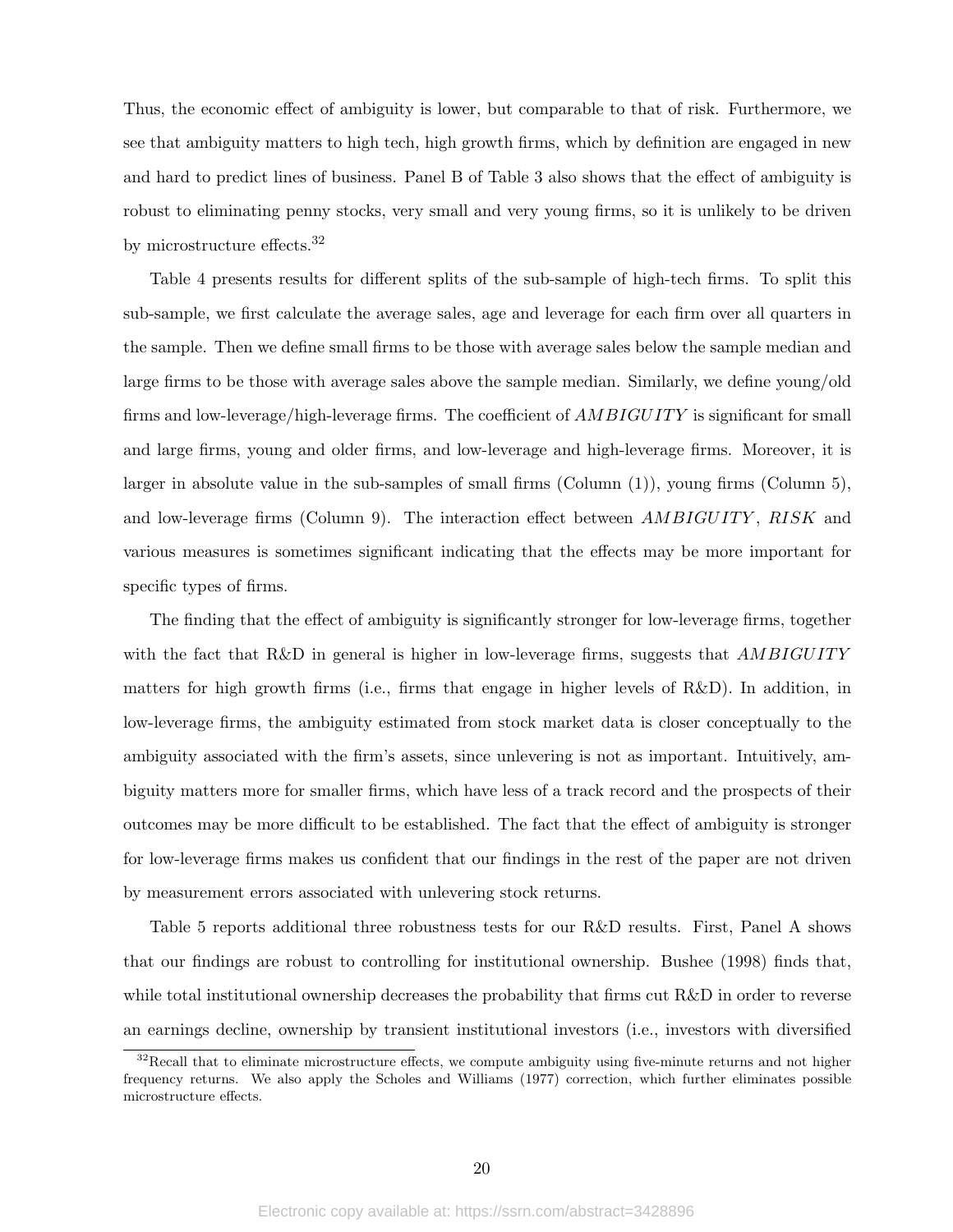Thus, the economic effect of ambiguity is lower, but comparable to that of risk. Furthermore, we see that ambiguity matters to high tech, high growth firms, which by definition are engaged in new and hard to predict lines of business. Panel B of Table 3 also shows that the effect of ambiguity is robust to eliminating penny stocks, very small and very young firms, so it is unlikely to be driven by microstructure effects.[32]

Table 4 presents results for different splits of the sub-sample of high-tech firms. To split this sub-sample, we first calculate the average sales, age and leverage for each firm over all quarters in the sample. Then we define small firms to be those with average sales below the sample median and large firms to be those with average sales above the sample median. Similarly, we define young/old firms and low-leverage/high-leverage firms. The coefficient of $AMBIGUITY$ is significant for small and large firms, young and older firms, and low-leverage and high-leverage firms. Moreover, it is larger in absolute value in the sub-samples of small firms (Column (1)), young firms (Column 5), and low-leverage firms (Column 9). The interaction effect between $AMBIGUITY$, $RISK$ and various measures is sometimes significant indicating that the effects may be more important for specific types of firms.

The finding that the effect of ambiguity is significantly stronger for low-leverage firms, together with the fact that R&D in general is higher in low-leverage firms, suggests that $AMBIGUITY$ matters for high growth firms (i.e., firms that engage in higher levels of R&D). In addition, in low-leverage firms, the ambiguity estimated from stock market data is closer conceptually to the ambiguity associated with the firm's assets, since unlevering is not as important. Intuitively, ambiguity matters more for smaller firms, which have less of a track record and the prospects of their outcomes may be more difficult to be established. The fact that the effect of ambiguity is stronger for low-leverage firms makes us confident that our findings in the rest of the paper are not driven by measurement errors associated with unlevering stock returns.

Table 5 reports additional three robustness tests for our R&D results. First, Panel A shows that our findings are robust to controlling for institutional ownership. Bushee (1998) finds that, while total institutional ownership decreases the probability that firms cut R&D in order to reverse an earnings decline, ownership by transient institutional investors (i.e., investors with diversified

[32] Recall that to eliminate microstructure effects, we compute ambiguity using five-minute returns and not higher frequency returns. We also apply the Scholes and Williams (1977) correction, which further eliminates possible microstructure effects.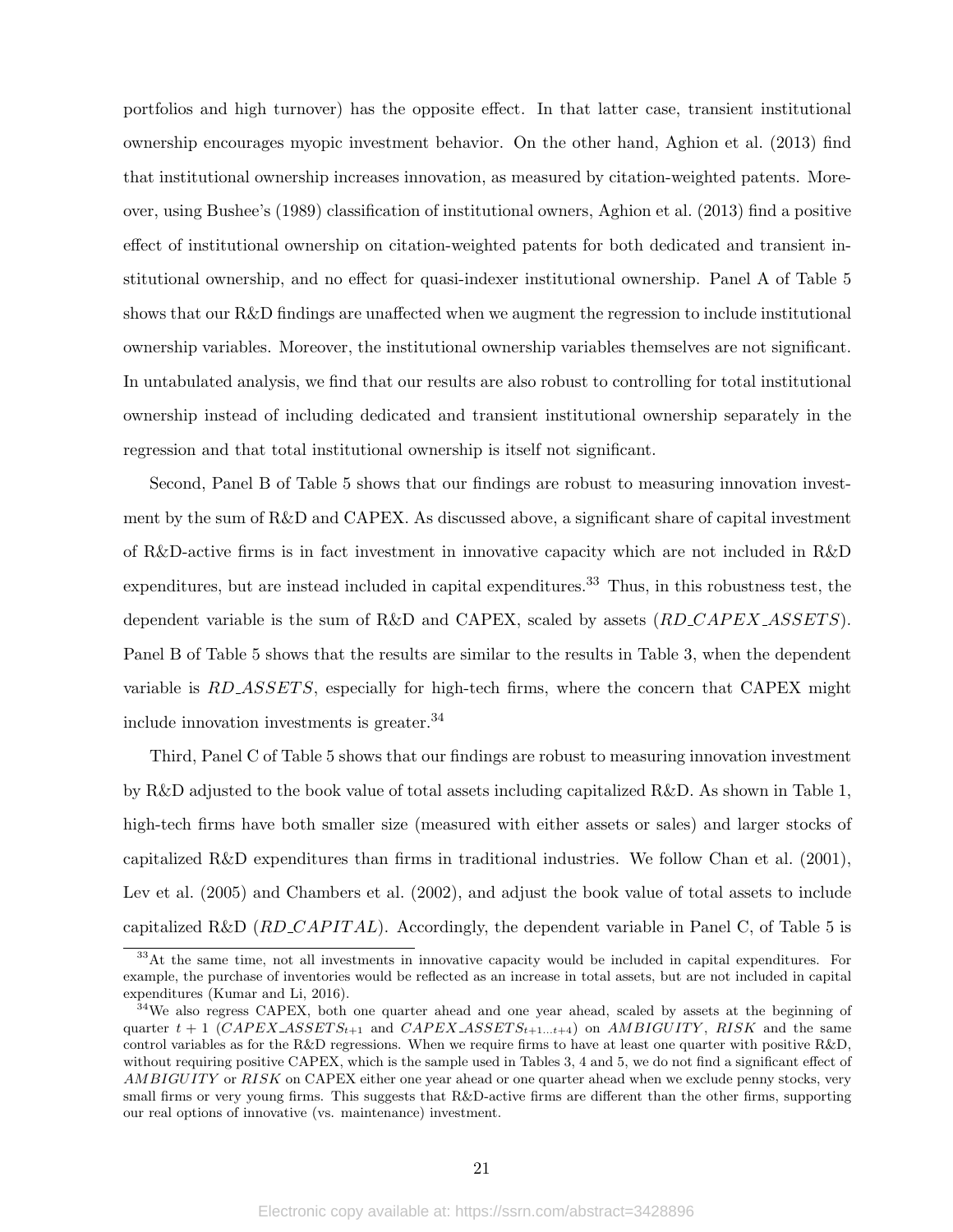portfolios and high turnover) has the opposite effect. In that latter case, transient institutional ownership encourages myopic investment behavior. On the other hand, Aghion et al. (2013) find that institutional ownership increases innovation, as measured by citation-weighted patents. Moreover, using Bushee's (1989) classification of institutional owners, Aghion et al. (2013) find a positive effect of institutional ownership on citation-weighted patents for both dedicated and transient institutional ownership, and no effect for quasi-indexer institutional ownership. Panel A of Table 5 shows that our R&D findings are unaffected when we augment the regression to include institutional ownership variables. Moreover, the institutional ownership variables themselves are not significant. In untabulated analysis, we find that our results are also robust to controlling for total institutional ownership instead of including dedicated and transient institutional ownership separately in the regression and that total institutional ownership is itself not significant.

Second, Panel B of Table 5 shows that our findings are robust to measuring innovation investment by the sum of R&D and CAPEX. As discussed above, a significant share of capital investment of R&D-active firms is in fact investment in innovative capacity which are not included in R&D expenditures, but are instead included in capital expenditures.[33] Thus, in this robustness test, the dependent variable is the sum of R&D and CAPEX, scaled by assets ($RD\_CAPEX\_ASSETS$). Panel B of Table 5 shows that the results are similar to the results in Table 3, when the dependent variable is $RD\_ASSETS$, especially for high-tech firms, where the concern that CAPEX might include innovation investments is greater.[34]

Third, Panel C of Table 5 shows that our findings are robust to measuring innovation investment by R&D adjusted to the book value of total assets including capitalized R&D. As shown in Table 1, high-tech firms have both smaller size (measured with either assets or sales) and larger stocks of capitalized R&D expenditures than firms in traditional industries. We follow Chan et al. (2001), Lev et al. (2005) and Chambers et al. (2002), and adjust the book value of total assets to include capitalized R&D ($RD\_CAPITAL$). Accordingly, the dependent variable in Panel C, of Table 5 is

[33] At the same time, not all investments in innovative capacity would be included in capital expenditures. For example, the purchase of inventories would be reflected as an increase in total assets, but are not included in capital expenditures (Kumar and Li, 2016).

[34] We also regress CAPEX, both one quarter ahead and one year ahead, scaled by assets at the beginning of quarter $t+1$ ($CAPEX\_ASSETS_{t+1}$ and $CAPEX\_ASSETS_{t+1...t+4}$) on $AMBIGUITY$, $RISK$ and the same control variables as for the R&D regressions. When we require firms to have at least one quarter with positive R&D, without requiring positive CAPEX, which is the sample used in Tables 3, 4 and 5, we do not find a significant effect of $AMBIGUITY$ or $RISK$ on CAPEX either one year ahead or one quarter ahead when we exclude penny stocks, very small firms or very young firms. This suggests that R&D-active firms are different than the other firms, supporting our real options of innovative (vs. maintenance) investment.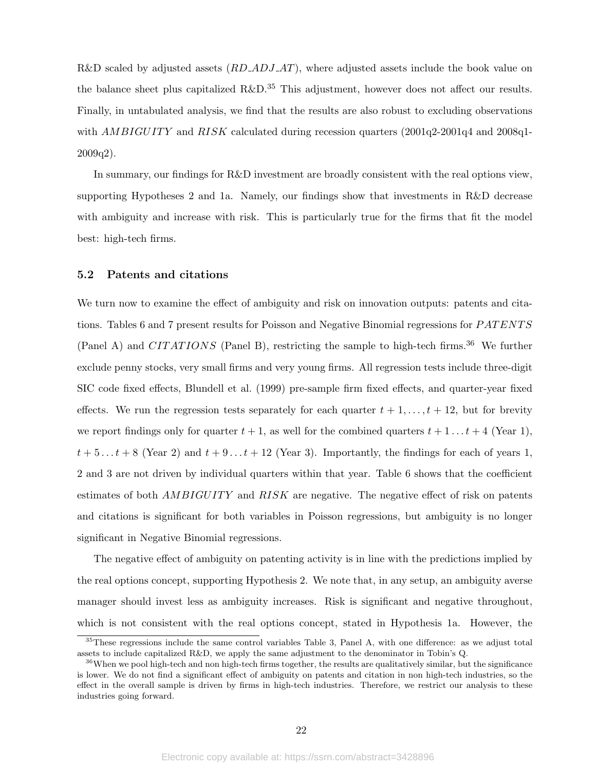R&D scaled by adjusted assets (*RD_ADJ_AT*), where adjusted assets include the book value on the balance sheet plus capitalized R&D.[35] This adjustment, however does not affect our results. Finally, in untabulated analysis, we find that the results are also robust to excluding observations with *AMBIGUITY* and *RISK* calculated during recession quarters (2001q2-2001q4 and 2008q1-2009q2).

In summary, our findings for R&D investment are broadly consistent with the real options view, supporting Hypotheses 2 and 1a. Namely, our findings show that investments in R&D decrease with ambiguity and increase with risk. This is particularly true for the firms that fit the model best: high-tech firms.

### 5.2 Patents and citations

We turn now to examine the effect of ambiguity and risk on innovation outputs: patents and citations. Tables 6 and 7 present results for Poisson and Negative Binomial regressions for *PATENTS* (Panel A) and *CITATIONS* (Panel B), restricting the sample to high-tech firms.[36] We further exclude penny stocks, very small firms and very young firms. All regression tests include three-digit SIC code fixed effects, Blundell et al. (1999) pre-sample firm fixed effects, and quarter-year fixed effects. We run the regression tests separately for each quarter $t+1, \ldots, t+12$, but for brevity we report findings only for quarter $t+1$, as well for the combined quarters $t+1 \ldots t+4$ (Year 1), $t+5 \ldots t+8$ (Year 2) and $t+9 \ldots t+12$ (Year 3). Importantly, the findings for each of years 1, 2 and 3 are not driven by individual quarters within that year. Table 6 shows that the coefficient estimates of both *AMBIGUITY* and *RISK* are negative. The negative effect of risk on patents and citations is significant for both variables in Poisson regressions, but ambiguity is no longer significant in Negative Binomial regressions.

The negative effect of ambiguity on patenting activity is in line with the predictions implied by the real options concept, supporting Hypothesis 2. We note that, in any setup, an ambiguity averse manager should invest less as ambiguity increases. Risk is significant and negative throughout, which is not consistent with the real options concept, stated in Hypothesis 1a. However, the

[35] These regressions include the same control variables Table 3, Panel A, with one difference: as we adjust total assets to include capitalized R&D, we apply the same adjustment to the denominator in Tobin's Q.

[36] When we pool high-tech and non high-tech firms together, the results are qualitatively similar, but the significance is lower. We do not find a significant effect of ambiguity on patents and citation in non high-tech industries, so the effect in the overall sample is driven by firms in high-tech industries. Therefore, we restrict our analysis to these industries going forward.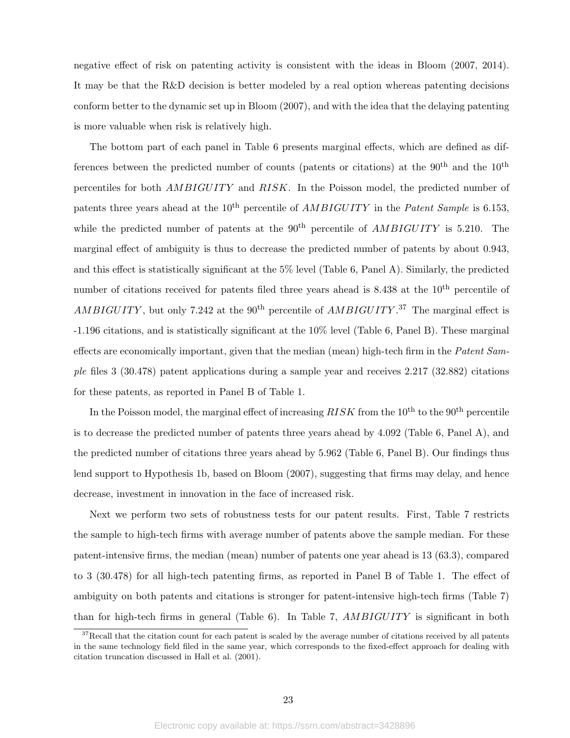negative effect of risk on patenting activity is consistent with the ideas in Bloom (2007, 2014). It may be that the R&D decision is better modeled by a real option whereas patenting decisions conform better to the dynamic set up in Bloom (2007), and with the idea that the delaying patenting is more valuable when risk is relatively high.

The bottom part of each panel in Table 6 presents marginal effects, which are defined as differences between the predicted number of counts (patents or citations) at the 90$^{\text{th}}$ and the 10$^{\text{th}}$ percentiles for both *AMBIGUITY* and *RISK*. In the Poisson model, the predicted number of patents three years ahead at the 10$^{\text{th}}$ percentile of *AMBIGUITY* in the *Patent Sample* is 6.153, while the predicted number of patents at the 90$^{\text{th}}$ percentile of *AMBIGUITY* is 5.210. The marginal effect of ambiguity is thus to decrease the predicted number of patents by about 0.943, and this effect is statistically significant at the 5% level (Table 6, Panel A). Similarly, the predicted number of citations received for patents filed three years ahead is 8.438 at the 10$^{\text{th}}$ percentile of *AMBIGUITY*, but only 7.242 at the 90$^{\text{th}}$ percentile of *AMBIGUITY*.[37] The marginal effect is -1.196 citations, and is statistically significant at the 10% level (Table 6, Panel B). These marginal effects are economically important, given that the median (mean) high-tech firm in the *Patent Sample* files 3 (30.478) patent applications during a sample year and receives 2.217 (32.882) citations for these patents, as reported in Panel B of Table 1.

In the Poisson model, the marginal effect of increasing *RISK* from the 10$^{\text{th}}$ to the 90$^{\text{th}}$ percentile is to decrease the predicted number of patents three years ahead by 4.092 (Table 6, Panel A), and the predicted number of citations three years ahead by 5.962 (Table 6, Panel B). Our findings thus lend support to Hypothesis 1b, based on Bloom (2007), suggesting that firms may delay, and hence decrease, investment in innovation in the face of increased risk.

Next we perform two sets of robustness tests for our patent results. First, Table 7 restricts the sample to high-tech firms with average number of patents above the sample median. For these patent-intensive firms, the median (mean) number of patents one year ahead is 13 (63.3), compared to 3 (30.478) for all high-tech patenting firms, as reported in Panel B of Table 1. The effect of ambiguity on both patents and citations is stronger for patent-intensive high-tech firms (Table 7) than for high-tech firms in general (Table 6). In Table 7, *AMBIGUITY* is significant in both

[37] Recall that the citation count for each patent is scaled by the average number of citations received by all patents in the same technology field filed in the same year, which corresponds to the fixed-effect approach for dealing with citation truncation discussed in Hall et al. (2001).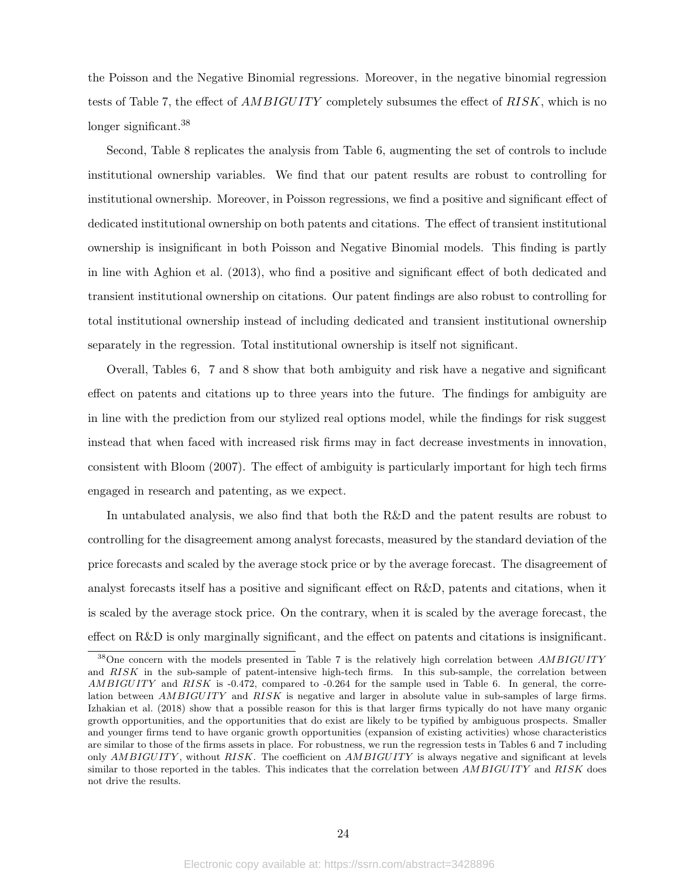the Poisson and the Negative Binomial regressions. Moreover, in the negative binomial regression tests of Table 7, the effect of $AMBIGUITY$ completely subsumes the effect of $RISK$, which is no longer significant.[38]

Second, Table 8 replicates the analysis from Table 6, augmenting the set of controls to include institutional ownership variables. We find that our patent results are robust to controlling for institutional ownership. Moreover, in Poisson regressions, we find a positive and significant effect of dedicated institutional ownership on both patents and citations. The effect of transient institutional ownership is insignificant in both Poisson and Negative Binomial models. This finding is partly in line with Aghion et al. (2013), who find a positive and significant effect of both dedicated and transient institutional ownership on citations. Our patent findings are also robust to controlling for total institutional ownership instead of including dedicated and transient institutional ownership separately in the regression. Total institutional ownership is itself not significant.

Overall, Tables 6, 7 and 8 show that both ambiguity and risk have a negative and significant effect on patents and citations up to three years into the future. The findings for ambiguity are in line with the prediction from our stylized real options model, while the findings for risk suggest instead that when faced with increased risk firms may in fact decrease investments in innovation, consistent with Bloom (2007). The effect of ambiguity is particularly important for high tech firms engaged in research and patenting, as we expect.

In untabulated analysis, we also find that both the R&D and the patent results are robust to controlling for the disagreement among analyst forecasts, measured by the standard deviation of the price forecasts and scaled by the average stock price or by the average forecast. The disagreement of analyst forecasts itself has a positive and significant effect on R&D, patents and citations, when it is scaled by the average stock price. On the contrary, when it is scaled by the average forecast, the effect on R&D is only marginally significant, and the effect on patents and citations is insignificant.

[38] One concern with the models presented in Table 7 is the relatively high correlation between $AMBIGUITY$ and $RISK$ in the sub-sample of patent-intensive high-tech firms. In this sub-sample, the correlation between $AMBIGUITY$ and $RISK$ is -0.472, compared to -0.264 for the sample used in Table 6. In general, the correlation between $AMBIGUITY$ and $RISK$ is negative and larger in absolute value in sub-samples of large firms. Izhakian et al. (2018) show that a possible reason for this is that larger firms typically do not have many organic growth opportunities, and the opportunities that do exist are likely to be typified by ambiguous prospects. Smaller and younger firms tend to have organic growth opportunities (expansion of existing activities) whose characteristics are similar to those of the firms assets in place. For robustness, we run the regression tests in Tables 6 and 7 including only $AMBIGUITY$, without $RISK$. The coefficient on $AMBIGUITY$ is always negative and significant at levels similar to those reported in the tables. This indicates that the correlation between $AMBIGUITY$ and $RISK$ does not drive the results.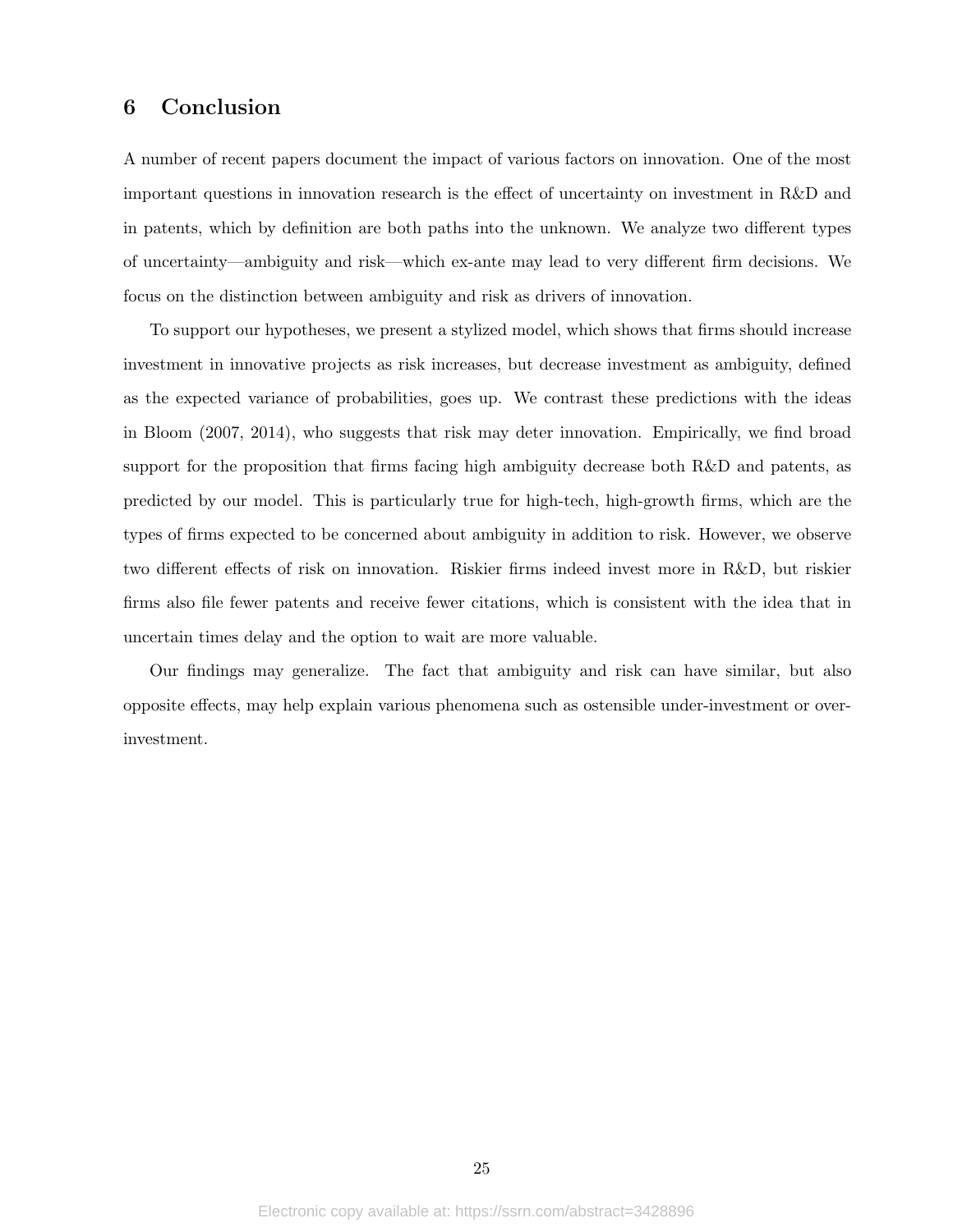## 6 Conclusion

A number of recent papers document the impact of various factors on innovation. One of the most important questions in innovation research is the effect of uncertainty on investment in R&D and in patents, which by definition are both paths into the unknown. We analyze two different types of uncertainty—ambiguity and risk—which ex-ante may lead to very different firm decisions. We focus on the distinction between ambiguity and risk as drivers of innovation.

To support our hypotheses, we present a stylized model, which shows that firms should increase investment in innovative projects as risk increases, but decrease investment as ambiguity, defined as the expected variance of probabilities, goes up. We contrast these predictions with the ideas in Bloom (2007, 2014), who suggests that risk may deter innovation. Empirically, we find broad support for the proposition that firms facing high ambiguity decrease both R&D and patents, as predicted by our model. This is particularly true for high-tech, high-growth firms, which are the types of firms expected to be concerned about ambiguity in addition to risk. However, we observe two different effects of risk on innovation. Riskier firms indeed invest more in R&D, but riskier firms also file fewer patents and receive fewer citations, which is consistent with the idea that in uncertain times delay and the option to wait are more valuable.

Our findings may generalize. The fact that ambiguity and risk can have similar, but also opposite effects, may help explain various phenomena such as ostensible under-investment or over-investment.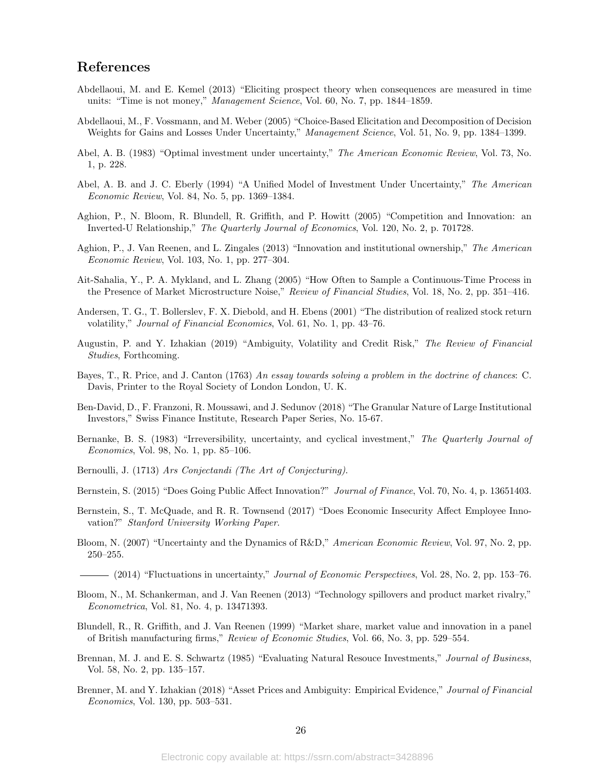## References

Abdellaoui, M. and E. Kemel (2013) "Eliciting prospect theory when consequences are measured in time units: "Time is not money," *Management Science*, Vol. 60, No. 7, pp. 1844–1859.

Abdellaoui, M., F. Vossmann, and M. Weber (2005) "Choice-Based Elicitation and Decomposition of Decision Weights for Gains and Losses Under Uncertainty," *Management Science*, Vol. 51, No. 9, pp. 1384–1399.

Abel, A. B. (1983) "Optimal investment under uncertainty," *The American Economic Review*, Vol. 73, No. 1, p. 228.

Abel, A. B. and J. C. Eberly (1994) "A Unified Model of Investment Under Uncertainty," *The American Economic Review*, Vol. 84, No. 5, pp. 1369–1384.

Aghion, P., N. Bloom, R. Blundell, R. Griffith, and P. Howitt (2005) "Competition and Innovation: an Inverted-U Relationship," *The Quarterly Journal of Economics*, Vol. 120, No. 2, p. 701728.

Aghion, P., J. Van Reenen, and L. Zingales (2013) "Innovation and institutional ownership," *The American Economic Review*, Vol. 103, No. 1, pp. 277–304.

Ait-Sahalia, Y., P. A. Mykland, and L. Zhang (2005) "How Often to Sample a Continuous-Time Process in the Presence of Market Microstructure Noise," *Review of Financial Studies*, Vol. 18, No. 2, pp. 351–416.

Andersen, T. G., T. Bollerslev, F. X. Diebold, and H. Ebens (2001) "The distribution of realized stock return volatility," *Journal of Financial Economics*, Vol. 61, No. 1, pp. 43–76.

Augustin, P. and Y. Izhakian (2019) "Ambiguity, Volatility and Credit Risk," *The Review of Financial Studies*, Forthcoming.

Bayes, T., R. Price, and J. Canton (1763) *An essay towards solving a problem in the doctrine of chances*: C. Davis, Printer to the Royal Society of London London, U. K.

Ben-David, D., F. Franzoni, R. Moussawi, and J. Sedunov (2018) "The Granular Nature of Large Institutional Investors," Swiss Finance Institute, Research Paper Series, No. 15-67.

Bernanke, B. S. (1983) "Irreversibility, uncertainty, and cyclical investment," *The Quarterly Journal of Economics*, Vol. 98, No. 1, pp. 85–106.

Bernoulli, J. (1713) *Ars Conjectandi (The Art of Conjecturing)*.

Bernstein, S. (2015) "Does Going Public Affect Innovation?" *Journal of Finance*, Vol. 70, No. 4, p. 13651403.

Bernstein, S., T. McQuade, and R. R. Townsend (2017) "Does Economic Insecurity Affect Employee Innovation?" *Stanford University Working Paper*.

Bloom, N. (2007) "Uncertainty and the Dynamics of R&D," *American Economic Review*, Vol. 97, No. 2, pp. 250–255.

——— (2014) "Fluctuations in uncertainty," *Journal of Economic Perspectives*, Vol. 28, No. 2, pp. 153–76.

Bloom, N., M. Schankerman, and J. Van Reenen (2013) "Technology spillovers and product market rivalry," *Econometrica*, Vol. 81, No. 4, p. 13471393.

Blundell, R., R. Griffith, and J. Van Reenen (1999) "Market share, market value and innovation in a panel of British manufacturing firms," *Review of Economic Studies*, Vol. 66, No. 3, pp. 529–554.

Brennan, M. J. and E. S. Schwartz (1985) "Evaluating Natural Resouce Investments," *Journal of Business*, Vol. 58, No. 2, pp. 135–157.

Brenner, M. and Y. Izhakian (2018) "Asset Prices and Ambiguity: Empirical Evidence," *Journal of Financial Economics*, Vol. 130, pp. 503–531.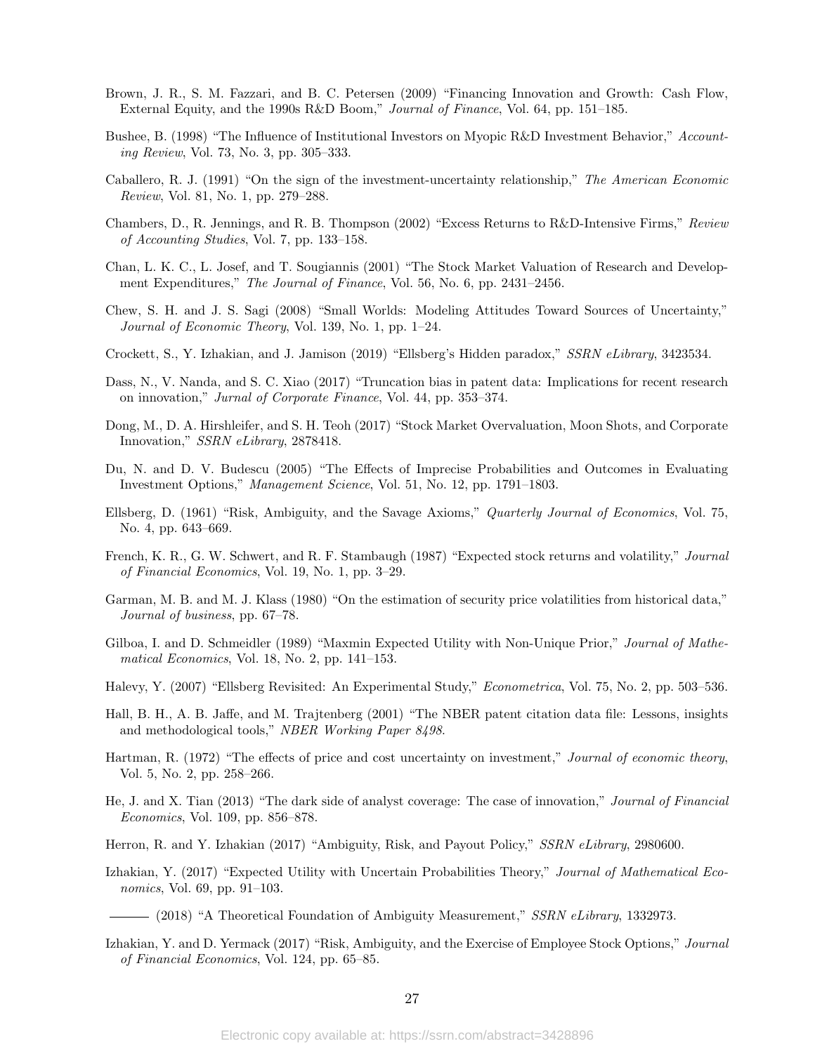Brown, J. R., S. M. Fazzari, and B. C. Petersen (2009) "Financing Innovation and Growth: Cash Flow, External Equity, and the 1990s R&D Boom," *Journal of Finance*, Vol. 64, pp. 151–185.

Bushee, B. (1998) "The Influence of Institutional Investors on Myopic R&D Investment Behavior," *Accounting Review*, Vol. 73, No. 3, pp. 305–333.

Caballero, R. J. (1991) "On the sign of the investment-uncertainty relationship," *The American Economic Review*, Vol. 81, No. 1, pp. 279–288.

Chambers, D., R. Jennings, and R. B. Thompson (2002) "Excess Returns to R&D-Intensive Firms," *Review of Accounting Studies*, Vol. 7, pp. 133–158.

Chan, L. K. C., L. Josef, and T. Sougiannis (2001) "The Stock Market Valuation of Research and Development Expenditures," *The Journal of Finance*, Vol. 56, No. 6, pp. 2431–2456.

Chew, S. H. and J. S. Sagi (2008) "Small Worlds: Modeling Attitudes Toward Sources of Uncertainty," *Journal of Economic Theory*, Vol. 139, No. 1, pp. 1–24.

Crockett, S., Y. Izhakian, and J. Jamison (2019) "Ellsberg's Hidden paradox," *SSRN eLibrary*, 3423534.

Dass, N., V. Nanda, and S. C. Xiao (2017) "Truncation bias in patent data: Implications for recent research on innovation," *Jurnal of Corporate Finance*, Vol. 44, pp. 353–374.

Dong, M., D. A. Hirshleifer, and S. H. Teoh (2017) "Stock Market Overvaluation, Moon Shots, and Corporate Innovation," *SSRN eLibrary*, 2878418.

Du, N. and D. V. Budescu (2005) "The Effects of Imprecise Probabilities and Outcomes in Evaluating Investment Options," *Management Science*, Vol. 51, No. 12, pp. 1791–1803.

Ellsberg, D. (1961) "Risk, Ambiguity, and the Savage Axioms," *Quarterly Journal of Economics*, Vol. 75, No. 4, pp. 643–669.

French, K. R., G. W. Schwert, and R. F. Stambaugh (1987) "Expected stock returns and volatility," *Journal of Financial Economics*, Vol. 19, No. 1, pp. 3–29.

Garman, M. B. and M. J. Klass (1980) "On the estimation of security price volatilities from historical data," *Journal of business*, pp. 67–78.

Gilboa, I. and D. Schmeidler (1989) "Maxmin Expected Utility with Non-Unique Prior," *Journal of Mathematical Economics*, Vol. 18, No. 2, pp. 141–153.

Halevy, Y. (2007) "Ellsberg Revisited: An Experimental Study," *Econometrica*, Vol. 75, No. 2, pp. 503–536.

Hall, B. H., A. B. Jaffe, and M. Trajtenberg (2001) "The NBER patent citation data file: Lessons, insights and methodological tools," *NBER Working Paper 8498*.

Hartman, R. (1972) "The effects of price and cost uncertainty on investment," *Journal of economic theory*, Vol. 5, No. 2, pp. 258–266.

He, J. and X. Tian (2013) "The dark side of analyst coverage: The case of innovation," *Journal of Financial Economics*, Vol. 109, pp. 856–878.

Herron, R. and Y. Izhakian (2017) "Ambiguity, Risk, and Payout Policy," *SSRN eLibrary*, 2980600.

Izhakian, Y. (2017) "Expected Utility with Uncertain Probabilities Theory," *Journal of Mathematical Economics*, Vol. 69, pp. 91–103.

——— (2018) "A Theoretical Foundation of Ambiguity Measurement," *SSRN eLibrary*, 1332973.

Izhakian, Y. and D. Yermack (2017) "Risk, Ambiguity, and the Exercise of Employee Stock Options," *Journal of Financial Economics*, Vol. 124, pp. 65–85.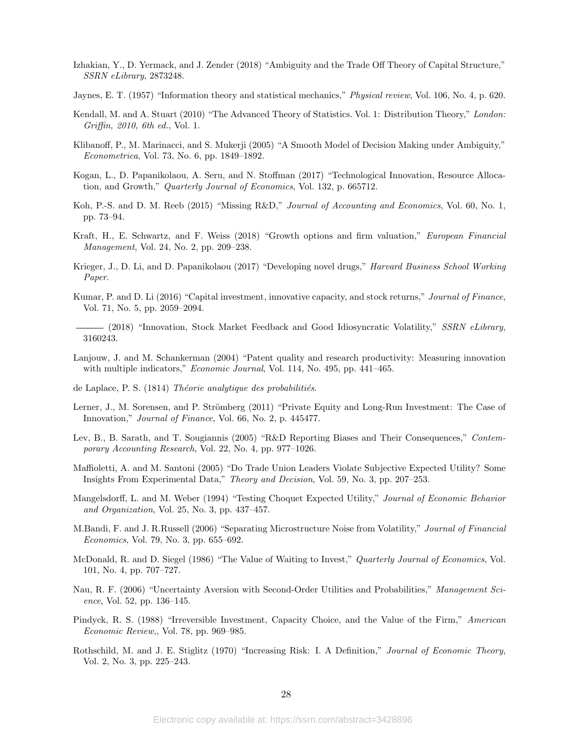Izhakian, Y., D. Yermack, and J. Zender (2018) "Ambiguity and the Trade Off Theory of Capital Structure," *SSRN eLibrary*, 2873248.

Jaynes, E. T. (1957) "Information theory and statistical mechanics," *Physical review*, Vol. 106, No. 4, p. 620.

Kendall, M. and A. Stuart (2010) "The Advanced Theory of Statistics. Vol. 1: Distribution Theory," *London: Griffin, 2010, 6th ed.*, Vol. 1.

Klibanoff, P., M. Marinacci, and S. Mukerji (2005) "A Smooth Model of Decision Making under Ambiguity," *Econometrica*, Vol. 73, No. 6, pp. 1849–1892.

Kogan, L., D. Papanikolaou, A. Seru, and N. Stoffman (2017) "Technological Innovation, Resource Allocation, and Growth," *Quarterly Journal of Economics*, Vol. 132, p. 665712.

Koh, P.-S. and D. M. Reeb (2015) "Missing R&D," *Journal of Accounting and Economics*, Vol. 60, No. 1, pp. 73–94.

Kraft, H., E. Schwartz, and F. Weiss (2018) "Growth options and firm valuation," *European Financial Management*, Vol. 24, No. 2, pp. 209–238.

Krieger, J., D. Li, and D. Papanikolaou (2017) "Developing novel drugs," *Harvard Business School Working Paper*.

Kumar, P. and D. Li (2016) "Capital investment, innovative capacity, and stock returns," *Journal of Finance*, Vol. 71, No. 5, pp. 2059–2094.

——— (2018) "Innovation, Stock Market Feedback and Good Idiosyncratic Volatility," *SSRN eLibrary*, 3160243.

Lanjouw, J. and M. Schankerman (2004) "Patent quality and research productivity: Measuring innovation with multiple indicators," *Economic Journal*, Vol. 114, No. 495, pp. 441–465.

de Laplace, P. S. (1814) *Théorie analytique des probabilitiés*.

Lerner, J., M. Sorensen, and P. Strömberg (2011) "Private Equity and Long-Run Investment: The Case of Innovation," *Journal of Finance*, Vol. 66, No. 2, p. 445477.

Lev, B., B. Sarath, and T. Sougiannis (2005) "R&D Reporting Biases and Their Consequences," *Contemporary Accounting Research*, Vol. 22, No. 4, pp. 977–1026.

Maffioletti, A. and M. Santoni (2005) "Do Trade Union Leaders Violate Subjective Expected Utility? Some Insights From Experimental Data," *Theory and Decision*, Vol. 59, No. 3, pp. 207–253.

Mangelsdorff, L. and M. Weber (1994) "Testing Choquet Expected Utility," *Journal of Economic Behavior and Organization*, Vol. 25, No. 3, pp. 437–457.

M.Bandi, F. and J. R.Russell (2006) "Separating Microstructure Noise from Volatility," *Journal of Financial Economics*, Vol. 79, No. 3, pp. 655–692.

McDonald, R. and D. Siegel (1986) "The Value of Waiting to Invest," *Quarterly Journal of Economics*, Vol. 101, No. 4, pp. 707–727.

Nau, R. F. (2006) "Uncertainty Aversion with Second-Order Utilities and Probabilities," *Management Science*, Vol. 52, pp. 136–145.

Pindyck, R. S. (1988) "Irreversible Investment, Capacity Choice, and the Value of the Firm," *American Economic Review,*, Vol. 78, pp. 969–985.

Rothschild, M. and J. E. Stiglitz (1970) "Increasing Risk: I. A Definition," *Journal of Economic Theory*, Vol. 2, No. 3, pp. 225–243.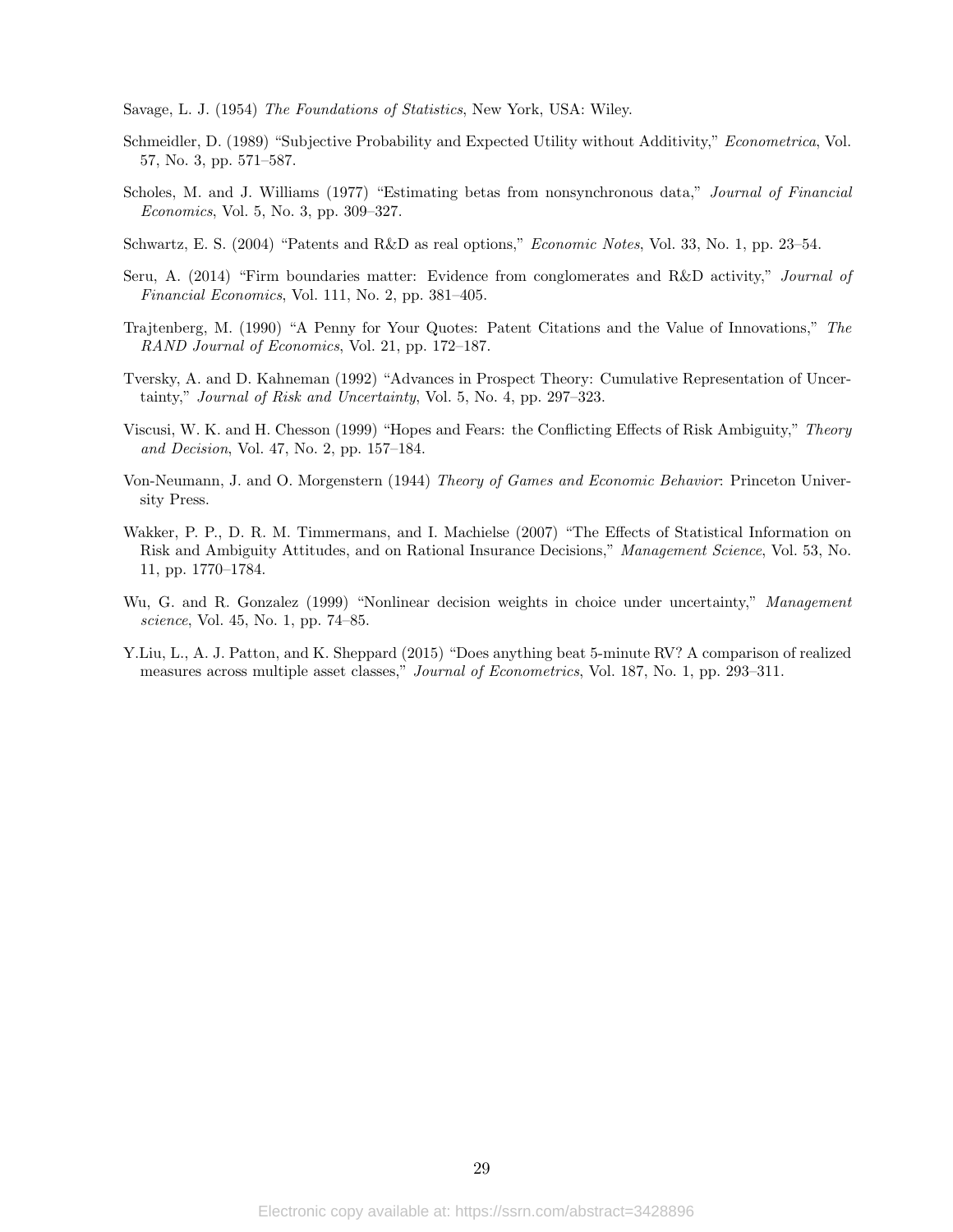Savage, L. J. (1954) *The Foundations of Statistics*, New York, USA: Wiley.

Schmeidler, D. (1989) "Subjective Probability and Expected Utility without Additivity," *Econometrica*, Vol. 57, No. 3, pp. 571–587.

Scholes, M. and J. Williams (1977) "Estimating betas from nonsynchronous data," *Journal of Financial Economics*, Vol. 5, No. 3, pp. 309–327.

Schwartz, E. S. (2004) "Patents and R&D as real options," *Economic Notes*, Vol. 33, No. 1, pp. 23–54.

Seru, A. (2014) "Firm boundaries matter: Evidence from conglomerates and R&D activity," *Journal of Financial Economics*, Vol. 111, No. 2, pp. 381–405.

Trajtenberg, M. (1990) "A Penny for Your Quotes: Patent Citations and the Value of Innovations," *The RAND Journal of Economics*, Vol. 21, pp. 172–187.

Tversky, A. and D. Kahneman (1992) "Advances in Prospect Theory: Cumulative Representation of Uncertainty," *Journal of Risk and Uncertainty*, Vol. 5, No. 4, pp. 297–323.

Viscusi, W. K. and H. Chesson (1999) "Hopes and Fears: the Conflicting Effects of Risk Ambiguity," *Theory and Decision*, Vol. 47, No. 2, pp. 157–184.

Von-Neumann, J. and O. Morgenstern (1944) *Theory of Games and Economic Behavior*: Princeton University Press.

Wakker, P. P., D. R. M. Timmermans, and I. Machielse (2007) "The Effects of Statistical Information on Risk and Ambiguity Attitudes, and on Rational Insurance Decisions," *Management Science*, Vol. 53, No. 11, pp. 1770–1784.

Wu, G. and R. Gonzalez (1999) "Nonlinear decision weights in choice under uncertainty," *Management science*, Vol. 45, No. 1, pp. 74–85.

Y.Liu, L., A. J. Patton, and K. Sheppard (2015) "Does anything beat 5-minute RV? A comparison of realized measures across multiple asset classes," *Journal of Econometrics*, Vol. 187, No. 1, pp. 293–311.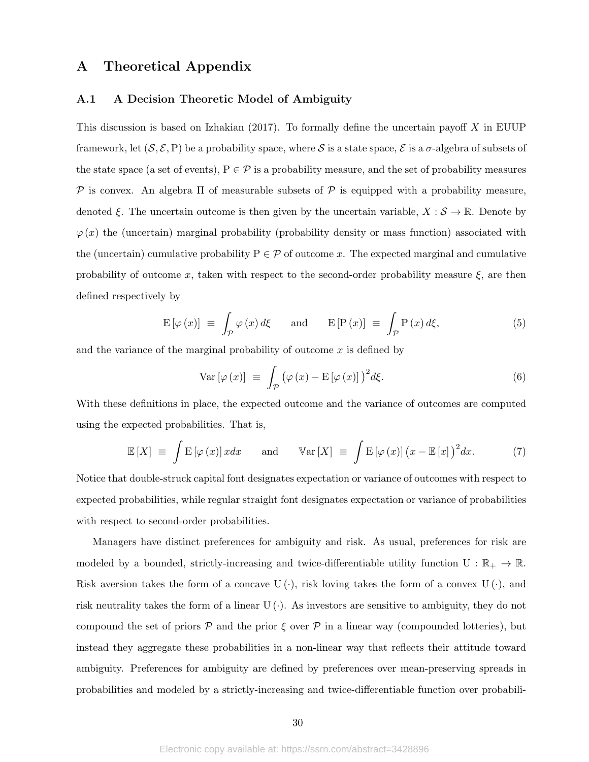# A Theoretical Appendix

## A.1 A Decision Theoretic Model of Ambiguity

This discussion is based on Izhakian (2017). To formally define the uncertain payoff $X$ in EUUP framework, let $(\mathcal{S}, \mathcal{E}, \mathrm{P})$ be a probability space, where $\mathcal{S}$ is a state space, $\mathcal{E}$ is a $\sigma$-algebra of subsets of the state space (a set of events), $\mathrm{P} \in \mathcal{P}$ is a probability measure, and the set of probability measures $\mathcal{P}$ is convex. An algebra $\Pi$ of measurable subsets of $\mathcal{P}$ is equipped with a probability measure, denoted $\xi$. The uncertain outcome is then given by the uncertain variable, $X : \mathcal{S} \to \mathbb{R}$. Denote by $\varphi(x)$ the (uncertain) marginal probability (probability density or mass function) associated with the (uncertain) cumulative probability $\mathrm{P} \in \mathcal{P}$ of outcome $x$. The expected marginal and cumulative probability of outcome $x$, taken with respect to the second-order probability measure $\xi$, are then defined respectively by

$$\mathrm{E}\left[\varphi(x)\right] \;\equiv\; \int_{\mathcal{P}} \varphi(x)\, d\xi \qquad \text{and} \qquad \mathrm{E}\left[\mathrm{P}(x)\right] \;\equiv\; \int_{\mathcal{P}} \mathrm{P}(x)\, d\xi, \tag{5}$$

and the variance of the marginal probability of outcome $x$ is defined by

$$\mathrm{Var}\left[\varphi(x)\right] \;\equiv\; \int_{\mathcal{P}} \big(\varphi(x) - \mathrm{E}\left[\varphi(x)\right]\big)^2 d\xi. \tag{6}$$

With these definitions in place, the expected outcome and the variance of outcomes are computed using the expected probabilities. That is,

$$\mathbb{E}\left[X\right] \;\equiv\; \int \mathrm{E}\left[\varphi(x)\right] x\, dx \qquad \text{and} \qquad \mathbb{V}\mathrm{ar}\left[X\right] \;\equiv\; \int \mathrm{E}\left[\varphi(x)\right] \big(x - \mathbb{E}\left[x\right]\big)^2 dx. \tag{7}$$

Notice that double-struck capital font designates expectation or variance of outcomes with respect to expected probabilities, while regular straight font designates expectation or variance of probabilities with respect to second-order probabilities.

Managers have distinct preferences for ambiguity and risk. As usual, preferences for risk are modeled by a bounded, strictly-increasing and twice-differentiable utility function $\mathrm{U} : \mathbb{R}_+ \to \mathbb{R}$. Risk aversion takes the form of a concave $\mathrm{U}(\cdot)$, risk loving takes the form of a convex $\mathrm{U}(\cdot)$, and risk neutrality takes the form of a linear $\mathrm{U}(\cdot)$. As investors are sensitive to ambiguity, they do not compound the set of priors $\mathcal{P}$ and the prior $\xi$ over $\mathcal{P}$ in a linear way (compounded lotteries), but instead they aggregate these probabilities in a non-linear way that reflects their attitude toward ambiguity. Preferences for ambiguity are defined by preferences over mean-preserving spreads in probabilities and modeled by a strictly-increasing and twice-differentiable function over probabili-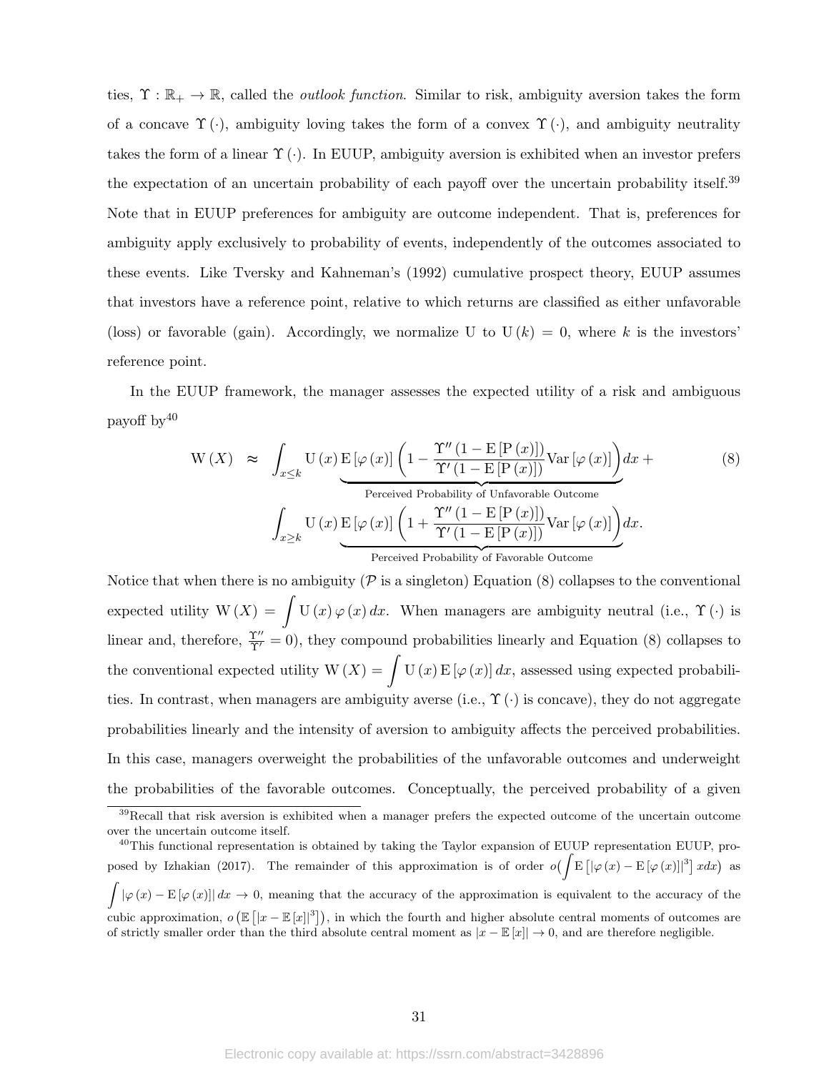ties, $\Upsilon : \mathbb{R}_+ \to \mathbb{R}$, called the *outlook function*. Similar to risk, ambiguity aversion takes the form of a concave $\Upsilon(\cdot)$, ambiguity loving takes the form of a convex $\Upsilon(\cdot)$, and ambiguity neutrality takes the form of a linear $\Upsilon(\cdot)$. In EUUP, ambiguity aversion is exhibited when an investor prefers the expectation of an uncertain probability of each payoff over the uncertain probability itself.[39] Note that in EUUP preferences for ambiguity are outcome independent. That is, preferences for ambiguity apply exclusively to probability of events, independently of the outcomes associated to these events. Like Tversky and Kahneman's (1992) cumulative prospect theory, EUUP assumes that investors have a reference point, relative to which returns are classified as either unfavorable (loss) or favorable (gain). Accordingly, we normalize U to $\mathrm{U}(k) = 0$, where $k$ is the investors' reference point.

In the EUUP framework, the manager assesses the expected utility of a risk and ambiguous payoff by[40]

$$
\begin{aligned}
\mathrm{W}(X) \approx & \int_{x \leq k} \mathrm{U}(x) \underbrace{\mathrm{E}[\varphi(x)] \left(1 - \frac{\Upsilon''(1 - \mathrm{E}[\mathrm{P}(x)])}{\Upsilon'(1 - \mathrm{E}[\mathrm{P}(x)])} \mathrm{Var}[\varphi(x)]\right)}_{\text{Perceived Probability of Unfavorable Outcome}} dx + \\
& \int_{x \geq k} \mathrm{U}(x) \underbrace{\mathrm{E}[\varphi(x)] \left(1 + \frac{\Upsilon''(1 - \mathrm{E}[\mathrm{P}(x)])}{\Upsilon'(1 - \mathrm{E}[\mathrm{P}(x)])} \mathrm{Var}[\varphi(x)]\right)}_{\text{Perceived Probability of Favorable Outcome}} dx.
\end{aligned} \tag{8}
$$

Notice that when there is no ambiguity ($\mathcal{P}$ is a singleton) Equation (8) collapses to the conventional expected utility $\mathrm{W}(X) = \int \mathrm{U}(x) \varphi(x) \, dx$. When managers are ambiguity neutral (i.e., $\Upsilon(\cdot)$ is linear and, therefore, $\frac{\Upsilon''}{\Upsilon'} = 0$), they compound probabilities linearly and Equation (8) collapses to the conventional expected utility $\mathrm{W}(X) = \int \mathrm{U}(x) \mathrm{E}[\varphi(x)] \, dx$, assessed using expected probabilities. In contrast, when managers are ambiguity averse (i.e., $\Upsilon(\cdot)$ is concave), they do not aggregate probabilities linearly and the intensity of aversion to ambiguity affects the perceived probabilities. In this case, managers overweight the probabilities of the unfavorable outcomes and underweight the probabilities of the favorable outcomes. Conceptually, the perceived probability of a given

[39] Recall that risk aversion is exhibited when a manager prefers the expected outcome of the uncertain outcome over the uncertain outcome itself.

[40] This functional representation is obtained by taking the Taylor expansion of EUUP representation EUUP, proposed by Izhakian (2017). The remainder of this approximation is of order $o\left(\int \mathrm{E}\left[|\varphi(x) - \mathrm{E}[\varphi(x)]|^3\right] x dx\right)$ as $\int |\varphi(x) - \mathrm{E}[\varphi(x)]| \, dx \to 0$, meaning that the accuracy of the approximation is equivalent to the accuracy of the cubic approximation, $o\left(\mathbb{E}\left[|x - \mathbb{E}[x]|^3\right]\right)$, in which the fourth and higher absolute central moments of outcomes are of strictly smaller order than the third absolute central moment as $|x - \mathbb{E}[x]| \to 0$, and are therefore negligible.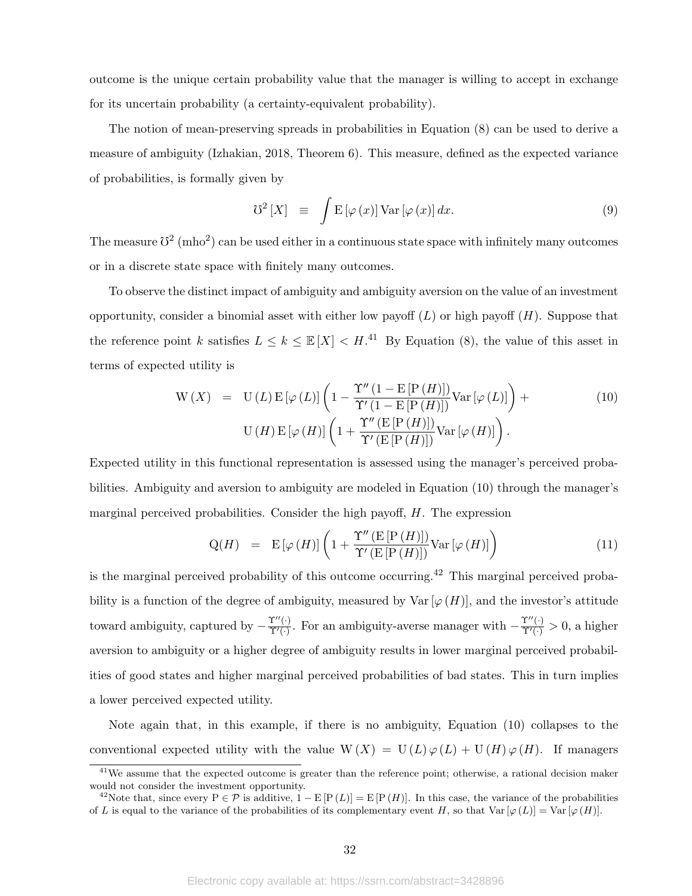outcome is the unique certain probability value that the manager is willing to accept in exchange for its uncertain probability (a certainty-equivalent probability).

The notion of mean-preserving spreads in probabilities in Equation (8) can be used to derive a measure of ambiguity (Izhakian, 2018, Theorem 6). This measure, defined as the expected variance of probabilities, is formally given by

$$\mho^2[X] \quad \equiv \quad \int \mathrm{E}[\varphi(x)] \operatorname{Var}[\varphi(x)]\, dx. \tag{9}$$

The measure $\mho^2$ (mho$^2$) can be used either in a continuous state space with infinitely many outcomes or in a discrete state space with finitely many outcomes.

To observe the distinct impact of ambiguity and ambiguity aversion on the value of an investment opportunity, consider a binomial asset with either low payoff ($L$) or high payoff ($H$). Suppose that the reference point $k$ satisfies $L \leq k \leq \mathbb{E}[X] < H$.[41] By Equation (8), the value of this asset in terms of expected utility is

$$\begin{aligned} \mathrm{W}(X) \quad = \quad & \mathrm{U}(L)\, \mathrm{E}[\varphi(L)] \left(1 - \frac{\Upsilon''(1 - \mathrm{E}[\mathrm{P}(H)])}{\Upsilon'(1 - \mathrm{E}[\mathrm{P}(H)])} \operatorname{Var}[\varphi(L)]\right) + \\ & \mathrm{U}(H)\, \mathrm{E}[\varphi(H)] \left(1 + \frac{\Upsilon''(\mathrm{E}[\mathrm{P}(H)])}{\Upsilon'(\mathrm{E}[\mathrm{P}(H)])} \operatorname{Var}[\varphi(H)]\right). \end{aligned} \tag{10}$$

Expected utility in this functional representation is assessed using the manager's perceived probabilities. Ambiguity and aversion to ambiguity are modeled in Equation (10) through the manager's marginal perceived probabilities. Consider the high payoff, $H$. The expression

$$\mathrm{Q}(H) \quad = \quad \mathrm{E}[\varphi(H)] \left(1 + \frac{\Upsilon''(\mathrm{E}[\mathrm{P}(H)])}{\Upsilon'(\mathrm{E}[\mathrm{P}(H)])} \operatorname{Var}[\varphi(H)]\right) \tag{11}$$

is the marginal perceived probability of this outcome occurring.[42] This marginal perceived probability is a function of the degree of ambiguity, measured by $\operatorname{Var}[\varphi(H)]$, and the investor's attitude toward ambiguity, captured by $-\frac{\Upsilon''(\cdot)}{\Upsilon'(\cdot)}$. For an ambiguity-averse manager with $-\frac{\Upsilon''(\cdot)}{\Upsilon'(\cdot)} > 0$, a higher aversion to ambiguity or a higher degree of ambiguity results in lower marginal perceived probabilities of good states and higher marginal perceived probabilities of bad states. This in turn implies a lower perceived expected utility.

Note again that, in this example, if there is no ambiguity, Equation (10) collapses to the conventional expected utility with the value $\mathrm{W}(X) = \mathrm{U}(L)\,\varphi(L) + \mathrm{U}(H)\,\varphi(H)$. If managers

---

[41] We assume that the expected outcome is greater than the reference point; otherwise, a rational decision maker would not consider the investment opportunity.

[42] Note that, since every $\mathrm{P} \in \mathcal{P}$ is additive, $1 - \mathrm{E}[\mathrm{P}(L)] = \mathrm{E}[\mathrm{P}(H)]$. In this case, the variance of the probabilities of $L$ is equal to the variance of the probabilities of its complementary event $H$, so that $\operatorname{Var}[\varphi(L)] = \operatorname{Var}[\varphi(H)]$.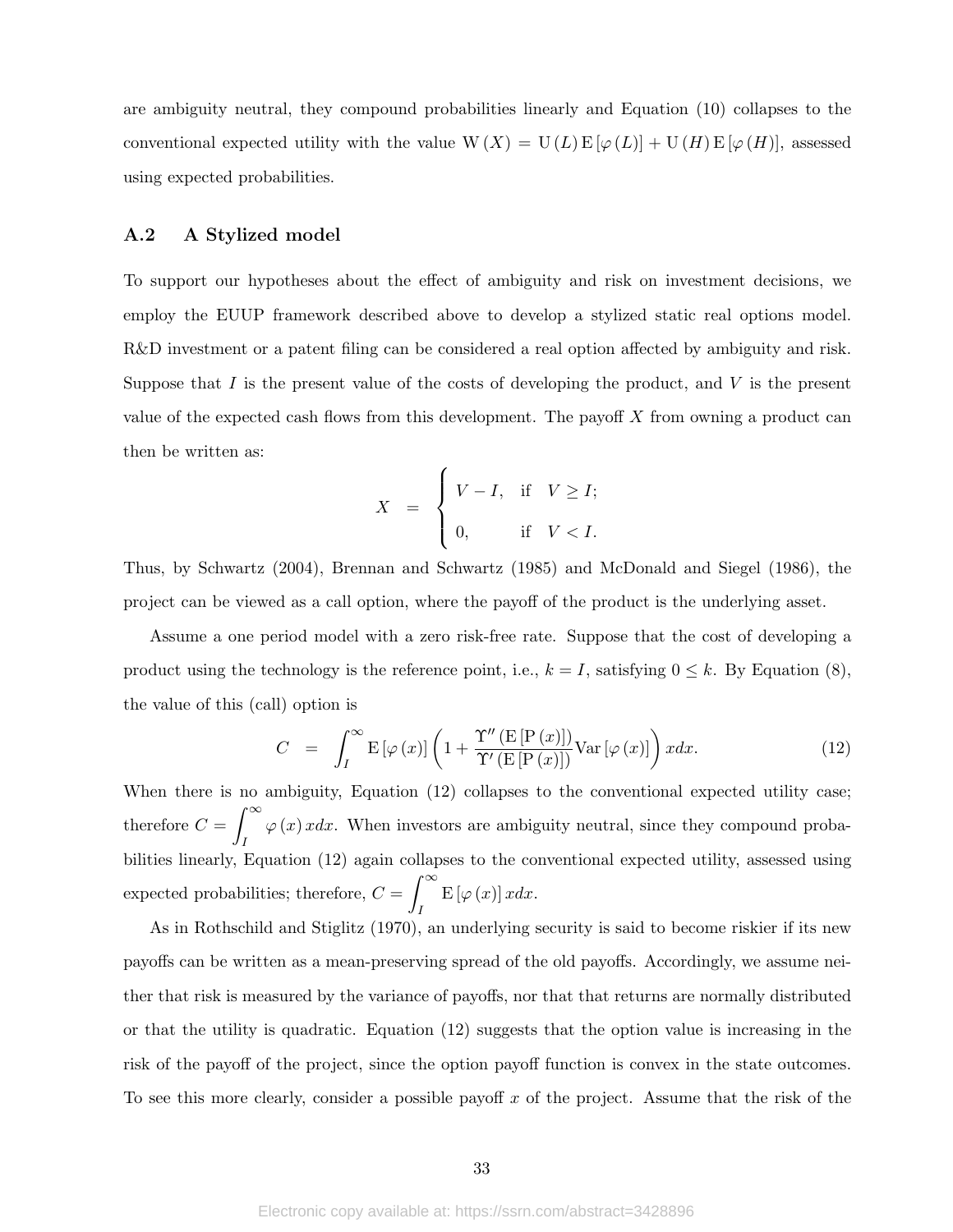are ambiguity neutral, they compound probabilities linearly and Equation (10) collapses to the conventional expected utility with the value $\mathrm{W}(X) = \mathrm{U}(L)\,\mathrm{E}[\varphi(L)] + \mathrm{U}(H)\,\mathrm{E}[\varphi(H)]$, assessed using expected probabilities.

### A.2 A Stylized model

To support our hypotheses about the effect of ambiguity and risk on investment decisions, we employ the EUUP framework described above to develop a stylized static real options model. R&D investment or a patent filing can be considered a real option affected by ambiguity and risk. Suppose that $I$ is the present value of the costs of developing the product, and $V$ is the present value of the expected cash flows from this development. The payoff $X$ from owning a product can then be written as:

$$X = \begin{cases} V - I, & \text{if} \quad V \geq I; \\ 0, & \text{if} \quad V < I. \end{cases}$$

Thus, by Schwartz (2004), Brennan and Schwartz (1985) and McDonald and Siegel (1986), the project can be viewed as a call option, where the payoff of the product is the underlying asset.

Assume a one period model with a zero risk-free rate. Suppose that the cost of developing a product using the technology is the reference point, i.e., $k = I$, satisfying $0 \leq k$. By Equation (8), the value of this (call) option is

$$C = \int_{I}^{\infty} \mathrm{E}[\varphi(x)] \left(1 + \frac{\Upsilon''(\mathrm{E}[\mathrm{P}(x)])}{\Upsilon'(\mathrm{E}[\mathrm{P}(x)])} \mathrm{Var}[\varphi(x)]\right) x dx. \tag{12}$$

When there is no ambiguity, Equation (12) collapses to the conventional expected utility case; therefore $C = \int_{I}^{\infty} \varphi(x)\,x dx$. When investors are ambiguity neutral, since they compound probabilities linearly, Equation (12) again collapses to the conventional expected utility, assessed using expected probabilities; therefore, $C = \int_{I}^{\infty} \mathrm{E}[\varphi(x)]\,x dx$.

As in Rothschild and Stiglitz (1970), an underlying security is said to become riskier if its new payoffs can be written as a mean-preserving spread of the old payoffs. Accordingly, we assume neither that risk is measured by the variance of payoffs, nor that that returns are normally distributed or that the utility is quadratic. Equation (12) suggests that the option value is increasing in the risk of the payoff of the project, since the option payoff function is convex in the state outcomes. To see this more clearly, consider a possible payoff $x$ of the project. Assume that the risk of the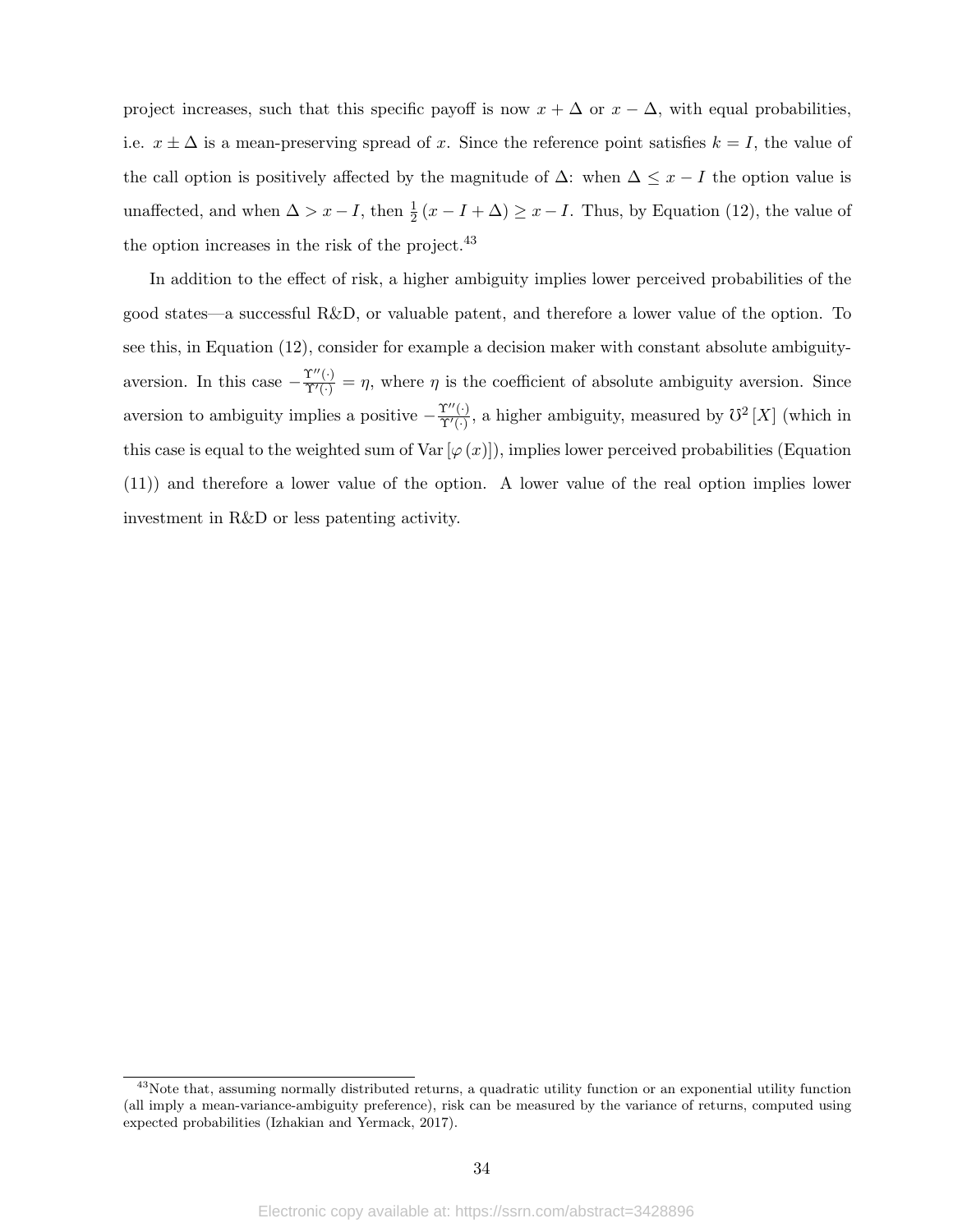project increases, such that this specific payoff is now $x + \Delta$ or $x - \Delta$, with equal probabilities, i.e. $x \pm \Delta$ is a mean-preserving spread of $x$. Since the reference point satisfies $k = I$, the value of the call option is positively affected by the magnitude of $\Delta$: when $\Delta \leq x - I$ the option value is unaffected, and when $\Delta > x - I$, then $\frac{1}{2}(x - I + \Delta) \geq x - I$. Thus, by Equation (12), the value of the option increases in the risk of the project.[43]

In addition to the effect of risk, a higher ambiguity implies lower perceived probabilities of the good states—a successful R&D, or valuable patent, and therefore a lower value of the option. To see this, in Equation (12), consider for example a decision maker with constant absolute ambiguity-aversion. In this case $-\frac{\Upsilon''(\cdot)}{\Upsilon'(\cdot)} = \eta$, where $\eta$ is the coefficient of absolute ambiguity aversion. Since aversion to ambiguity implies a positive $-\frac{\Upsilon''(\cdot)}{\Upsilon'(\cdot)}$, a higher ambiguity, measured by $\mho^2[X]$ (which in this case is equal to the weighted sum of $\text{Var}[\varphi(x)]$), implies lower perceived probabilities (Equation (11)) and therefore a lower value of the option. A lower value of the real option implies lower investment in R&D or less patenting activity.

[43]Note that, assuming normally distributed returns, a quadratic utility function or an exponential utility function (all imply a mean-variance-ambiguity preference), risk can be measured by the variance of returns, computed using expected probabilities (Izhakian and Yermack, 2017).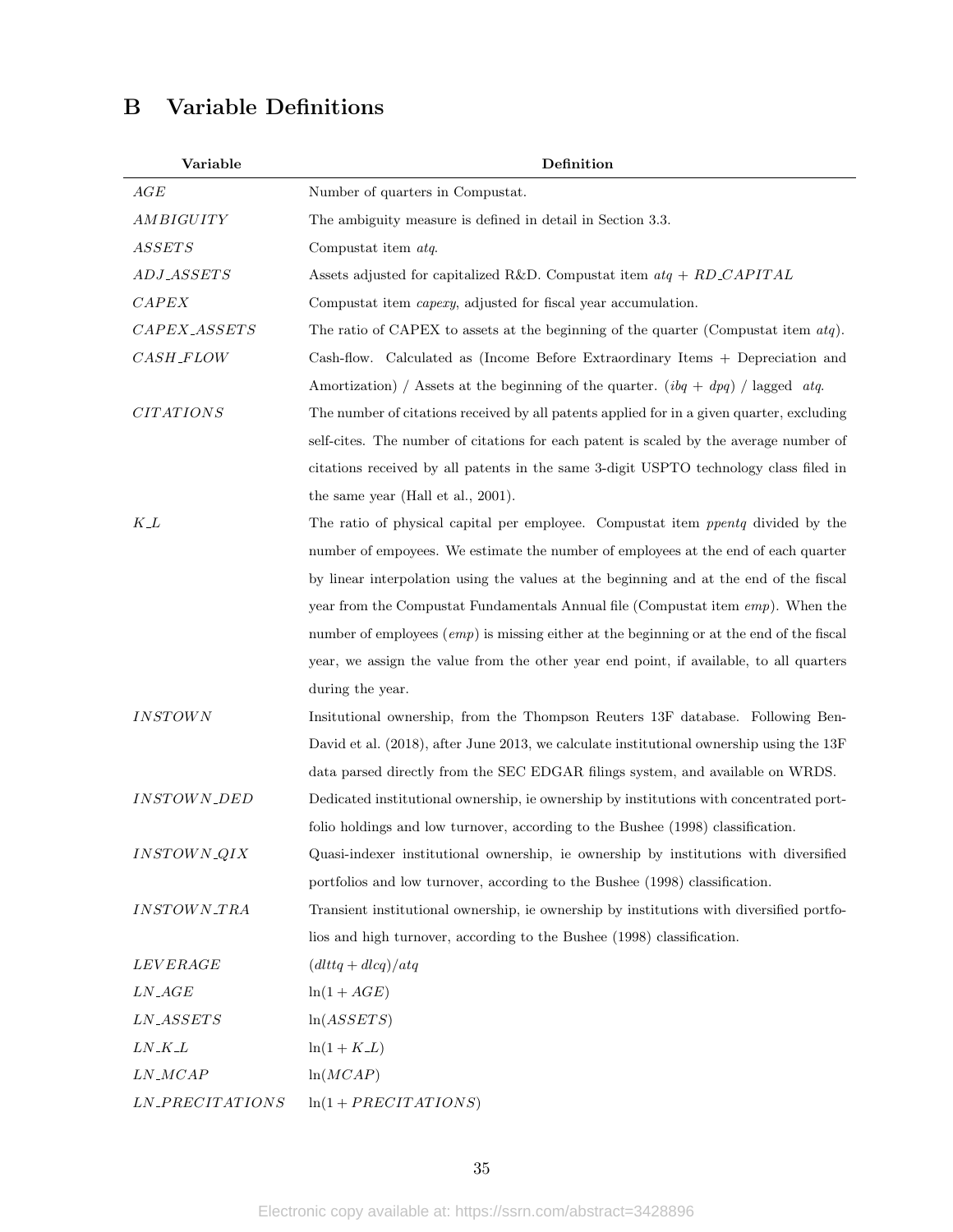# B Variable Definitions

| Variable | Definition |
|---|---|
| *AGE* | Number of quarters in Compustat. |
| *AMBIGUITY* | The ambiguity measure is defined in detail in Section 3.3. |
| *ASSETS* | Compustat item *atq*. |
| *ADJ_ASSETS* | Assets adjusted for capitalized R&D. Compustat item *atq* + *RD_CAPITAL* |
| *CAPEX* | Compustat item *capexy*, adjusted for fiscal year accumulation. |
| *CAPEX_ASSETS* | The ratio of CAPEX to assets at the beginning of the quarter (Compustat item *atq*). |
| *CASH_FLOW* | Cash-flow. Calculated as (Income Before Extraordinary Items + Depreciation and Amortization) / Assets at the beginning of the quarter. (*ibq* + *dpq*) / lagged *atq*. |
| *CITATIONS* | The number of citations received by all patents applied for in a given quarter, excluding self-cites. The number of citations for each patent is scaled by the average number of citations received by all patents in the same 3-digit USPTO technology class filed in the same year (Hall et al., 2001). |
| *K_L* | The ratio of physical capital per employee. Compustat item *ppentq* divided by the number of empoyees. We estimate the number of employees at the end of each quarter by linear interpolation using the values at the beginning and at the end of the fiscal year from the Compustat Fundamentals Annual file (Compustat item *emp*). When the number of employees (*emp*) is missing either at the beginning or at the end of the fiscal year, we assign the value from the other year end point, if available, to all quarters during the year. |
| *INSTOWN* | Insitutional ownership, from the Thompson Reuters 13F database. Following Ben-David et al. (2018), after June 2013, we calculate institutional ownership using the 13F data parsed directly from the SEC EDGAR filings system, and available on WRDS. |
| *INSTOWN_DED* | Dedicated institutional ownership, ie ownership by institutions with concentrated portfolio holdings and low turnover, according to the Bushee (1998) classification. |
| *INSTOWN_QIX* | Quasi-indexer institutional ownership, ie ownership by institutions with diversified portfolios and low turnover, according to the Bushee (1998) classification. |
| *INSTOWN_TRA* | Transient institutional ownership, ie ownership by institutions with diversified portfolios and high turnover, according to the Bushee (1998) classification. |
| *LEVERAGE* | $(dlttq + dlcq)/atq$ |
| *LN_AGE* | $\ln(1 + AGE)$ |
| *LN_ASSETS* | $\ln(ASSETS)$ |
| *LN_K_L* | $\ln(1 + K\_L)$ |
| *LN_MCAP* | $\ln(MCAP)$ |
| *LN_PRECITATIONS* | $\ln(1 + PRECITATIONS)$ |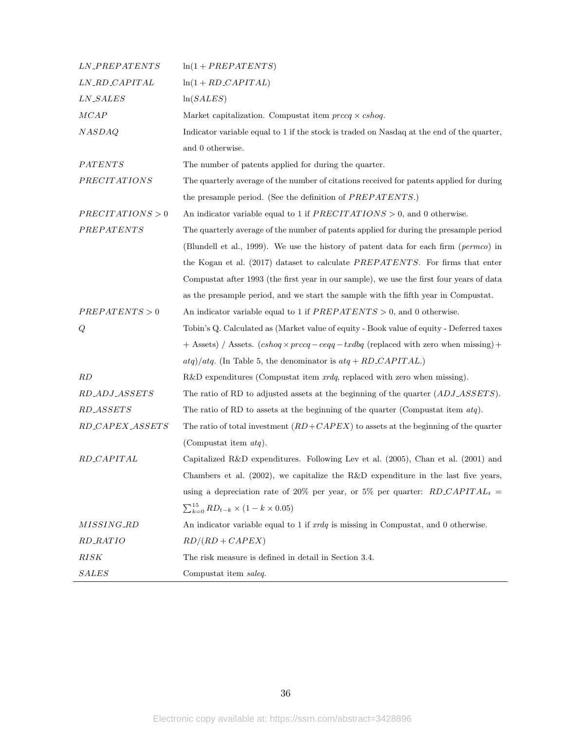| | |
|---|---|
| *LN_PREPATENTS* | $\ln(1 + PREPATENTS)$ |
| *LN_RD_CAPITAL* | $\ln(1 + RD\_CAPITAL)$ |
| *LN_SALES* | $\ln(SALES)$ |
| *MCAP* | Market capitalization. Compustat item *prccq* × *cshoq*. |
| *NASDAQ* | Indicator variable equal to 1 if the stock is traded on Nasdaq at the end of the quarter, and 0 otherwise. |
| *PATENTS* | The number of patents applied for during the quarter. |
| *PRECITATIONS* | The quarterly average of the number of citations received for patents applied for during the presample period. (See the definition of *PREPATENTS*.) |
| $PRECITATIONS > 0$ | An indicator variable equal to 1 if $PRECITATIONS > 0$, and 0 otherwise. |
| *PREPATENTS* | The quarterly average of the number of patents applied for during the presample period (Blundell et al., 1999). We use the history of patent data for each firm (*permco*) in the Kogan et al. (2017) dataset to calculate *PREPATENTS*. For firms that enter Compustat after 1993 (the first year in our sample), we use the first four years of data as the presample period, and we start the sample with the fifth year in Compustat. |
| $PREPATENTS > 0$ | An indicator variable equal to 1 if $PREPATENTS > 0$, and 0 otherwise. |
| *Q* | Tobin's Q. Calculated as (Market value of equity - Book value of equity - Deferred taxes + Assets) / Assets. ($cshoq \times prccq - ceqq - txdbq$ (replaced with zero when missing) $+ atq)/atq$. (In Table 5, the denominator is $atq + RD\_CAPITAL$.) |
| *RD* | R&D expenditures (Compustat item *xrdq*, replaced with zero when missing). |
| *RD_ADJ_ASSETS* | The ratio of RD to adjusted assets at the beginning of the quarter (*ADJ_ASSETS*). |
| *RD_ASSETS* | The ratio of RD to assets at the beginning of the quarter (Compustat item *atq*). |
| *RD_CAPEX_ASSETS* | The ratio of total investment ($RD+CAPEX$) to assets at the beginning of the quarter (Compustat item *atq*). |
| *RD_CAPITAL* | Capitalized R&D expenditures. Following Lev et al. (2005), Chan et al. (2001) and Chambers et al. (2002), we capitalize the R&D expenditure in the last five years, using a depreciation rate of 20% per year, or 5% per quarter: $RD\_CAPITAL_t = \sum_{k=0}^{15} RD_{t-k} \times (1 - k \times 0.05)$ |
| *MISSING_RD* | An indicator variable equal to 1 if *xrdq* is missing in Compustat, and 0 otherwise. |
| *RD_RATIO* | $RD/(RD + CAPEX)$ |
| *RISK* | The risk measure is defined in detail in Section 3.4. |
| *SALES* | Compustat item *saleq*. |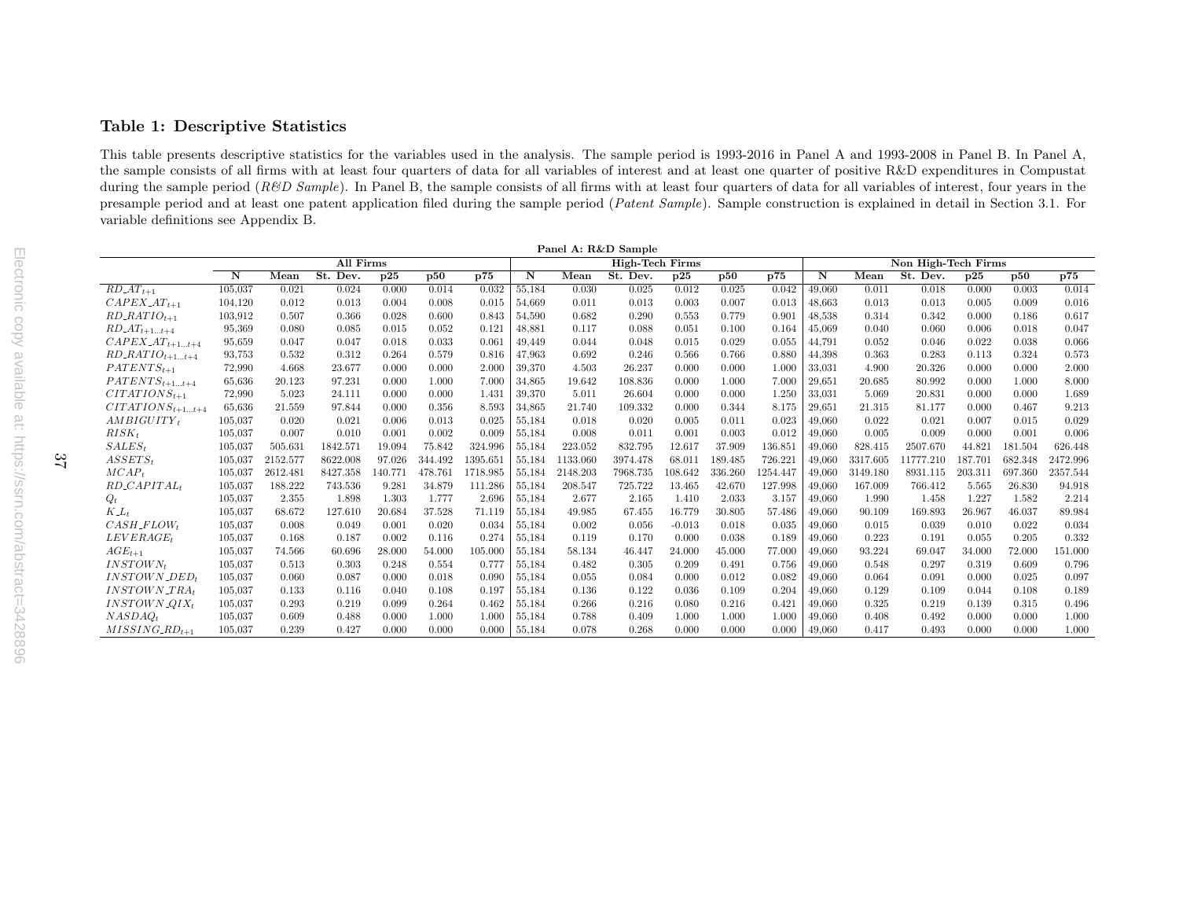## Table 1: Descriptive Statistics

This table presents descriptive statistics for the variables used in the analysis. The sample period is 1993-2016 in Panel A and 1993-2008 in Panel B. In Panel A, the sample consists of all firms with at least four quarters of data for all variables of interest and at least one quarter of positive R&D expenditures in Compustat during the sample period (*R&D Sample*). In Panel B, the sample consists of all firms with at least four quarters of data for all variables of interest, four years in the presample period and at least one patent application filed during the sample period (*Patent Sample*). Sample construction is explained in detail in Section 3.1. For variable definitions see Appendix B.

**Panel A: R&D Sample**

| | All Firms | | | | | | High-Tech Firms | | | | | | Non High-Tech Firms | | | | | |
|---|---|---|---|---|---|---|---|---|---|---|---|---|---|---|---|---|---|---|
| | **N** | **Mean** | **St. Dev.** | **p25** | **p50** | **p75** | **N** | **Mean** | **St. Dev.** | **p25** | **p50** | **p75** | **N** | **Mean** | **St. Dev.** | **p25** | **p50** | **p75** |
| $RD\_AT_{t+1}$ | 105,037 | 0.021 | 0.024 | 0.000 | 0.014 | 0.032 | 55,184 | 0.030 | 0.025 | 0.012 | 0.025 | 0.042 | 49,060 | 0.011 | 0.018 | 0.000 | 0.003 | 0.014 |
| $CAPEX\_AT_{t+1}$ | 104,120 | 0.012 | 0.013 | 0.004 | 0.008 | 0.015 | 54,669 | 0.011 | 0.013 | 0.003 | 0.007 | 0.013 | 48,663 | 0.013 | 0.013 | 0.005 | 0.009 | 0.016 |
| $RD\_RATIO_{t+1}$ | 103,912 | 0.507 | 0.366 | 0.028 | 0.600 | 0.843 | 54,590 | 0.682 | 0.290 | 0.553 | 0.779 | 0.901 | 48,538 | 0.314 | 0.342 | 0.000 | 0.186 | 0.617 |
| $RD\_AT_{t+1...t+4}$ | 95,369 | 0.080 | 0.085 | 0.015 | 0.052 | 0.121 | 48,881 | 0.117 | 0.088 | 0.051 | 0.100 | 0.164 | 45,069 | 0.040 | 0.060 | 0.006 | 0.018 | 0.047 |
| $CAPEX\_AT_{t+1...t+4}$ | 95,659 | 0.047 | 0.047 | 0.018 | 0.033 | 0.061 | 49,449 | 0.044 | 0.048 | 0.015 | 0.029 | 0.055 | 44,791 | 0.052 | 0.046 | 0.022 | 0.038 | 0.066 |
| $RD\_RATIO_{t+1...t+4}$ | 93,753 | 0.532 | 0.312 | 0.264 | 0.579 | 0.816 | 47,963 | 0.692 | 0.246 | 0.566 | 0.766 | 0.880 | 44,398 | 0.363 | 0.283 | 0.113 | 0.324 | 0.573 |
| $PATENTS_{t+1}$ | 72,990 | 4.668 | 23.677 | 0.000 | 0.000 | 2.000 | 39,370 | 4.503 | 26.237 | 0.000 | 0.000 | 1.000 | 33,031 | 4.900 | 20.326 | 0.000 | 0.000 | 2.000 |
| $PATENTS_{t+1...t+4}$ | 65,636 | 20.123 | 97.231 | 0.000 | 1.000 | 7.000 | 34,865 | 19.642 | 108.836 | 0.000 | 1.000 | 7.000 | 29,651 | 20.685 | 80.992 | 0.000 | 1.000 | 8.000 |
| $CITATIONS_{t+1}$ | 72,990 | 5.023 | 24.111 | 0.000 | 0.000 | 1.431 | 39,370 | 5.011 | 26.604 | 0.000 | 0.000 | 1.250 | 33,031 | 5.069 | 20.831 | 0.000 | 0.000 | 1.689 |
| $CITATIONS_{t+1...t+4}$ | 65,636 | 21.559 | 97.844 | 0.000 | 0.356 | 8.593 | 34,865 | 21.740 | 109.332 | 0.000 | 0.344 | 8.175 | 29,651 | 21.315 | 81.177 | 0.000 | 0.467 | 9.213 |
| $AMBIGUITY_t$ | 105,037 | 0.020 | 0.021 | 0.006 | 0.013 | 0.025 | 55,184 | 0.018 | 0.020 | 0.005 | 0.011 | 0.023 | 49,060 | 0.022 | 0.021 | 0.007 | 0.015 | 0.029 |
| $RISK_t$ | 105,037 | 0.007 | 0.010 | 0.001 | 0.002 | 0.009 | 55,184 | 0.008 | 0.011 | 0.001 | 0.003 | 0.012 | 49,060 | 0.005 | 0.009 | 0.000 | 0.001 | 0.006 |
| $SALES_t$ | 105,037 | 505.631 | 1842.571 | 19.094 | 75.842 | 324.996 | 55,184 | 223.052 | 832.795 | 12.617 | 37.909 | 136.851 | 49,060 | 828.415 | 2507.670 | 44.821 | 181.504 | 626.448 |
| $ASSETS_t$ | 105,037 | 2152.577 | 8622.008 | 97.026 | 344.492 | 1395.651 | 55,184 | 1133.060 | 3974.478 | 68.011 | 189.485 | 726.221 | 49,060 | 3317.605 | 11777.210 | 187.701 | 682.348 | 2472.996 |
| $MCAP_t$ | 105,037 | 2612.481 | 8427.358 | 140.771 | 478.761 | 1718.985 | 55,184 | 2148.203 | 7968.735 | 108.642 | 336.260 | 1254.447 | 49,060 | 3149.180 | 8931.115 | 203.311 | 697.360 | 2357.544 |
| $RD\_CAPITAL_t$ | 105,037 | 188.222 | 743.536 | 9.281 | 34.879 | 111.286 | 55,184 | 208.547 | 725.722 | 13.465 | 42.670 | 127.998 | 49,060 | 167.009 | 766.412 | 5.565 | 26.830 | 94.918 |
| $Q_t$ | 105,037 | 2.355 | 1.898 | 1.303 | 1.777 | 2.696 | 55,184 | 2.677 | 2.165 | 1.410 | 2.033 | 3.157 | 49,060 | 1.990 | 1.458 | 1.227 | 1.582 | 2.214 |
| $K\_L_t$ | 105,037 | 68.672 | 127.610 | 20.684 | 37.528 | 71.119 | 55,184 | 49.985 | 67.455 | 16.779 | 30.805 | 57.486 | 49,060 | 90.109 | 169.893 | 26.967 | 46.037 | 89.984 |
| $CASH\_FLOW_t$ | 105,037 | 0.008 | 0.049 | 0.001 | 0.020 | 0.034 | 55,184 | 0.002 | 0.056 | -0.013 | 0.018 | 0.035 | 49,060 | 0.015 | 0.039 | 0.010 | 0.022 | 0.034 |
| $LEVERAGE_t$ | 105,037 | 0.168 | 0.187 | 0.002 | 0.116 | 0.274 | 55,184 | 0.119 | 0.170 | 0.000 | 0.038 | 0.189 | 49,060 | 0.223 | 0.191 | 0.055 | 0.205 | 0.332 |
| $AGE_{t+1}$ | 105,037 | 74.566 | 60.696 | 28.000 | 54.000 | 105.000 | 55,184 | 58.134 | 46.447 | 24.000 | 45.000 | 77.000 | 49,060 | 93.224 | 69.047 | 34.000 | 72.000 | 151.000 |
| $INSTOWN_t$ | 105,037 | 0.513 | 0.303 | 0.248 | 0.554 | 0.777 | 55,184 | 0.482 | 0.305 | 0.209 | 0.491 | 0.756 | 49,060 | 0.548 | 0.297 | 0.319 | 0.609 | 0.796 |
| $INSTOWN\_DED_t$ | 105,037 | 0.060 | 0.087 | 0.000 | 0.018 | 0.090 | 55,184 | 0.055 | 0.084 | 0.000 | 0.012 | 0.082 | 49,060 | 0.064 | 0.091 | 0.000 | 0.025 | 0.097 |
| $INSTOWN\_TRA_t$ | 105,037 | 0.133 | 0.116 | 0.040 | 0.108 | 0.197 | 55,184 | 0.136 | 0.122 | 0.036 | 0.109 | 0.204 | 49,060 | 0.129 | 0.109 | 0.044 | 0.108 | 0.189 |
| $INSTOWN\_QIX_t$ | 105,037 | 0.293 | 0.219 | 0.099 | 0.264 | 0.462 | 55,184 | 0.266 | 0.216 | 0.080 | 0.216 | 0.421 | 49,060 | 0.325 | 0.219 | 0.139 | 0.315 | 0.496 |
| $NASDAQ_t$ | 105,037 | 0.609 | 0.488 | 0.000 | 1.000 | 1.000 | 55,184 | 0.788 | 0.409 | 1.000 | 1.000 | 1.000 | 49,060 | 0.408 | 0.492 | 0.000 | 0.000 | 1.000 |
| $MISSING\_RD_{t+1}$ | 105,037 | 0.239 | 0.427 | 0.000 | 0.000 | 0.000 | 55,184 | 0.078 | 0.268 | 0.000 | 0.000 | 0.000 | 49,060 | 0.417 | 0.493 | 0.000 | 0.000 | 1.000 |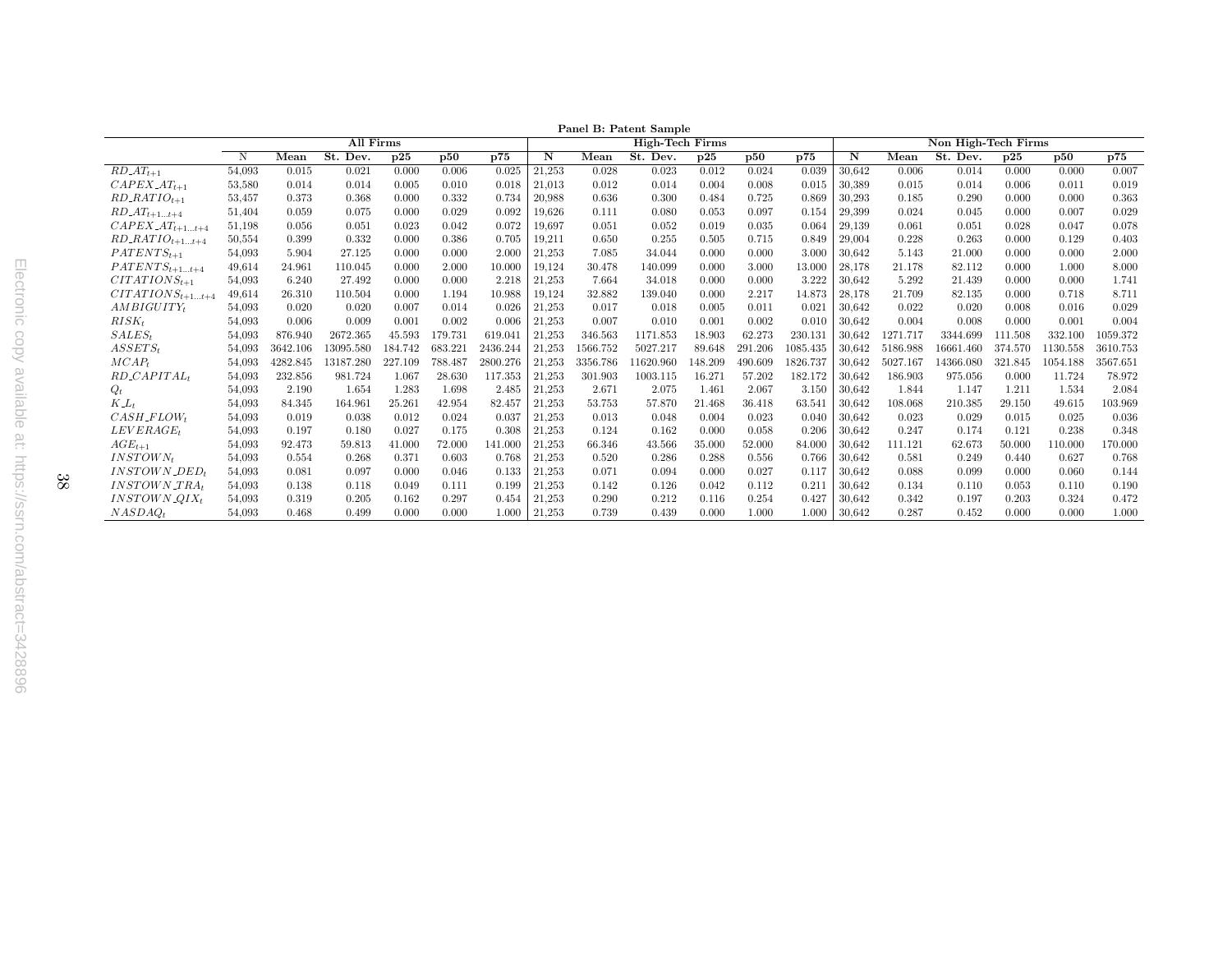**Panel B: Patent Sample**

| | All Firms | | | | | | High-Tech Firms | | | | | | Non High-Tech Firms | | | | | |
|---|---|---|---|---|---|---|---|---|---|---|---|---|---|---|---|---|---|---|
| | N | Mean | St. Dev. | p25 | p50 | p75 | N | Mean | St. Dev. | p25 | p50 | p75 | N | Mean | St. Dev. | p25 | p50 | p75 |
| $RD\_AT_{t+1}$ | 54,093 | 0.015 | 0.021 | 0.000 | 0.006 | 0.025 | 21,253 | 0.028 | 0.023 | 0.012 | 0.024 | 0.039 | 30,642 | 0.006 | 0.014 | 0.000 | 0.000 | 0.007 |
| $CAPEX\_AT_{t+1}$ | 53,580 | 0.014 | 0.014 | 0.005 | 0.010 | 0.018 | 21,013 | 0.012 | 0.014 | 0.004 | 0.008 | 0.015 | 30,389 | 0.015 | 0.014 | 0.006 | 0.011 | 0.019 |
| $RD\_RATIO_{t+1}$ | 53,457 | 0.373 | 0.368 | 0.000 | 0.332 | 0.734 | 20,988 | 0.636 | 0.300 | 0.484 | 0.725 | 0.869 | 30,293 | 0.185 | 0.290 | 0.000 | 0.000 | 0.363 |
| $RD\_AT_{t+1...t+4}$ | 51,404 | 0.059 | 0.075 | 0.000 | 0.029 | 0.092 | 19,626 | 0.111 | 0.080 | 0.053 | 0.097 | 0.154 | 29,399 | 0.024 | 0.045 | 0.000 | 0.007 | 0.029 |
| $CAPEX\_AT_{t+1...t+4}$ | 51,198 | 0.056 | 0.051 | 0.023 | 0.042 | 0.072 | 19,697 | 0.051 | 0.052 | 0.019 | 0.035 | 0.064 | 29,139 | 0.061 | 0.051 | 0.028 | 0.047 | 0.078 |
| $RD\_RATIO_{t+1...t+4}$ | 50,554 | 0.399 | 0.332 | 0.000 | 0.386 | 0.705 | 19,211 | 0.650 | 0.255 | 0.505 | 0.715 | 0.849 | 29,004 | 0.228 | 0.263 | 0.000 | 0.129 | 0.403 |
| $PATENTS_{t+1}$ | 54,093 | 5.904 | 27.125 | 0.000 | 0.000 | 2.000 | 21,253 | 7.085 | 34.044 | 0.000 | 0.000 | 3.000 | 30,642 | 5.143 | 21.000 | 0.000 | 0.000 | 2.000 |
| $PATENTS_{t+1...t+4}$ | 49,614 | 24.961 | 110.045 | 0.000 | 2.000 | 10.000 | 19,124 | 30.478 | 140.099 | 0.000 | 3.000 | 13.000 | 28,178 | 21.178 | 82.112 | 0.000 | 1.000 | 8.000 |
| $CITATIONS_{t+1}$ | 54,093 | 6.240 | 27.492 | 0.000 | 0.000 | 2.218 | 21,253 | 7.664 | 34.018 | 0.000 | 0.000 | 3.222 | 30,642 | 5.292 | 21.439 | 0.000 | 0.000 | 1.741 |
| $CITATIONS_{t+1...t+4}$ | 49,614 | 26.310 | 110.504 | 0.000 | 1.194 | 10.988 | 19,124 | 32.882 | 139.040 | 0.000 | 2.217 | 14.873 | 28,178 | 21.709 | 82.135 | 0.000 | 0.718 | 8.711 |
| $AMBIGUITY_t$ | 54,093 | 0.020 | 0.020 | 0.007 | 0.014 | 0.026 | 21,253 | 0.017 | 0.018 | 0.005 | 0.011 | 0.021 | 30,642 | 0.022 | 0.020 | 0.008 | 0.016 | 0.029 |
| $RISK_t$ | 54,093 | 0.006 | 0.009 | 0.001 | 0.002 | 0.006 | 21,253 | 0.007 | 0.010 | 0.001 | 0.002 | 0.010 | 30,642 | 0.004 | 0.008 | 0.000 | 0.001 | 0.004 |
| $SALES_t$ | 54,093 | 876.940 | 2672.365 | 45.593 | 179.731 | 619.041 | 21,253 | 346.563 | 1171.853 | 18.903 | 62.273 | 230.131 | 30,642 | 1271.717 | 3344.699 | 111.508 | 332.100 | 1059.372 |
| $ASSETS_t$ | 54,093 | 3642.106 | 13095.580 | 184.742 | 683.221 | 2436.244 | 21,253 | 1566.752 | 5027.217 | 89.648 | 291.206 | 1085.435 | 30,642 | 5186.988 | 16661.460 | 374.570 | 1130.558 | 3610.753 |
| $MCAP_t$ | 54,093 | 4282.845 | 13187.280 | 227.109 | 788.487 | 2800.276 | 21,253 | 3356.786 | 11620.960 | 148.209 | 490.609 | 1826.737 | 30,642 | 5027.167 | 14366.080 | 321.845 | 1054.188 | 3567.651 |
| $RD\_CAPITAL_t$ | 54,093 | 232.856 | 981.724 | 1.067 | 28.630 | 117.353 | 21,253 | 301.903 | 1003.115 | 16.271 | 57.202 | 182.172 | 30,642 | 186.903 | 975.056 | 0.000 | 11.724 | 78.972 |
| $Q_t$ | 54,093 | 2.190 | 1.654 | 1.283 | 1.698 | 2.485 | 21,253 | 2.671 | 2.075 | 1.461 | 2.067 | 3.150 | 30,642 | 1.844 | 1.147 | 1.211 | 1.534 | 2.084 |
| $K\_L_t$ | 54,093 | 84.345 | 164.961 | 25.261 | 42.954 | 82.457 | 21,253 | 53.753 | 57.870 | 21.468 | 36.418 | 63.541 | 30,642 | 108.068 | 210.385 | 29.150 | 49.615 | 103.969 |
| $CASH\_FLOW_t$ | 54,093 | 0.019 | 0.038 | 0.012 | 0.024 | 0.037 | 21,253 | 0.013 | 0.048 | 0.004 | 0.023 | 0.040 | 30,642 | 0.023 | 0.029 | 0.015 | 0.025 | 0.036 |
| $LEVERAGE_t$ | 54,093 | 0.197 | 0.180 | 0.027 | 0.175 | 0.308 | 21,253 | 0.124 | 0.162 | 0.000 | 0.058 | 0.206 | 30,642 | 0.247 | 0.174 | 0.121 | 0.238 | 0.348 |
| $AGE_{t+1}$ | 54,093 | 92.473 | 59.813 | 41.000 | 72.000 | 141.000 | 21,253 | 66.346 | 43.566 | 35.000 | 52.000 | 84.000 | 30,642 | 111.121 | 62.673 | 50.000 | 110.000 | 170.000 |
| $INSTOWN_t$ | 54,093 | 0.554 | 0.268 | 0.371 | 0.603 | 0.768 | 21,253 | 0.520 | 0.286 | 0.288 | 0.556 | 0.766 | 30,642 | 0.581 | 0.249 | 0.440 | 0.627 | 0.768 |
| $INSTOWN\_DED_t$ | 54,093 | 0.081 | 0.097 | 0.000 | 0.046 | 0.133 | 21,253 | 0.071 | 0.094 | 0.000 | 0.027 | 0.117 | 30,642 | 0.088 | 0.099 | 0.000 | 0.060 | 0.144 |
| $INSTOWN\_TRA_t$ | 54,093 | 0.138 | 0.118 | 0.049 | 0.111 | 0.199 | 21,253 | 0.142 | 0.126 | 0.042 | 0.112 | 0.211 | 30,642 | 0.134 | 0.110 | 0.053 | 0.110 | 0.190 |
| $INSTOWN\_QIX_t$ | 54,093 | 0.319 | 0.205 | 0.162 | 0.297 | 0.454 | 21,253 | 0.290 | 0.212 | 0.116 | 0.254 | 0.427 | 30,642 | 0.342 | 0.197 | 0.203 | 0.324 | 0.472 |
| $NASDAQ_t$ | 54,093 | 0.468 | 0.499 | 0.000 | 0.000 | 1.000 | 21,253 | 0.739 | 0.439 | 0.000 | 1.000 | 1.000 | 30,642 | 0.287 | 0.452 | 0.000 | 0.000 | 1.000 |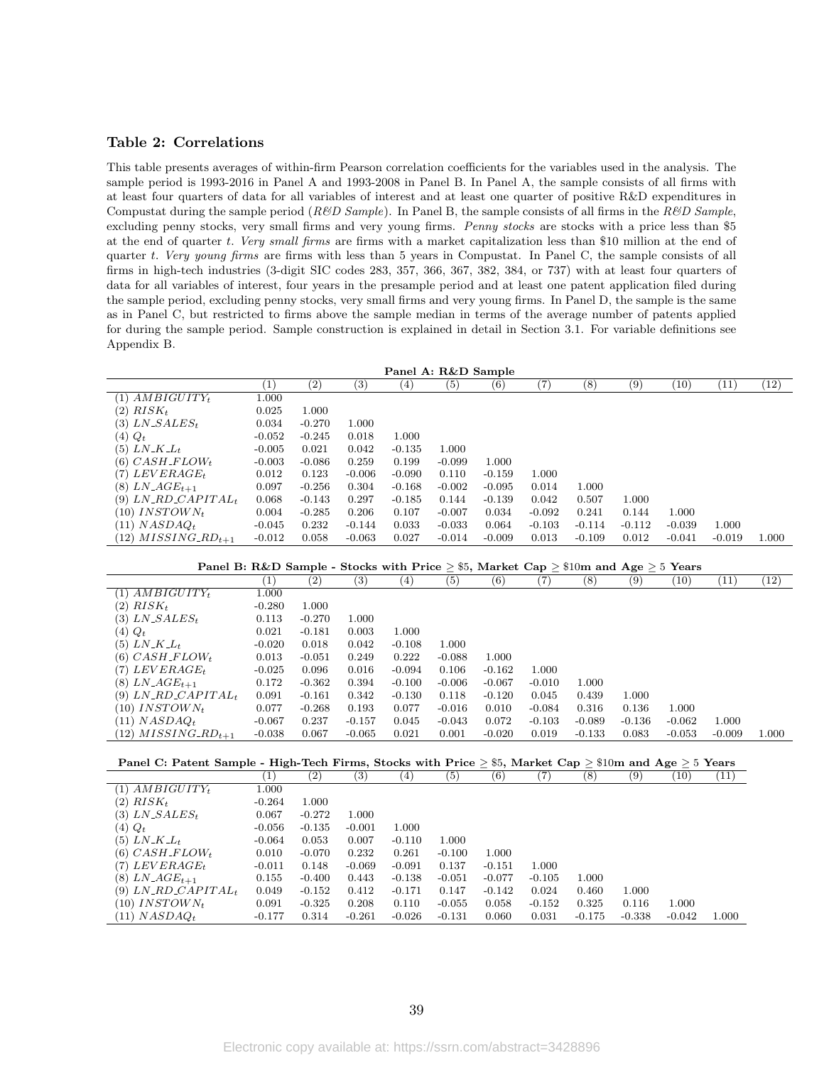### Table 2: Correlations

This table presents averages of within-firm Pearson correlation coefficients for the variables used in the analysis. The sample period is 1993-2016 in Panel A and 1993-2008 in Panel B. In Panel A, the sample consists of all firms with at least four quarters of data for all variables of interest and at least one quarter of positive R&D expenditures in Compustat during the sample period (*R&D Sample*). In Panel B, the sample consists of all firms in the *R&D Sample*, excluding penny stocks, very small firms and very young firms. *Penny stocks* are stocks with a price less than \$5 at the end of quarter *t*. *Very small firms* are firms with a market capitalization less than \$10 million at the end of quarter *t*. *Very young firms* are firms with less than 5 years in Compustat. In Panel C, the sample consists of all firms in high-tech industries (3-digit SIC codes 283, 357, 366, 367, 382, 384, or 737) with at least four quarters of data for all variables of interest, four years in the presample period and at least one patent application filed during the sample period, excluding penny stocks, very small firms and very young firms. In Panel D, the sample is the same as in Panel C, but restricted to firms above the sample median in terms of the average number of patents applied for during the sample period. Sample construction is explained in detail in Section 3.1. For variable definitions see Appendix B.

**Panel A: R&D Sample**

| | (1) | (2) | (3) | (4) | (5) | (6) | (7) | (8) | (9) | (10) | (11) | (12) |
|---|---|---|---|---|---|---|---|---|---|---|---|---|
| (1) $AMBIGUITY_t$ | 1.000 | | | | | | | | | | | |
| (2) $RISK_t$ | 0.025 | 1.000 | | | | | | | | | | |
| (3) $LN\_SALES_t$ | 0.034 | -0.270 | 1.000 | | | | | | | | | |
| (4) $Q_t$ | -0.052 | -0.245 | 0.018 | 1.000 | | | | | | | | |
| (5) $LN\_K\_L_t$ | -0.005 | 0.021 | 0.042 | -0.135 | 1.000 | | | | | | | |
| (6) $CASH\_FLOW_t$ | -0.003 | -0.086 | 0.259 | 0.199 | -0.099 | 1.000 | | | | | | |
| (7) $LEVERAGE_t$ | 0.012 | 0.123 | -0.006 | -0.090 | 0.110 | -0.159 | 1.000 | | | | | |
| (8) $LN\_AGE_{t+1}$ | 0.097 | -0.256 | 0.304 | -0.168 | -0.002 | -0.095 | 0.014 | 1.000 | | | | |
| (9) $LN\_RD\_CAPITAL_t$ | 0.068 | -0.143 | 0.297 | -0.185 | 0.144 | -0.139 | 0.042 | 0.507 | 1.000 | | | |
| (10) $INSTOWN_t$ | 0.004 | -0.285 | 0.206 | 0.107 | -0.007 | 0.034 | -0.092 | 0.241 | 0.144 | 1.000 | | |
| (11) $NASDAQ_t$ | -0.045 | 0.232 | -0.144 | 0.033 | -0.033 | 0.064 | -0.103 | -0.114 | -0.112 | -0.039 | 1.000 | |
| (12) $MISSING\_RD_{t+1}$ | -0.012 | 0.058 | -0.063 | 0.027 | -0.014 | -0.009 | 0.013 | -0.109 | 0.012 | -0.041 | -0.019 | 1.000 |

**Panel B: R&D Sample - Stocks with Price ≥ \$5, Market Cap ≥ \$10m and Age ≥ 5 Years**

| | (1) | (2) | (3) | (4) | (5) | (6) | (7) | (8) | (9) | (10) | (11) | (12) |
|---|---|---|---|---|---|---|---|---|---|---|---|---|
| (1) $AMBIGUITY_t$ | 1.000 | | | | | | | | | | | |
| (2) $RISK_t$ | -0.280 | 1.000 | | | | | | | | | | |
| (3) $LN\_SALES_t$ | 0.113 | -0.270 | 1.000 | | | | | | | | | |
| (4) $Q_t$ | 0.021 | -0.181 | 0.003 | 1.000 | | | | | | | | |
| (5) $LN\_K\_L_t$ | -0.020 | 0.018 | 0.042 | -0.108 | 1.000 | | | | | | | |
| (6) $CASH\_FLOW_t$ | 0.013 | -0.051 | 0.249 | 0.222 | -0.088 | 1.000 | | | | | | |
| (7) $LEVERAGE_t$ | -0.025 | 0.096 | 0.016 | -0.094 | 0.106 | -0.162 | 1.000 | | | | | |
| (8) $LN\_AGE_{t+1}$ | 0.172 | -0.362 | 0.394 | -0.100 | -0.006 | -0.067 | -0.010 | 1.000 | | | | |
| (9) $LN\_RD\_CAPITAL_t$ | 0.091 | -0.161 | 0.342 | -0.130 | 0.118 | -0.120 | 0.045 | 0.439 | 1.000 | | | |
| (10) $INSTOWN_t$ | 0.077 | -0.268 | 0.193 | 0.077 | -0.016 | 0.010 | -0.084 | 0.316 | 0.136 | 1.000 | | |
| (11) $NASDAQ_t$ | -0.067 | 0.237 | -0.157 | 0.045 | -0.043 | 0.072 | -0.103 | -0.089 | -0.136 | -0.062 | 1.000 | |
| (12) $MISSING\_RD_{t+1}$ | -0.038 | 0.067 | -0.065 | 0.021 | 0.001 | -0.020 | 0.019 | -0.133 | 0.083 | -0.053 | -0.009 | 1.000 |

**Panel C: Patent Sample - High-Tech Firms, Stocks with Price ≥ \$5, Market Cap ≥ \$10m and Age ≥ 5 Years**

| | (1) | (2) | (3) | (4) | (5) | (6) | (7) | (8) | (9) | (10) | (11) |
|---|---|---|---|---|---|---|---|---|---|---|---|
| (1) $AMBIGUITY_t$ | 1.000 | | | | | | | | | | |
| (2) $RISK_t$ | -0.264 | 1.000 | | | | | | | | | |
| (3) $LN\_SALES_t$ | 0.067 | -0.272 | 1.000 | | | | | | | | |
| (4) $Q_t$ | -0.056 | -0.135 | -0.001 | 1.000 | | | | | | | |
| (5) $LN\_K\_L_t$ | -0.064 | 0.053 | 0.007 | -0.110 | 1.000 | | | | | | |
| (6) $CASH\_FLOW_t$ | 0.010 | -0.070 | 0.232 | 0.261 | -0.100 | 1.000 | | | | | |
| (7) $LEVERAGE_t$ | -0.011 | 0.148 | -0.069 | -0.091 | 0.137 | -0.151 | 1.000 | | | | |
| (8) $LN\_AGE_{t+1}$ | 0.155 | -0.400 | 0.443 | -0.138 | -0.051 | -0.077 | -0.105 | 1.000 | | | |
| (9) $LN\_RD\_CAPITAL_t$ | 0.049 | -0.152 | 0.412 | -0.171 | 0.147 | -0.142 | 0.024 | 0.460 | 1.000 | | |
| (10) $INSTOWN_t$ | 0.091 | -0.325 | 0.208 | 0.110 | -0.055 | 0.058 | -0.152 | 0.325 | 0.116 | 1.000 | |
| (11) $NASDAQ_t$ | -0.177 | 0.314 | -0.261 | -0.026 | -0.131 | 0.060 | 0.031 | -0.175 | -0.338 | -0.042 | 1.000 |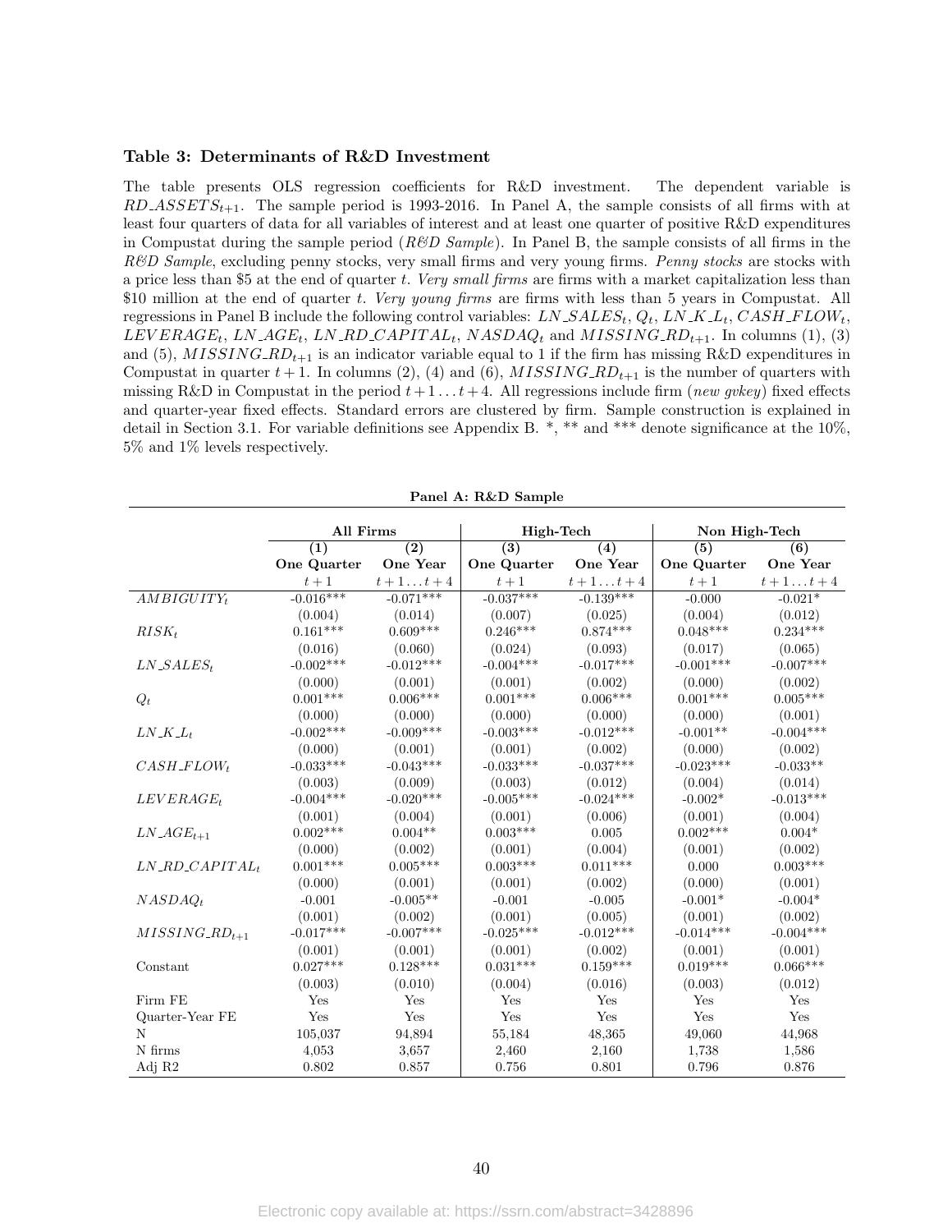### Table 3: Determinants of R&D Investment

The table presents OLS regression coefficients for R&D investment. The dependent variable is $RD\_ASSETS_{t+1}$. The sample period is 1993-2016. In Panel A, the sample consists of all firms with at least four quarters of data for all variables of interest and at least one quarter of positive R&D expenditures in Compustat during the sample period (*R&D Sample*). In Panel B, the sample consists of all firms in the *R&D Sample*, excluding penny stocks, very small firms and very young firms. *Penny stocks* are stocks with a price less than $5 at the end of quarter $t$. *Very small firms* are firms with a market capitalization less than $10 million at the end of quarter $t$. *Very young firms* are firms with less than 5 years in Compustat. All regressions in Panel B include the following control variables: $LN\_SALES_t$, $Q_t$, $LN\_K\_L_t$, $CASH\_FLOW_t$, $LEVERAGE_t$, $LN\_AGE_t$, $LN\_RD\_CAPITAL_t$, $NASDAQ_t$ and $MISSING\_RD_{t+1}$. In columns (1), (3) and (5), $MISSING\_RD_{t+1}$ is an indicator variable equal to 1 if the firm has missing R&D expenditures in Compustat in quarter $t+1$. In columns (2), (4) and (6), $MISSING\_RD_{t+1}$ is the number of quarters with missing R&D in Compustat in the period $t+1 \dots t+4$. All regressions include firm (*new gvkey*) fixed effects and quarter-year fixed effects. Standard errors are clustered by firm. Sample construction is explained in detail in Section 3.1. For variable definitions see Appendix B. \*, \*\* and \*\*\* denote significance at the 10%, 5% and 1% levels respectively.

**Panel A: R&D Sample**

| | All Firms | | High-Tech | | Non High-Tech | |
|---|---|---|---|---|---|---|
| | (1) | (2) | (3) | (4) | (5) | (6) |
| | One Quarter | One Year | One Quarter | One Year | One Quarter | One Year |
| | $t+1$ | $t+1 \dots t+4$ | $t+1$ | $t+1 \dots t+4$ | $t+1$ | $t+1 \dots t+4$ |
| $AMBIGUITY_t$ | -0.016*** | -0.071*** | -0.037*** | -0.139*** | -0.000 | -0.021* |
| | (0.004) | (0.014) | (0.007) | (0.025) | (0.004) | (0.012) |
| $RISK_t$ | 0.161*** | 0.609*** | 0.246*** | 0.874*** | 0.048*** | 0.234*** |
| | (0.016) | (0.060) | (0.024) | (0.093) | (0.017) | (0.065) |
| $LN\_SALES_t$ | -0.002*** | -0.012*** | -0.004*** | -0.017*** | -0.001*** | -0.007*** |
| | (0.000) | (0.001) | (0.001) | (0.002) | (0.000) | (0.002) |
| $Q_t$ | 0.001*** | 0.006*** | 0.001*** | 0.006*** | 0.001*** | 0.005*** |
| | (0.000) | (0.000) | (0.000) | (0.000) | (0.000) | (0.001) |
| $LN\_K\_L_t$ | -0.002*** | -0.009*** | -0.003*** | -0.012*** | -0.001** | -0.004*** |
| | (0.000) | (0.001) | (0.001) | (0.002) | (0.000) | (0.002) |
| $CASH\_FLOW_t$ | -0.033*** | -0.043*** | -0.033*** | -0.037*** | -0.023*** | -0.033** |
| | (0.003) | (0.009) | (0.003) | (0.012) | (0.004) | (0.014) |
| $LEVERAGE_t$ | -0.004*** | -0.020*** | -0.005*** | -0.024*** | -0.002* | -0.013*** |
| | (0.001) | (0.004) | (0.001) | (0.006) | (0.001) | (0.004) |
| $LN\_AGE_{t+1}$ | 0.002*** | 0.004** | 0.003*** | 0.005 | 0.002*** | 0.004* |
| | (0.000) | (0.002) | (0.001) | (0.004) | (0.001) | (0.002) |
| $LN\_RD\_CAPITAL_t$ | 0.001*** | 0.005*** | 0.003*** | 0.011*** | 0.000 | 0.003*** |
| | (0.000) | (0.001) | (0.001) | (0.002) | (0.000) | (0.001) |
| $NASDAQ_t$ | -0.001 | -0.005** | -0.001 | -0.005 | -0.001* | -0.004* |
| | (0.001) | (0.002) | (0.001) | (0.005) | (0.001) | (0.002) |
| $MISSING\_RD_{t+1}$ | -0.017*** | -0.007*** | -0.025*** | -0.012*** | -0.014*** | -0.004*** |
| | (0.001) | (0.001) | (0.001) | (0.002) | (0.001) | (0.001) |
| Constant | 0.027*** | 0.128*** | 0.031*** | 0.159*** | 0.019*** | 0.066*** |
| | (0.003) | (0.010) | (0.004) | (0.016) | (0.003) | (0.012) |
| Firm FE | Yes | Yes | Yes | Yes | Yes | Yes |
| Quarter-Year FE | Yes | Yes | Yes | Yes | Yes | Yes |
| N | 105,037 | 94,894 | 55,184 | 48,365 | 49,060 | 44,968 |
| N firms | 4,053 | 3,657 | 2,460 | 2,160 | 1,738 | 1,586 |
| Adj R2 | 0.802 | 0.857 | 0.756 | 0.801 | 0.796 | 0.876 |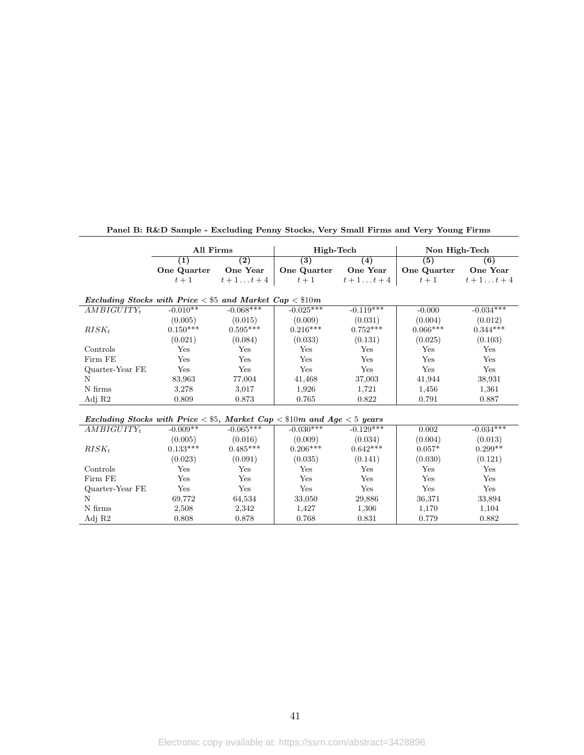**Panel B: R&D Sample - Excluding Penny Stocks, Very Small Firms and Very Young Firms**

| | All Firms | | High-Tech | | Non High-Tech | |
|---|---|---|---|---|---|---|
| | (1) | (2) | (3) | (4) | (5) | (6) |
| | One Quarter | One Year | One Quarter | One Year | One Quarter | One Year |
| | $t+1$ | $t+1 \ldots t+4$ | $t+1$ | $t+1 \ldots t+4$ | $t+1$ | $t+1 \ldots t+4$ |
| ***Excluding Stocks with Price < \$5 and Market Cap < \$10m*** | | | | | | |
| $AMBIGUITY_t$ | -0.010** | -0.068*** | -0.025*** | -0.119*** | -0.000 | -0.034*** |
| | (0.005) | (0.015) | (0.009) | (0.031) | (0.004) | (0.012) |
| $RISK_t$ | 0.150*** | 0.595*** | 0.216*** | 0.752*** | 0.066*** | 0.344*** |
| | (0.021) | (0.084) | (0.033) | (0.131) | (0.025) | (0.103) |
| Controls | Yes | Yes | Yes | Yes | Yes | Yes |
| Firm FE | Yes | Yes | Yes | Yes | Yes | Yes |
| Quarter-Year FE | Yes | Yes | Yes | Yes | Yes | Yes |
| N | 83,963 | 77,004 | 41,468 | 37,003 | 41,944 | 38,931 |
| N firms | 3,278 | 3,017 | 1,926 | 1,721 | 1,456 | 1,361 |
| Adj R2 | 0.809 | 0.873 | 0.765 | 0.822 | 0.791 | 0.887 |
| ***Excluding Stocks with Price < \$5, Market Cap < \$10m and Age < 5 years*** | | | | | | |
| $AMBIGUITY_t$ | -0.009** | -0.065*** | -0.030*** | -0.129*** | 0.002 | -0.034*** |
| | (0.005) | (0.016) | (0.009) | (0.034) | (0.004) | (0.013) |
| $RISK_t$ | 0.133*** | 0.485*** | 0.206*** | 0.642*** | 0.057* | 0.299** |
| | (0.023) | (0.091) | (0.035) | (0.141) | (0.030) | (0.121) |
| Controls | Yes | Yes | Yes | Yes | Yes | Yes |
| Firm FE | Yes | Yes | Yes | Yes | Yes | Yes |
| Quarter-Year FE | Yes | Yes | Yes | Yes | Yes | Yes |
| N | 69,772 | 64,534 | 33,050 | 29,886 | 36,371 | 33,894 |
| N firms | 2,508 | 2,342 | 1,427 | 1,306 | 1,170 | 1,104 |
| Adj R2 | 0.808 | 0.878 | 0.768 | 0.831 | 0.779 | 0.882 |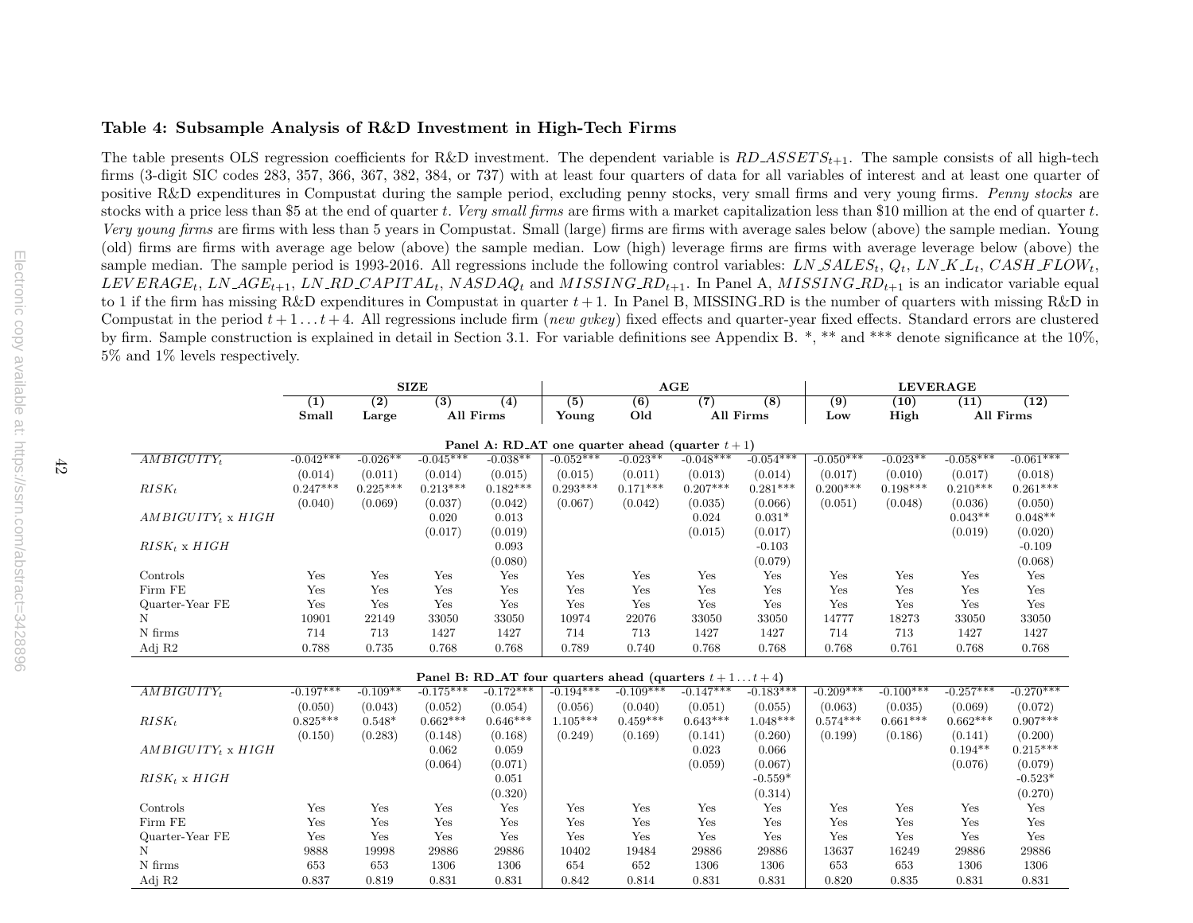## Table 4: Subsample Analysis of R&D Investment in High-Tech Firms

The table presents OLS regression coefficients for R&D investment. The dependent variable is $RD\_ASSETS_{t+1}$. The sample consists of all high-tech firms (3-digit SIC codes 283, 357, 366, 367, 382, 384, or 737) with at least four quarters of data for all variables of interest and at least one quarter of positive R&D expenditures in Compustat during the sample period, excluding penny stocks, very small firms and very young firms. *Penny stocks* are stocks with a price less than \$5 at the end of quarter $t$. *Very small firms* are firms with a market capitalization less than \$10 million at the end of quarter $t$. *Very young firms* are firms with less than 5 years in Compustat. Small (large) firms are firms with average sales below (above) the sample median. Young (old) firms are firms with average age below (above) the sample median. Low (high) leverage firms are firms with average leverage below (above) the sample median. The sample period is 1993-2016. All regressions include the following control variables: $LN\_SALES_t$, $Q_t$, $LN\_K\_L_t$, $CASH\_FLOW_t$, $LEVERAGE_t$, $LN\_AGE_{t+1}$, $LN\_RD\_CAPITAL_t$, $NASDAQ_t$ and $MISSING\_RD_{t+1}$. In Panel A, $MISSING\_RD_{t+1}$ is an indicator variable equal to 1 if the firm has missing R&D expenditures in Compustat in quarter $t+1$. In Panel B, MISSING_RD is the number of quarters with missing R&D in Compustat in the period $t+1 \ldots t+4$. All regressions include firm (*new gvkey*) fixed effects and quarter-year fixed effects. Standard errors are clustered by firm. Sample construction is explained in detail in Section 3.1. For variable definitions see Appendix B. *, ** and *** denote significance at the 10%, 5% and 1% levels respectively.

| | SIZE | | | | AGE | | | | LEVERAGE | | | |
|---|---|---|---|---|---|---|---|---|---|---|---|---|
| | (1) | (2) | (3) | (4) | (5) | (6) | (7) | (8) | (9) | (10) | (11) | (12) |
| | Small | Large | All Firms | | Young | Old | All Firms | | Low | High | All Firms | |
| **Panel A: RD_AT one quarter ahead (quarter $t+1$)** | | | | | | | | | | | | |
| $AMBIGUITY_t$ | -0.042*** | -0.026** | -0.045*** | -0.038** | -0.052*** | -0.023** | -0.048*** | -0.054*** | -0.050*** | -0.023** | -0.058*** | -0.061*** |
| | (0.014) | (0.011) | (0.014) | (0.015) | (0.015) | (0.011) | (0.013) | (0.014) | (0.017) | (0.010) | (0.017) | (0.018) |
| $RISK_t$ | 0.247*** | 0.225*** | 0.213*** | 0.182*** | 0.293*** | 0.171*** | 0.207*** | 0.281*** | 0.200*** | 0.198*** | 0.210*** | 0.261*** |
| | (0.040) | (0.069) | (0.037) | (0.042) | (0.067) | (0.042) | (0.035) | (0.066) | (0.051) | (0.048) | (0.036) | (0.050) |
| $AMBIGUITY_t$ x $HIGH$ | | | 0.020 | 0.013 | | | 0.024 | 0.031* | | | 0.043** | 0.048** |
| | | | (0.017) | (0.019) | | | (0.015) | (0.017) | | | (0.019) | (0.020) |
| $RISK_t$ x $HIGH$ | | | | 0.093 | | | | -0.103 | | | | -0.109 |
| | | | | (0.080) | | | | (0.079) | | | | (0.068) |
| Controls | Yes | Yes | Yes | Yes | Yes | Yes | Yes | Yes | Yes | Yes | Yes | Yes |
| Firm FE | Yes | Yes | Yes | Yes | Yes | Yes | Yes | Yes | Yes | Yes | Yes | Yes |
| Quarter-Year FE | Yes | Yes | Yes | Yes | Yes | Yes | Yes | Yes | Yes | Yes | Yes | Yes |
| N | 10901 | 22149 | 33050 | 33050 | 10974 | 22076 | 33050 | 33050 | 14777 | 18273 | 33050 | 33050 |
| N firms | 714 | 713 | 1427 | 1427 | 714 | 713 | 1427 | 1427 | 714 | 713 | 1427 | 1427 |
| Adj R2 | 0.788 | 0.735 | 0.768 | 0.768 | 0.789 | 0.740 | 0.768 | 0.768 | 0.768 | 0.761 | 0.768 | 0.768 |
| **Panel B: RD_AT four quarters ahead (quarters $t+1 \ldots t+4$)** | | | | | | | | | | | | |
| $AMBIGUITY_t$ | -0.197*** | -0.109** | -0.175*** | -0.172*** | -0.194*** | -0.109*** | -0.147*** | -0.183*** | -0.209*** | -0.100*** | -0.257*** | -0.270*** |
| | (0.050) | (0.043) | (0.052) | (0.054) | (0.056) | (0.040) | (0.051) | (0.055) | (0.063) | (0.035) | (0.069) | (0.072) |
| $RISK_t$ | 0.825*** | 0.548* | 0.662*** | 0.646*** | 1.105*** | 0.459*** | 0.643*** | 1.048*** | 0.574*** | 0.661*** | 0.662*** | 0.907*** |
| | (0.150) | (0.283) | (0.148) | (0.168) | (0.249) | (0.169) | (0.141) | (0.260) | (0.199) | (0.186) | (0.141) | (0.200) |
| $AMBIGUITY_t$ x $HIGH$ | | | 0.062 | 0.059 | | | 0.023 | 0.066 | | | 0.194** | 0.215*** |
| | | | (0.064) | (0.071) | | | (0.059) | (0.067) | | | (0.076) | (0.079) |
| $RISK_t$ x $HIGH$ | | | | 0.051 | | | | -0.559* | | | | -0.523* |
| | | | | (0.320) | | | | (0.314) | | | | (0.270) |
| Controls | Yes | Yes | Yes | Yes | Yes | Yes | Yes | Yes | Yes | Yes | Yes | Yes |
| Firm FE | Yes | Yes | Yes | Yes | Yes | Yes | Yes | Yes | Yes | Yes | Yes | Yes |
| Quarter-Year FE | Yes | Yes | Yes | Yes | Yes | Yes | Yes | Yes | Yes | Yes | Yes | Yes |
| N | 9888 | 19998 | 29886 | 29886 | 10402 | 19484 | 29886 | 29886 | 13637 | 16249 | 29886 | 29886 |
| N firms | 653 | 653 | 1306 | 1306 | 654 | 652 | 1306 | 1306 | 653 | 653 | 1306 | 1306 |
| Adj R2 | 0.837 | 0.819 | 0.831 | 0.831 | 0.842 | 0.814 | 0.831 | 0.831 | 0.820 | 0.835 | 0.831 | 0.831 |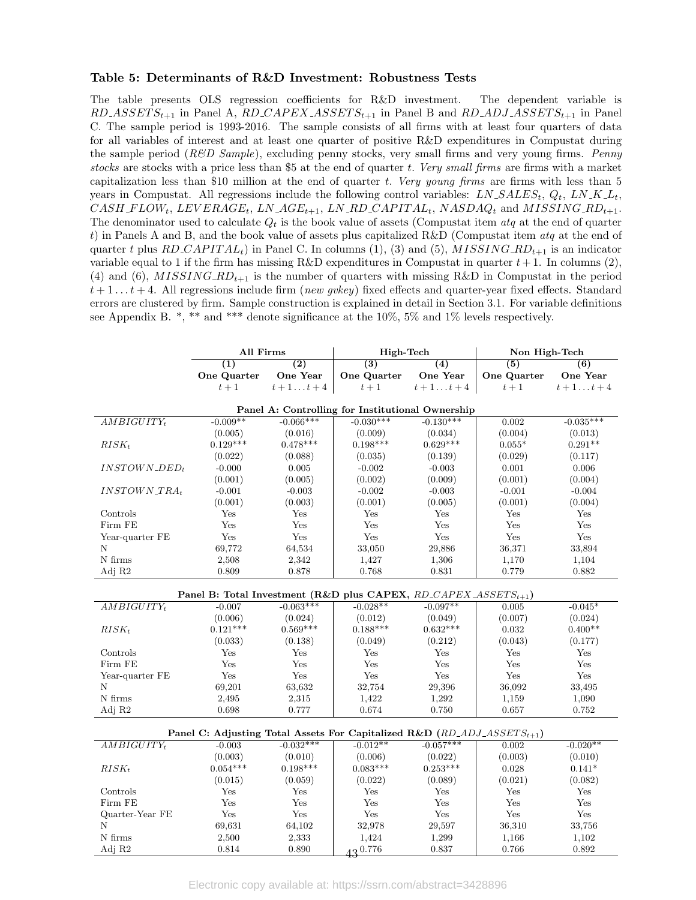**Table 5: Determinants of R&D Investment: Robustness Tests**

The table presents OLS regression coefficients for R&D investment. The dependent variable is $RD\_ASSETS_{t+1}$ in Panel A, $RD\_CAPEX\_ASSETS_{t+1}$ in Panel B and $RD\_ADJ\_ASSETS_{t+1}$ in Panel C. The sample period is 1993-2016. The sample consists of all firms with at least four quarters of data for all variables of interest and at least one quarter of positive R&D expenditures in Compustat during the sample period (*R&D Sample*), excluding penny stocks, very small firms and very young firms. *Penny stocks* are stocks with a price less than \$5 at the end of quarter *t*. *Very small firms* are firms with a market capitalization less than \$10 million at the end of quarter *t*. *Very young firms* are firms with less than 5 years in Compustat. All regressions include the following control variables: $LN\_SALES_t$, $Q_t$, $LN\_K\_L_t$, $CASH\_FLOW_t$, $LEVERAGE_t$, $LN\_AGE_{t+1}$, $LN\_RD\_CAPITAL_t$, $NASDAQ_t$ and $MISSING\_RD_{t+1}$. The denominator used to calculate $Q_t$ is the book value of assets (Compustat item *atq* at the end of quarter *t*) in Panels A and B, and the book value of assets plus capitalized R&D (Compustat item *atq* at the end of quarter *t* plus $RD\_CAPITAL_t$) in Panel C. In columns (1), (3) and (5), $MISSING\_RD_{t+1}$ is an indicator variable equal to 1 if the firm has missing R&D expenditures in Compustat in quarter $t+1$. In columns (2), (4) and (6), $MISSING\_RD_{t+1}$ is the number of quarters with missing R&D in Compustat in the period $t+1 \ldots t+4$. All regressions include firm (*new gvkey*) fixed effects and quarter-year fixed effects. Standard errors are clustered by firm. Sample construction is explained in detail in Section 3.1. For variable definitions see Appendix B. *, ** and *** denote significance at the 10%, 5% and 1% levels respectively.

| | All Firms | | High-Tech | | Non High-Tech | |
|---|---|---|---|---|---|---|
| | (1) | (2) | (3) | (4) | (5) | (6) |
| | One Quarter | One Year | One Quarter | One Year | One Quarter | One Year |
| | $t+1$ | $t+1 \ldots t+4$ | $t+1$ | $t+1 \ldots t+4$ | $t+1$ | $t+1 \ldots t+4$ |
| **Panel A: Controlling for Institutional Ownership** | | | | | | |
| $AMBIGUITY_t$ | -0.009** | -0.066*** | -0.030*** | -0.130*** | 0.002 | -0.035*** |
| | (0.005) | (0.016) | (0.009) | (0.034) | (0.004) | (0.013) |
| $RISK_t$ | 0.129*** | 0.478*** | 0.198*** | 0.629*** | 0.055* | 0.291** |
| | (0.022) | (0.088) | (0.035) | (0.139) | (0.029) | (0.117) |
| $INSTOWN\_DED_t$ | -0.000 | 0.005 | -0.002 | -0.003 | 0.001 | 0.006 |
| | (0.001) | (0.005) | (0.002) | (0.009) | (0.001) | (0.004) |
| $INSTOWN\_TRA_t$ | -0.001 | -0.003 | -0.002 | -0.003 | -0.001 | -0.004 |
| | (0.001) | (0.003) | (0.001) | (0.005) | (0.001) | (0.004) |
| Controls | Yes | Yes | Yes | Yes | Yes | Yes |
| Firm FE | Yes | Yes | Yes | Yes | Yes | Yes |
| Year-quarter FE | Yes | Yes | Yes | Yes | Yes | Yes |
| N | 69,772 | 64,534 | 33,050 | 29,886 | 36,371 | 33,894 |
| N firms | 2,508 | 2,342 | 1,427 | 1,306 | 1,170 | 1,104 |
| Adj R2 | 0.809 | 0.878 | 0.768 | 0.831 | 0.779 | 0.882 |
| **Panel B: Total Investment (R&D plus CAPEX, $RD\_CAPEX\_ASSETS_{t+1}$)** | | | | | | |
| $AMBIGUITY_t$ | -0.007 | -0.063*** | -0.028** | -0.097** | 0.005 | -0.045* |
| | (0.006) | (0.024) | (0.012) | (0.049) | (0.007) | (0.024) |
| $RISK_t$ | 0.121*** | 0.569*** | 0.188*** | 0.632*** | 0.032 | 0.400** |
| | (0.033) | (0.138) | (0.049) | (0.212) | (0.043) | (0.177) |
| Controls | Yes | Yes | Yes | Yes | Yes | Yes |
| Firm FE | Yes | Yes | Yes | Yes | Yes | Yes |
| Year-quarter FE | Yes | Yes | Yes | Yes | Yes | Yes |
| N | 69,201 | 63,632 | 32,754 | 29,396 | 36,092 | 33,495 |
| N firms | 2,495 | 2,315 | 1,422 | 1,292 | 1,159 | 1,090 |
| Adj R2 | 0.698 | 0.777 | 0.674 | 0.750 | 0.657 | 0.752 |
| **Panel C: Adjusting Total Assets For Capitalized R&D ($RD\_ADJ\_ASSETS_{t+1}$)** | | | | | | |
| $AMBIGUITY_t$ | -0.003 | -0.032*** | -0.012** | -0.057*** | 0.002 | -0.020** |
| | (0.003) | (0.010) | (0.006) | (0.022) | (0.003) | (0.010) |
| $RISK_t$ | 0.054*** | 0.198*** | 0.083*** | 0.253*** | 0.028 | 0.141* |
| | (0.015) | (0.059) | (0.022) | (0.089) | (0.021) | (0.082) |
| Controls | Yes | Yes | Yes | Yes | Yes | Yes |
| Firm FE | Yes | Yes | Yes | Yes | Yes | Yes |
| Quarter-Year FE | Yes | Yes | Yes | Yes | Yes | Yes |
| N | 69,631 | 64,102 | 32,978 | 29,597 | 36,310 | 33,756 |
| N firms | 2,500 | 2,333 | 1,424 | 1,299 | 1,166 | 1,102 |
| Adj R2 | 0.814 | 0.890 | 0.776 | 0.837 | 0.766 | 0.892 |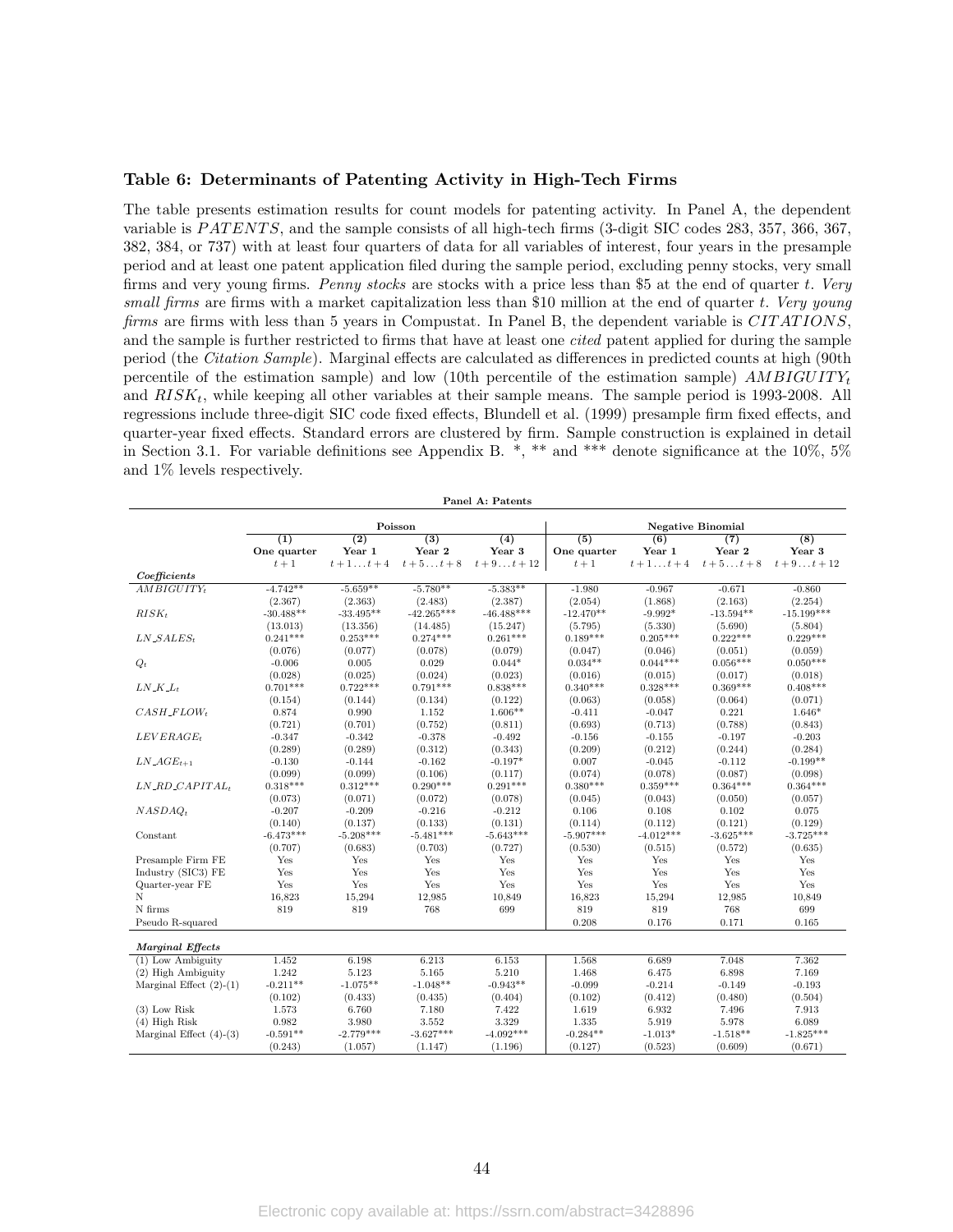**Table 6: Determinants of Patenting Activity in High-Tech Firms**

The table presents estimation results for count models for patenting activity. In Panel A, the dependent variable is $PATENTS$, and the sample consists of all high-tech firms (3-digit SIC codes 283, 357, 366, 367, 382, 384, or 737) with at least four quarters of data for all variables of interest, four years in the presample period and at least one patent application filed during the sample period, excluding penny stocks, very small firms and very young firms. *Penny stocks* are stocks with a price less than \$5 at the end of quarter $t$. *Very small firms* are firms with a market capitalization less than \$10 million at the end of quarter $t$. *Very young firms* are firms with less than 5 years in Compustat. In Panel B, the dependent variable is $CITATIONS$, and the sample is further restricted to firms that have at least one *cited* patent applied for during the sample period (the *Citation Sample*). Marginal effects are calculated as differences in predicted counts at high (90th percentile of the estimation sample) and low (10th percentile of the estimation sample) $AMBIGUITY_t$ and $RISK_t$, while keeping all other variables at their sample means. The sample period is 1993-2008. All regressions include three-digit SIC code fixed effects, Blundell et al. (1999) presample firm fixed effects, and quarter-year fixed effects. Standard errors are clustered by firm. Sample construction is explained in detail in Section 3.1. For variable definitions see Appendix B. *, ** and *** denote significance at the 10%, 5% and 1% levels respectively.

**Panel A: Patents**

| | Poisson | | | | Negative Binomial | | | |
|---|---|---|---|---|---|---|---|---|
| | (1) | (2) | (3) | (4) | (5) | (6) | (7) | (8) |
| | One quarter | Year 1 | Year 2 | Year 3 | One quarter | Year 1 | Year 2 | Year 3 |
| | $t+1$ | $t+1 \ldots t+4$ | $t+5 \ldots t+8$ | $t+9 \ldots t+12$ | $t+1$ | $t+1 \ldots t+4$ | $t+5 \ldots t+8$ | $t+9 \ldots t+12$ |
| ***Coefficients*** | | | | | | | | |
| $AMBIGUITY_t$ | -4.742** | -5.659** | -5.780** | -5.383** | -1.980 | -0.967 | -0.671 | -0.860 |
| | (2.367) | (2.363) | (2.483) | (2.387) | (2.054) | (1.868) | (2.163) | (2.254) |
| $RISK_t$ | -30.488** | -33.495** | -42.265*** | -46.488*** | -12.470** | -9.992* | -13.594** | -15.199*** |
| | (13.013) | (13.356) | (14.485) | (15.247) | (5.795) | (5.330) | (5.690) | (5.804) |
| $LN\_SALES_t$ | 0.241*** | 0.253*** | 0.274*** | 0.261*** | 0.189*** | 0.205*** | 0.222*** | 0.229*** |
| | (0.076) | (0.077) | (0.078) | (0.079) | (0.047) | (0.046) | (0.051) | (0.059) |
| $Q_t$ | -0.006 | 0.005 | 0.029 | 0.044* | 0.034** | 0.044*** | 0.056*** | 0.050*** |
| | (0.028) | (0.025) | (0.024) | (0.023) | (0.016) | (0.015) | (0.017) | (0.018) |
| $LN\_K\_L_t$ | 0.701*** | 0.722*** | 0.791*** | 0.838*** | 0.340*** | 0.328*** | 0.369*** | 0.408*** |
| | (0.154) | (0.144) | (0.134) | (0.122) | (0.063) | (0.058) | (0.064) | (0.071) |
| $CASH\_FLOW_t$ | 0.874 | 0.990 | 1.152 | 1.606** | -0.411 | -0.047 | 0.221 | 1.646* |
| | (0.721) | (0.701) | (0.752) | (0.811) | (0.693) | (0.713) | (0.788) | (0.843) |
| $LEVERAGE_t$ | -0.347 | -0.342 | -0.378 | -0.492 | -0.156 | -0.155 | -0.197 | -0.203 |
| | (0.289) | (0.289) | (0.312) | (0.343) | (0.209) | (0.212) | (0.244) | (0.284) |
| $LN\_AGE_{t+1}$ | -0.130 | -0.144 | -0.162 | -0.197* | 0.007 | -0.045 | -0.112 | -0.199** |
| | (0.099) | (0.099) | (0.106) | (0.117) | (0.074) | (0.078) | (0.087) | (0.098) |
| $LN\_RD\_CAPITAL_t$ | 0.318*** | 0.312*** | 0.290*** | 0.291*** | 0.380*** | 0.359*** | 0.364*** | 0.364*** |
| | (0.073) | (0.071) | (0.072) | (0.078) | (0.045) | (0.043) | (0.050) | (0.057) |
| $NASDAQ_t$ | -0.207 | -0.209 | -0.216 | -0.212 | 0.106 | 0.108 | 0.102 | 0.075 |
| | (0.140) | (0.137) | (0.133) | (0.131) | (0.114) | (0.112) | (0.121) | (0.129) |
| Constant | -6.473*** | -5.208*** | -5.481*** | -5.643*** | -5.907*** | -4.012*** | -3.625*** | -3.725*** |
| | (0.707) | (0.683) | (0.703) | (0.727) | (0.530) | (0.515) | (0.572) | (0.635) |
| Presample Firm FE | Yes | Yes | Yes | Yes | Yes | Yes | Yes | Yes |
| Industry (SIC3) FE | Yes | Yes | Yes | Yes | Yes | Yes | Yes | Yes |
| Quarter-year FE | Yes | Yes | Yes | Yes | Yes | Yes | Yes | Yes |
| N | 16,823 | 15,294 | 12,985 | 10,849 | 16,823 | 15,294 | 12,985 | 10,849 |
| N firms | 819 | 819 | 768 | 699 | 819 | 819 | 768 | 699 |
| Pseudo R-squared | | | | | 0.208 | 0.176 | 0.171 | 0.165 |
| ***Marginal Effects*** | | | | | | | | |
| (1) Low Ambiguity | 1.452 | 6.198 | 6.213 | 6.153 | 1.568 | 6.689 | 7.048 | 7.362 |
| (2) High Ambiguity | 1.242 | 5.123 | 5.165 | 5.210 | 1.468 | 6.475 | 6.898 | 7.169 |
| Marginal Effect (2)-(1) | -0.211** | -1.075** | -1.048** | -0.943** | -0.099 | -0.214 | -0.149 | -0.193 |
| | (0.102) | (0.433) | (0.435) | (0.404) | (0.102) | (0.412) | (0.480) | (0.504) |
| (3) Low Risk | 1.573 | 6.760 | 7.180 | 7.422 | 1.619 | 6.932 | 7.496 | 7.913 |
| (4) High Risk | 0.982 | 3.980 | 3.552 | 3.329 | 1.335 | 5.919 | 5.978 | 6.089 |
| Marginal Effect (4)-(3) | -0.591** | -2.779*** | -3.627*** | -4.092*** | -0.284** | -1.013* | -1.518** | -1.825*** |
| | (0.243) | (1.057) | (1.147) | (1.196) | (0.127) | (0.523) | (0.609) | (0.671) |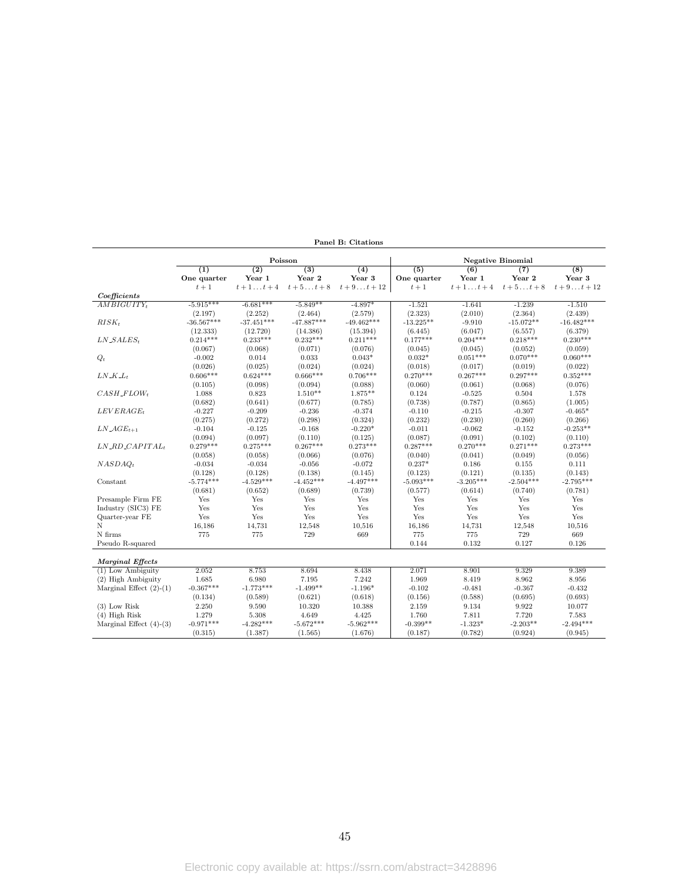**Panel B: Citations**

| | Poisson | | | | Negative Binomial | | | |
|---|---|---|---|---|---|---|---|---|
| | (1) | (2) | (3) | (4) | (5) | (6) | (7) | (8) |
| | One quarter | Year 1 | Year 2 | Year 3 | One quarter | Year 1 | Year 2 | Year 3 |
| | $t+1$ | $t+1 \ldots t+4$ | $t+5 \ldots t+8$ | $t+9 \ldots t+12$ | $t+1$ | $t+1 \ldots t+4$ | $t+5 \ldots t+8$ | $t+9 \ldots t+12$ |
| ***Coefficients*** | | | | | | | | |
| $AMBIGUITY_t$ | -5.915*** | -6.681*** | -5.849** | -4.897* | -1.521 | -1.641 | -1.239 | -1.510 |
| | (2.197) | (2.252) | (2.464) | (2.579) | (2.323) | (2.010) | (2.364) | (2.439) |
| $RISK_t$ | -36.567*** | -37.451*** | -47.887*** | -49.462*** | -13.225** | -9.910 | -15.072** | -16.482*** |
| | (12.333) | (12.720) | (14.386) | (15.394) | (6.445) | (6.047) | (6.557) | (6.379) |
| $LN\_SALES_t$ | 0.214*** | 0.233*** | 0.232*** | 0.211*** | 0.177*** | 0.204*** | 0.218*** | 0.230*** |
| | (0.067) | (0.068) | (0.071) | (0.076) | (0.045) | (0.045) | (0.052) | (0.059) |
| $Q_t$ | -0.002 | 0.014 | 0.033 | 0.043* | 0.032* | 0.051*** | 0.070*** | 0.060*** |
| | (0.026) | (0.025) | (0.024) | (0.024) | (0.018) | (0.017) | (0.019) | (0.022) |
| $LN\_K\_L_t$ | 0.606*** | 0.624*** | 0.666*** | 0.706*** | 0.270*** | 0.267*** | 0.297*** | 0.352*** |
| | (0.105) | (0.098) | (0.094) | (0.088) | (0.060) | (0.061) | (0.068) | (0.076) |
| $CASH\_FLOW_t$ | 1.088 | 0.823 | 1.510** | 1.875** | 0.124 | -0.525 | 0.504 | 1.578 |
| | (0.682) | (0.641) | (0.677) | (0.785) | (0.738) | (0.787) | (0.865) | (1.005) |
| $LEVERAGE_t$ | -0.227 | -0.209 | -0.236 | -0.374 | -0.110 | -0.215 | -0.307 | -0.465* |
| | (0.275) | (0.272) | (0.298) | (0.324) | (0.232) | (0.230) | (0.260) | (0.266) |
| $LN\_AGE_{t+1}$ | -0.104 | -0.125 | -0.168 | -0.220* | -0.011 | -0.062 | -0.152 | -0.253** |
| | (0.094) | (0.097) | (0.110) | (0.125) | (0.087) | (0.091) | (0.102) | (0.110) |
| $LN\_RD\_CAPITAL_t$ | 0.279*** | 0.275*** | 0.267*** | 0.273*** | 0.287*** | 0.270*** | 0.271*** | 0.273*** |
| | (0.058) | (0.058) | (0.066) | (0.076) | (0.040) | (0.041) | (0.049) | (0.056) |
| $NASDAQ_t$ | -0.034 | -0.034 | -0.056 | -0.072 | 0.237* | 0.186 | 0.155 | 0.111 |
| | (0.128) | (0.128) | (0.138) | (0.145) | (0.123) | (0.121) | (0.135) | (0.143) |
| Constant | -5.774*** | -4.529*** | -4.452*** | -4.497*** | -5.093*** | -3.205*** | -2.504*** | -2.795*** |
| | (0.681) | (0.652) | (0.689) | (0.739) | (0.577) | (0.614) | (0.740) | (0.781) |
| Presample Firm FE | Yes | Yes | Yes | Yes | Yes | Yes | Yes | Yes |
| Industry (SIC3) FE | Yes | Yes | Yes | Yes | Yes | Yes | Yes | Yes |
| Quarter-year FE | Yes | Yes | Yes | Yes | Yes | Yes | Yes | Yes |
| N | 16,186 | 14,731 | 12,548 | 10,516 | 16,186 | 14,731 | 12,548 | 10,516 |
| N firms | 775 | 775 | 729 | 669 | 775 | 775 | 729 | 669 |
| Pseudo R-squared | | | | | 0.144 | 0.132 | 0.127 | 0.126 |
| ***Marginal Effects*** | | | | | | | | |
| (1) Low Ambiguity | 2.052 | 8.753 | 8.694 | 8.438 | 2.071 | 8.901 | 9.329 | 9.389 |
| (2) High Ambiguity | 1.685 | 6.980 | 7.195 | 7.242 | 1.969 | 8.419 | 8.962 | 8.956 |
| Marginal Effect (2)-(1) | -0.367*** | -1.773*** | -1.499** | -1.196* | -0.102 | -0.481 | -0.367 | -0.432 |
| | (0.134) | (0.589) | (0.621) | (0.618) | (0.156) | (0.588) | (0.695) | (0.693) |
| (3) Low Risk | 2.250 | 9.590 | 10.320 | 10.388 | 2.159 | 9.134 | 9.922 | 10.077 |
| (4) High Risk | 1.279 | 5.308 | 4.649 | 4.425 | 1.760 | 7.811 | 7.720 | 7.583 |
| Marginal Effect (4)-(3) | -0.971*** | -4.282*** | -5.672*** | -5.962*** | -0.399** | -1.323* | -2.203** | -2.494*** |
| | (0.315) | (1.387) | (1.565) | (1.676) | (0.187) | (0.782) | (0.924) | (0.945) |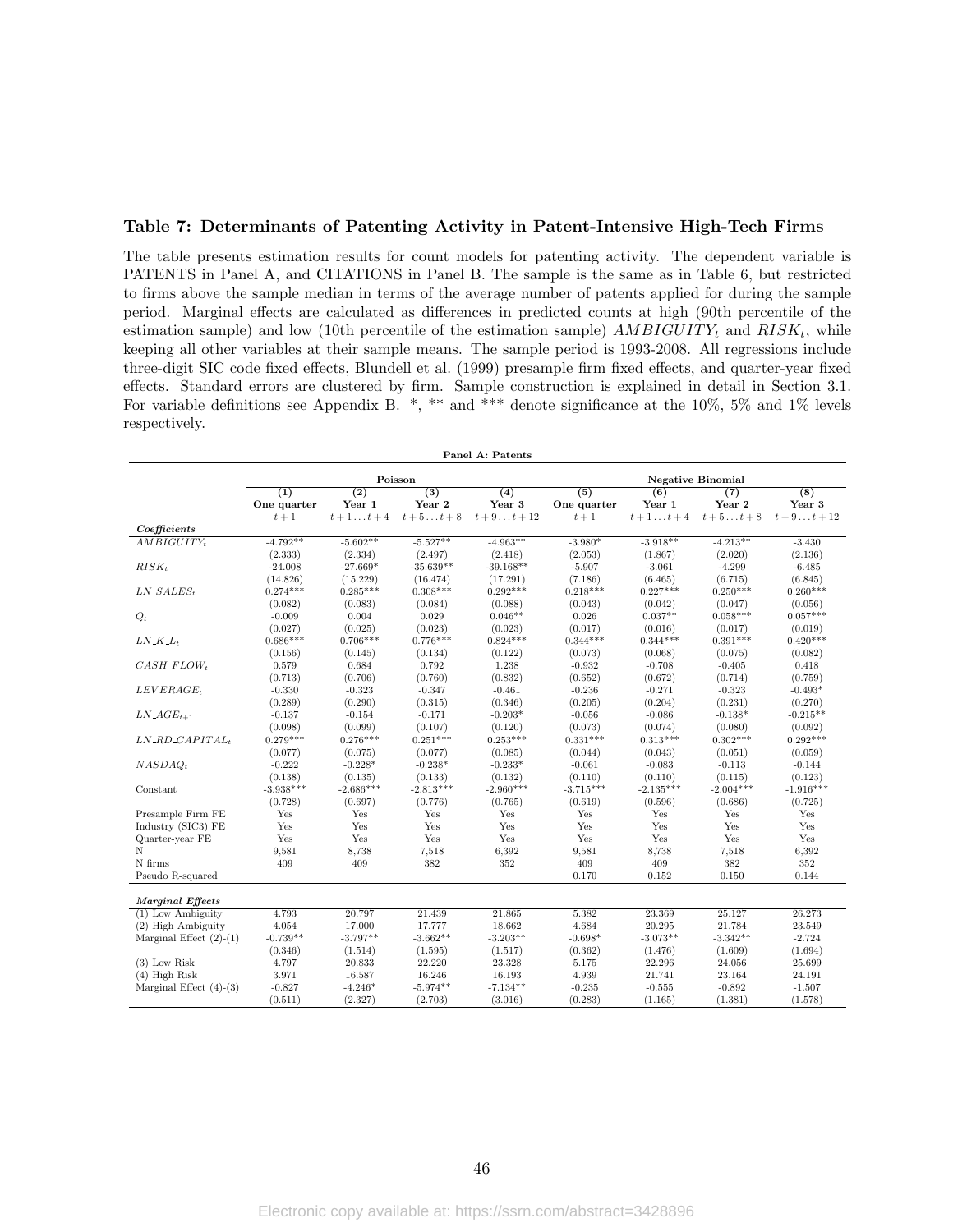### Table 7: Determinants of Patenting Activity in Patent-Intensive High-Tech Firms

The table presents estimation results for count models for patenting activity. The dependent variable is PATENTS in Panel A, and CITATIONS in Panel B. The sample is the same as in Table 6, but restricted to firms above the sample median in terms of the average number of patents applied for during the sample period. Marginal effects are calculated as differences in predicted counts at high (90th percentile of the estimation sample) and low (10th percentile of the estimation sample) $AMBIGUITY_t$ and $RISK_t$, while keeping all other variables at their sample means. The sample period is 1993-2008. All regressions include three-digit SIC code fixed effects, Blundell et al. (1999) presample firm fixed effects, and quarter-year fixed effects. Standard errors are clustered by firm. Sample construction is explained in detail in Section 3.1. For variable definitions see Appendix B. *, ** and *** denote significance at the 10%, 5% and 1% levels respectively.

**Panel A: Patents**

| | Poisson | | | | Negative Binomial | | | |
|---|---|---|---|---|---|---|---|---|
| | (1) | (2) | (3) | (4) | (5) | (6) | (7) | (8) |
| | One quarter | Year 1 | Year 2 | Year 3 | One quarter | Year 1 | Year 2 | Year 3 |
| | $t+1$ | $t+1\dots t+4$ | $t+5\dots t+8$ | $t+9\dots t+12$ | $t+1$ | $t+1\dots t+4$ | $t+5\dots t+8$ | $t+9\dots t+12$ |
| ***Coefficients*** | | | | | | | | |
| $AMBIGUITY_t$ | -4.792** | -5.602** | -5.527** | -4.963** | -3.980* | -3.918** | -4.213** | -3.430 |
| | (2.333) | (2.334) | (2.497) | (2.418) | (2.053) | (1.867) | (2.020) | (2.136) |
| $RISK_t$ | -24.008 | -27.669* | -35.639** | -39.168** | -5.907 | -3.061 | -4.299 | -6.485 |
| | (14.826) | (15.229) | (16.474) | (17.291) | (7.186) | (6.465) | (6.715) | (6.845) |
| $LN\_SALES_t$ | 0.274*** | 0.285*** | 0.308*** | 0.292*** | 0.218*** | 0.227*** | 0.250*** | 0.260*** |
| | (0.082) | (0.083) | (0.084) | (0.088) | (0.043) | (0.042) | (0.047) | (0.056) |
| $Q_t$ | -0.009 | 0.004 | 0.029 | 0.046** | 0.026 | 0.037** | 0.058*** | 0.057*** |
| | (0.027) | (0.025) | (0.023) | (0.023) | (0.017) | (0.016) | (0.017) | (0.019) |
| $LN\_K\_L_t$ | 0.686*** | 0.706*** | 0.776*** | 0.824*** | 0.344*** | 0.344*** | 0.391*** | 0.420*** |
| | (0.156) | (0.145) | (0.134) | (0.122) | (0.073) | (0.068) | (0.075) | (0.082) |
| $CASH\_FLOW_t$ | 0.579 | 0.684 | 0.792 | 1.238 | -0.932 | -0.708 | -0.405 | 0.418 |
| | (0.713) | (0.706) | (0.760) | (0.832) | (0.652) | (0.672) | (0.714) | (0.759) |
| $LEVERAGE_t$ | -0.330 | -0.323 | -0.347 | -0.461 | -0.236 | -0.271 | -0.323 | -0.493* |
| | (0.289) | (0.290) | (0.315) | (0.346) | (0.205) | (0.204) | (0.231) | (0.270) |
| $LN\_AGE_{t+1}$ | -0.137 | -0.154 | -0.171 | -0.203* | -0.056 | -0.086 | -0.138* | -0.215** |
| | (0.098) | (0.099) | (0.107) | (0.120) | (0.073) | (0.074) | (0.080) | (0.092) |
| $LN\_RD\_CAPITAL_t$ | 0.279*** | 0.276*** | 0.251*** | 0.253*** | 0.331*** | 0.313*** | 0.302*** | 0.292*** |
| | (0.077) | (0.075) | (0.077) | (0.085) | (0.044) | (0.043) | (0.051) | (0.059) |
| $NASDAQ_t$ | -0.222 | -0.228* | -0.238* | -0.233* | -0.061 | -0.083 | -0.113 | -0.144 |
| | (0.138) | (0.135) | (0.133) | (0.132) | (0.110) | (0.110) | (0.115) | (0.123) |
| Constant | -3.938*** | -2.686*** | -2.813*** | -2.960*** | -3.715*** | -2.135*** | -2.004*** | -1.916*** |
| | (0.728) | (0.697) | (0.776) | (0.765) | (0.619) | (0.596) | (0.686) | (0.725) |
| Presample Firm FE | Yes | Yes | Yes | Yes | Yes | Yes | Yes | Yes |
| Industry (SIC3) FE | Yes | Yes | Yes | Yes | Yes | Yes | Yes | Yes |
| Quarter-year FE | Yes | Yes | Yes | Yes | Yes | Yes | Yes | Yes |
| N | 9,581 | 8,738 | 7,518 | 6,392 | 9,581 | 8,738 | 7,518 | 6,392 |
| N firms | 409 | 409 | 382 | 352 | 409 | 409 | 382 | 352 |
| Pseudo R-squared | | | | | 0.170 | 0.152 | 0.150 | 0.144 |
| ***Marginal Effects*** | | | | | | | | |
| (1) Low Ambiguity | 4.793 | 20.797 | 21.439 | 21.865 | 5.382 | 23.369 | 25.127 | 26.273 |
| (2) High Ambiguity | 4.054 | 17.000 | 17.777 | 18.662 | 4.684 | 20.295 | 21.784 | 23.549 |
| Marginal Effect (2)-(1) | -0.739** | -3.797** | -3.662** | -3.203** | -0.698* | -3.073** | -3.342** | -2.724 |
| | (0.346) | (1.514) | (1.595) | (1.517) | (0.362) | (1.476) | (1.609) | (1.694) |
| (3) Low Risk | 4.797 | 20.833 | 22.220 | 23.328 | 5.175 | 22.296 | 24.056 | 25.699 |
| (4) High Risk | 3.971 | 16.587 | 16.246 | 16.193 | 4.939 | 21.741 | 23.164 | 24.191 |
| Marginal Effect (4)-(3) | -0.827 | -4.246* | -5.974** | -7.134** | -0.235 | -0.555 | -0.892 | -1.507 |
| | (0.511) | (2.327) | (2.703) | (3.016) | (0.283) | (1.165) | (1.381) | (1.578) |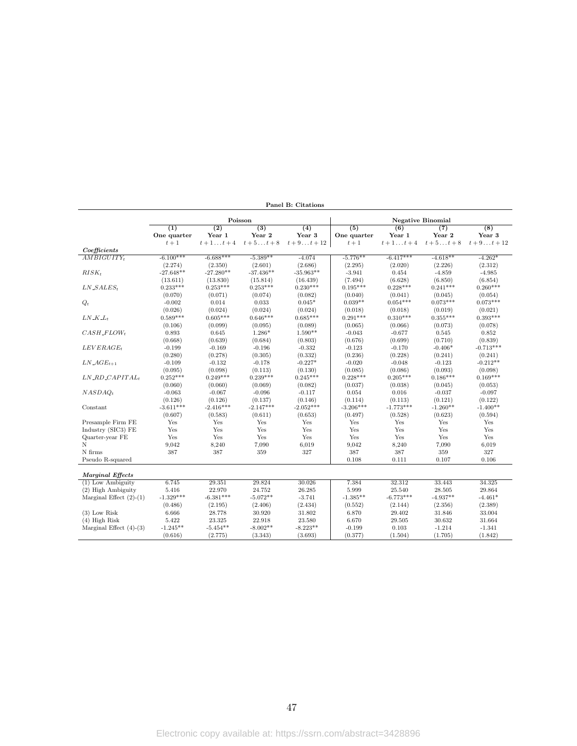**Panel B: Citations**

| | Poisson | | | | Negative Binomial | | | |
|---|---|---|---|---|---|---|---|---|
| | (1) | (2) | (3) | (4) | (5) | (6) | (7) | (8) |
| | One quarter | Year 1 | Year 2 | Year 3 | One quarter | Year 1 | Year 2 | Year 3 |
| | $t+1$ | $t+1\dots t+4$ | $t+5\dots t+8$ | $t+9\dots t+12$ | $t+1$ | $t+1\dots t+4$ | $t+5\dots t+8$ | $t+9\dots t+12$ |
| ***Coefficients*** | | | | | | | | |
| $AMBIGUITY_t$ | -6.100*** | -6.688*** | -5.389** | -4.074 | -5.776** | -6.417*** | -4.618** | -4.262* |
| | (2.274) | (2.350) | (2.601) | (2.686) | (2.295) | (2.020) | (2.226) | (2.312) |
| $RISK_t$ | -27.648** | -27.280** | -37.436** | -35.963** | -3.941 | 0.454 | -4.859 | -4.985 |
| | (13.611) | (13.830) | (15.814) | (16.439) | (7.494) | (6.628) | (6.850) | (6.854) |
| $LN\_SALES_t$ | 0.233*** | 0.253*** | 0.253*** | 0.230*** | 0.195*** | 0.228*** | 0.241*** | 0.260*** |
| | (0.070) | (0.071) | (0.074) | (0.082) | (0.040) | (0.041) | (0.045) | (0.054) |
| $Q_t$ | -0.002 | 0.014 | 0.033 | 0.045* | 0.039** | 0.054*** | 0.073*** | 0.073*** |
| | (0.026) | (0.024) | (0.024) | (0.024) | (0.018) | (0.018) | (0.019) | (0.021) |
| $LN\_K\_L_t$ | 0.589*** | 0.605*** | 0.646*** | 0.685*** | 0.291*** | 0.310*** | 0.355*** | 0.393*** |
| | (0.106) | (0.099) | (0.095) | (0.089) | (0.065) | (0.066) | (0.073) | (0.078) |
| $CASH\_FLOW_t$ | 0.893 | 0.645 | 1.286* | 1.590** | -0.043 | -0.677 | 0.545 | 0.852 |
| | (0.668) | (0.639) | (0.684) | (0.803) | (0.676) | (0.699) | (0.710) | (0.839) |
| $LEVERAGE_t$ | -0.199 | -0.169 | -0.196 | -0.332 | -0.123 | -0.170 | -0.406* | -0.713*** |
| | (0.280) | (0.278) | (0.305) | (0.332) | (0.236) | (0.228) | (0.241) | (0.241) |
| $LN\_AGE_{t+1}$ | -0.109 | -0.132 | -0.178 | -0.227* | -0.020 | -0.048 | -0.123 | -0.212** |
| | (0.095) | (0.098) | (0.113) | (0.130) | (0.085) | (0.086) | (0.093) | (0.098) |
| $LN\_RD\_CAPITAL_t$ | 0.252*** | 0.249*** | 0.239*** | 0.245*** | 0.228*** | 0.205*** | 0.186*** | 0.169*** |
| | (0.060) | (0.060) | (0.069) | (0.082) | (0.037) | (0.038) | (0.045) | (0.053) |
| $NASDAQ_t$ | -0.063 | -0.067 | -0.096 | -0.117 | 0.054 | 0.016 | -0.037 | -0.097 |
| | (0.126) | (0.126) | (0.137) | (0.146) | (0.114) | (0.113) | (0.121) | (0.122) |
| Constant | -3.611*** | -2.416*** | -2.147*** | -2.052*** | -3.206*** | -1.773*** | -1.260** | -1.400** |
| | (0.607) | (0.583) | (0.611) | (0.653) | (0.497) | (0.528) | (0.623) | (0.594) |
| Presample Firm FE | Yes | Yes | Yes | Yes | Yes | Yes | Yes | Yes |
| Industry (SIC3) FE | Yes | Yes | Yes | Yes | Yes | Yes | Yes | Yes |
| Quarter-year FE | Yes | Yes | Yes | Yes | Yes | Yes | Yes | Yes |
| N | 9,042 | 8,240 | 7,090 | 6,019 | 9,042 | 8,240 | 7,090 | 6,019 |
| N firms | 387 | 387 | 359 | 327 | 387 | 387 | 359 | 327 |
| Pseudo R-squared | | | | | 0.108 | 0.111 | 0.107 | 0.106 |
| ***Marginal Effects*** | | | | | | | | |
| (1) Low Ambiguity | 6.745 | 29.351 | 29.824 | 30.026 | 7.384 | 32.312 | 33.443 | 34.325 |
| (2) High Ambiguity | 5.416 | 22.970 | 24.752 | 26.285 | 5.999 | 25.540 | 28.505 | 29.864 |
| Marginal Effect (2)-(1) | -1.329*** | -6.381*** | -5.072** | -3.741 | -1.385** | -6.773*** | -4.937** | -4.461* |
| | (0.486) | (2.195) | (2.406) | (2.434) | (0.552) | (2.144) | (2.356) | (2.389) |
| (3) Low Risk | 6.666 | 28.778 | 30.920 | 31.802 | 6.870 | 29.402 | 31.846 | 33.004 |
| (4) High Risk | 5.422 | 23.325 | 22.918 | 23.580 | 6.670 | 29.505 | 30.632 | 31.664 |
| Marginal Effect (4)-(3) | -1.245** | -5.454** | -8.002** | -8.223** | -0.199 | 0.103 | -1.214 | -1.341 |
| | (0.616) | (2.775) | (3.343) | (3.693) | (0.377) | (1.504) | (1.705) | (1.842) |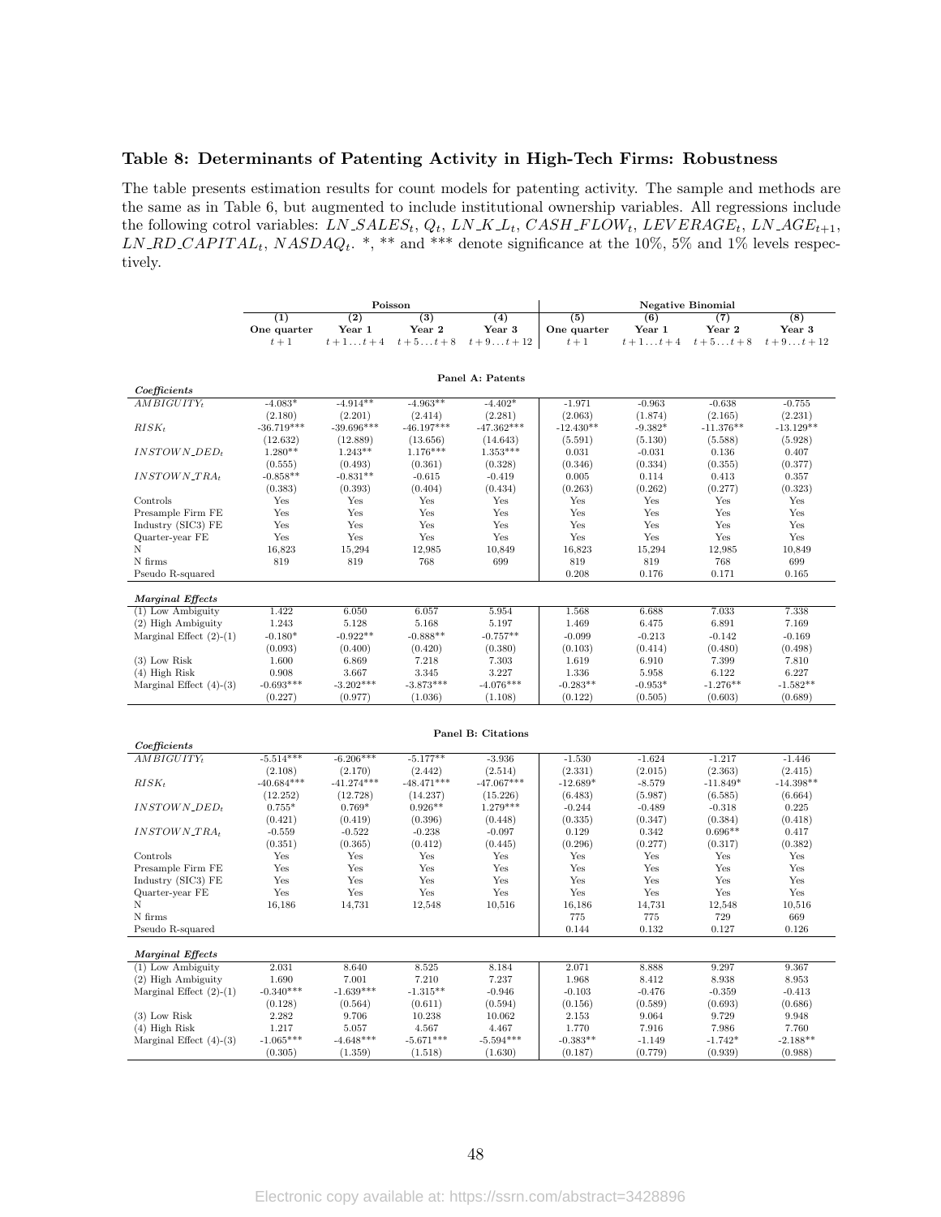### Table 8: Determinants of Patenting Activity in High-Tech Firms: Robustness

The table presents estimation results for count models for patenting activity. The sample and methods are the same as in Table 6, but augmented to include institutional ownership variables. All regressions include the following cotrol variables: $LN\_SALES_t$, $Q_t$, $LN\_K\_L_t$, $CASH\_FLOW_t$, $LEVERAGE_t$, $LN\_AGE_{t+1}$, $LN\_RD\_CAPITAL_t$, $NASDAQ_t$. *, ** and *** denote significance at the 10%, 5% and 1% levels respectively.

| | Poisson | | | | Negative Binomial | | | |
|---|---|---|---|---|---|---|---|---|
| | (1) | (2) | (3) | (4) | (5) | (6) | (7) | (8) |
| | One quarter | Year 1 | Year 2 | Year 3 | One quarter | Year 1 | Year 2 | Year 3 |
| | $t+1$ | $t+1\dots t+4$ | $t+5\dots t+8$ | $t+9\dots t+12$ | $t+1$ | $t+1\dots t+4$ | $t+5\dots t+8$ | $t+9\dots t+12$ |
| **Panel A: Patents** | | | | | | | | |
| ***Coefficients*** | | | | | | | | |
| $AMBIGUITY_t$ | -4.083* | -4.914** | -4.963** | -4.402* | -1.971 | -0.963 | -0.638 | -0.755 |
| | (2.180) | (2.201) | (2.414) | (2.281) | (2.063) | (1.874) | (2.165) | (2.231) |
| $RISK_t$ | -36.719*** | -39.696*** | -46.197*** | -47.362*** | -12.430** | -9.382* | -11.376** | -13.129** |
| | (12.632) | (12.889) | (13.656) | (14.643) | (5.591) | (5.130) | (5.588) | (5.928) |
| $INSTOWN\_DED_t$ | 1.280** | 1.243** | 1.176*** | 1.353*** | 0.031 | -0.031 | 0.136 | 0.407 |
| | (0.555) | (0.493) | (0.361) | (0.328) | (0.346) | (0.334) | (0.355) | (0.377) |
| $INSTOWN\_TRA_t$ | -0.858** | -0.831** | -0.615 | -0.419 | 0.005 | 0.114 | 0.413 | 0.357 |
| | (0.383) | (0.393) | (0.404) | (0.434) | (0.263) | (0.262) | (0.277) | (0.323) |
| Controls | Yes | Yes | Yes | Yes | Yes | Yes | Yes | Yes |
| Presample Firm FE | Yes | Yes | Yes | Yes | Yes | Yes | Yes | Yes |
| Industry (SIC3) FE | Yes | Yes | Yes | Yes | Yes | Yes | Yes | Yes |
| Quarter-year FE | Yes | Yes | Yes | Yes | Yes | Yes | Yes | Yes |
| N | 16,823 | 15,294 | 12,985 | 10,849 | 16,823 | 15,294 | 12,985 | 10,849 |
| N firms | 819 | 819 | 768 | 699 | 819 | 819 | 768 | 699 |
| Pseudo R-squared | | | | | 0.208 | 0.176 | 0.171 | 0.165 |
| ***Marginal Effects*** | | | | | | | | |
| (1) Low Ambiguity | 1.422 | 6.050 | 6.057 | 5.954 | 1.568 | 6.688 | 7.033 | 7.338 |
| (2) High Ambiguity | 1.243 | 5.128 | 5.168 | 5.197 | 1.469 | 6.475 | 6.891 | 7.169 |
| Marginal Effect (2)-(1) | -0.180* | -0.922** | -0.888** | -0.757** | -0.099 | -0.213 | -0.142 | -0.169 |
| | (0.093) | (0.400) | (0.420) | (0.380) | (0.103) | (0.414) | (0.480) | (0.498) |
| (3) Low Risk | 1.600 | 6.869 | 7.218 | 7.303 | 1.619 | 6.910 | 7.399 | 7.810 |
| (4) High Risk | 0.908 | 3.667 | 3.345 | 3.227 | 1.336 | 5.958 | 6.122 | 6.227 |
| Marginal Effect (4)-(3) | -0.693*** | -3.202*** | -3.873*** | -4.076*** | -0.283** | -0.953* | -1.276** | -1.582** |
| | (0.227) | (0.977) | (1.036) | (1.108) | (0.122) | (0.505) | (0.603) | (0.689) |
| **Panel B: Citations** | | | | | | | | |
| ***Coefficients*** | | | | | | | | |
| $AMBIGUITY_t$ | -5.514*** | -6.206*** | -5.177** | -3.936 | -1.530 | -1.624 | -1.217 | -1.446 |
| | (2.108) | (2.170) | (2.442) | (2.514) | (2.331) | (2.015) | (2.363) | (2.415) |
| $RISK_t$ | -40.684*** | -41.274*** | -48.471*** | -47.067*** | -12.689* | -8.579 | -11.849* | -14.398** |
| | (12.252) | (12.728) | (14.237) | (15.226) | (6.483) | (5.987) | (6.585) | (6.664) |
| $INSTOWN\_DED_t$ | 0.755* | 0.769* | 0.926** | 1.279*** | -0.244 | -0.489 | -0.318 | 0.225 |
| | (0.421) | (0.419) | (0.396) | (0.448) | (0.335) | (0.347) | (0.384) | (0.418) |
| $INSTOWN\_TRA_t$ | -0.559 | -0.522 | -0.238 | -0.097 | 0.129 | 0.342 | 0.696** | 0.417 |
| | (0.351) | (0.365) | (0.412) | (0.445) | (0.296) | (0.277) | (0.317) | (0.382) |
| Controls | Yes | Yes | Yes | Yes | Yes | Yes | Yes | Yes |
| Presample Firm FE | Yes | Yes | Yes | Yes | Yes | Yes | Yes | Yes |
| Industry (SIC3) FE | Yes | Yes | Yes | Yes | Yes | Yes | Yes | Yes |
| Quarter-year FE | Yes | Yes | Yes | Yes | Yes | Yes | Yes | Yes |
| N | 16,186 | 14,731 | 12,548 | 10,516 | 16,186 | 14,731 | 12,548 | 10,516 |
| N firms | | | | | 775 | 775 | 729 | 669 |
| Pseudo R-squared | | | | | 0.144 | 0.132 | 0.127 | 0.126 |
| ***Marginal Effects*** | | | | | | | | |
| (1) Low Ambiguity | 2.031 | 8.640 | 8.525 | 8.184 | 2.071 | 8.888 | 9.297 | 9.367 |
| (2) High Ambiguity | 1.690 | 7.001 | 7.210 | 7.237 | 1.968 | 8.412 | 8.938 | 8.953 |
| Marginal Effect (2)-(1) | -0.340*** | -1.639*** | -1.315** | -0.946 | -0.103 | -0.476 | -0.359 | -0.413 |
| | (0.128) | (0.564) | (0.611) | (0.594) | (0.156) | (0.589) | (0.693) | (0.686) |
| (3) Low Risk | 2.282 | 9.706 | 10.238 | 10.062 | 2.153 | 9.064 | 9.729 | 9.948 |
| (4) High Risk | 1.217 | 5.057 | 4.567 | 4.467 | 1.770 | 7.916 | 7.986 | 7.760 |
| Marginal Effect (4)-(3) | -1.065*** | -4.648*** | -5.671*** | -5.594*** | -0.383** | -1.149 | -1.742* | -2.188** |
| | (0.305) | (1.359) | (1.518) | (1.630) | (0.187) | (0.779) | (0.939) | (0.988) |